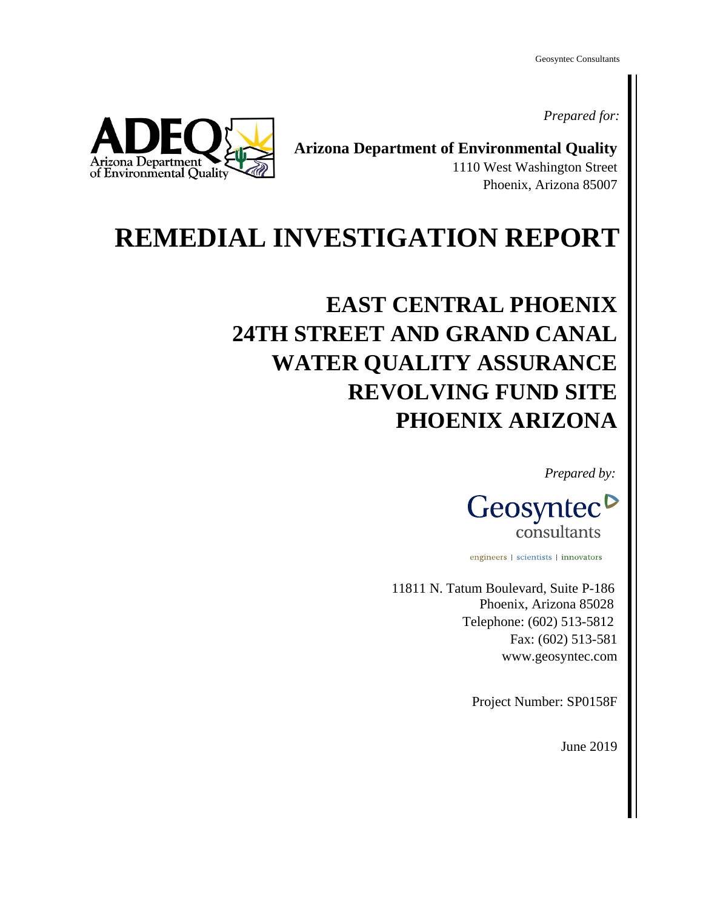*Prepared for:*

**Arizona Department of Environmental Quality**
1110 West Washington Street
Phoenix, Arizona 85007

# REMEDIAL INVESTIGATION REPORT

## EAST CENTRAL PHOENIX 24TH STREET AND GRAND CANAL WATER QUALITY ASSURANCE REVOLVING FUND SITE PHOENIX ARIZONA

*Prepared by:*

Geosyntec consultants

engineers | scientists | innovators

11811 N. Tatum Boulevard, Suite P-186
Phoenix, Arizona 85028
Telephone: (602) 513-5812
Fax: (602) 513-581
www.geosyntec.com

Project Number: SP0158F

June 2019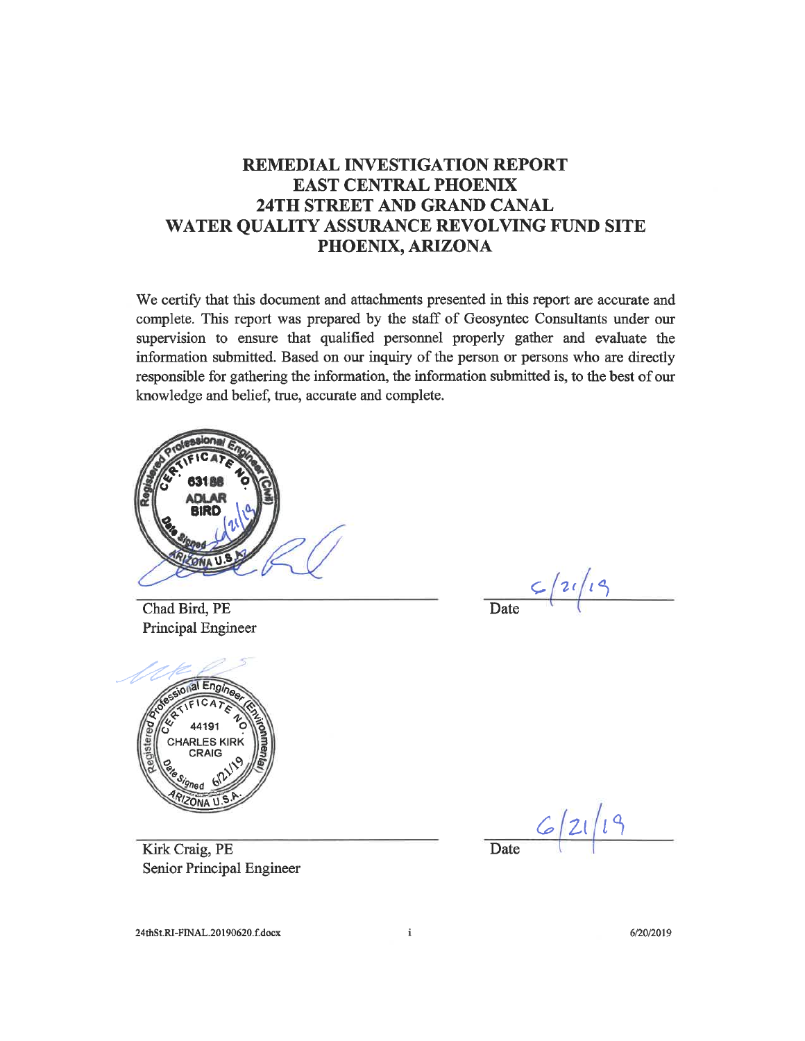# REMEDIAL INVESTIGATION REPORT
# EAST CENTRAL PHOENIX
# 24TH STREET AND GRAND CANAL
# WATER QUALITY ASSURANCE REVOLVING FUND SITE
# PHOENIX, ARIZONA

We certify that this document and attachments presented in this report are accurate and complete. This report was prepared by the staff of Geosyntec Consultants under our supervision to ensure that qualified personnel properly gather and evaluate the information submitted. Based on our inquiry of the person or persons who are directly responsible for gathering the information, the information submitted is, to the best of our knowledge and belief, true, accurate and complete.

Registered Professional Engineer (Civil) — Certificate No. 63188 — ADLAR BIRD — Date Signed 6/21/19 — Arizona U.S.A.

Chad Bird, PE
Principal Engineer

Date 6/21/19

Registered Professional Engineer (Environmental) — Certificate No. 44191 — CHARLES KIRK CRAIG — Date Signed 6/21/19 — Arizona U.S.A.

Kirk Craig, PE
Senior Principal Engineer

Date 6/21/19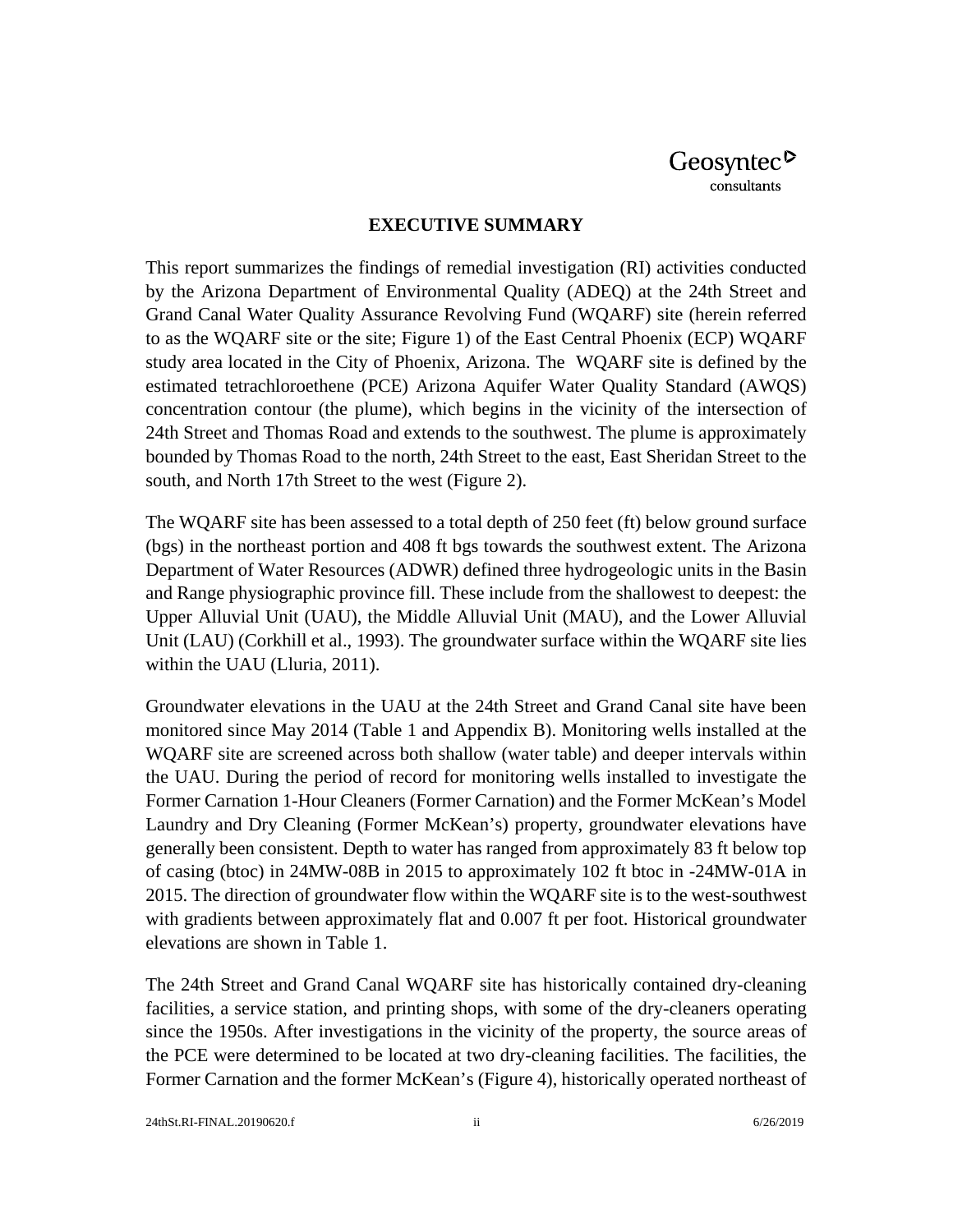## EXECUTIVE SUMMARY

This report summarizes the findings of remedial investigation (RI) activities conducted by the Arizona Department of Environmental Quality (ADEQ) at the 24th Street and Grand Canal Water Quality Assurance Revolving Fund (WQARF) site (herein referred to as the WQARF site or the site; Figure 1) of the East Central Phoenix (ECP) WQARF study area located in the City of Phoenix, Arizona. The WQARF site is defined by the estimated tetrachloroethene (PCE) Arizona Aquifer Water Quality Standard (AWQS) concentration contour (the plume), which begins in the vicinity of the intersection of 24th Street and Thomas Road and extends to the southwest. The plume is approximately bounded by Thomas Road to the north, 24th Street to the east, East Sheridan Street to the south, and North 17th Street to the west (Figure 2).

The WQARF site has been assessed to a total depth of 250 feet (ft) below ground surface (bgs) in the northeast portion and 408 ft bgs towards the southwest extent. The Arizona Department of Water Resources (ADWR) defined three hydrogeologic units in the Basin and Range physiographic province fill. These include from the shallowest to deepest: the Upper Alluvial Unit (UAU), the Middle Alluvial Unit (MAU), and the Lower Alluvial Unit (LAU) (Corkhill et al., 1993). The groundwater surface within the WQARF site lies within the UAU (Lluria, 2011).

Groundwater elevations in the UAU at the 24th Street and Grand Canal site have been monitored since May 2014 (Table 1 and Appendix B). Monitoring wells installed at the WQARF site are screened across both shallow (water table) and deeper intervals within the UAU. During the period of record for monitoring wells installed to investigate the Former Carnation 1-Hour Cleaners (Former Carnation) and the Former McKean's Model Laundry and Dry Cleaning (Former McKean's) property, groundwater elevations have generally been consistent. Depth to water has ranged from approximately 83 ft below top of casing (btoc) in 24MW-08B in 2015 to approximately 102 ft btoc in -24MW-01A in 2015. The direction of groundwater flow within the WQARF site is to the west-southwest with gradients between approximately flat and 0.007 ft per foot. Historical groundwater elevations are shown in Table 1.

The 24th Street and Grand Canal WQARF site has historically contained dry-cleaning facilities, a service station, and printing shops, with some of the dry-cleaners operating since the 1950s. After investigations in the vicinity of the property, the source areas of the PCE were determined to be located at two dry-cleaning facilities. The facilities, the Former Carnation and the former McKean's (Figure 4), historically operated northeast of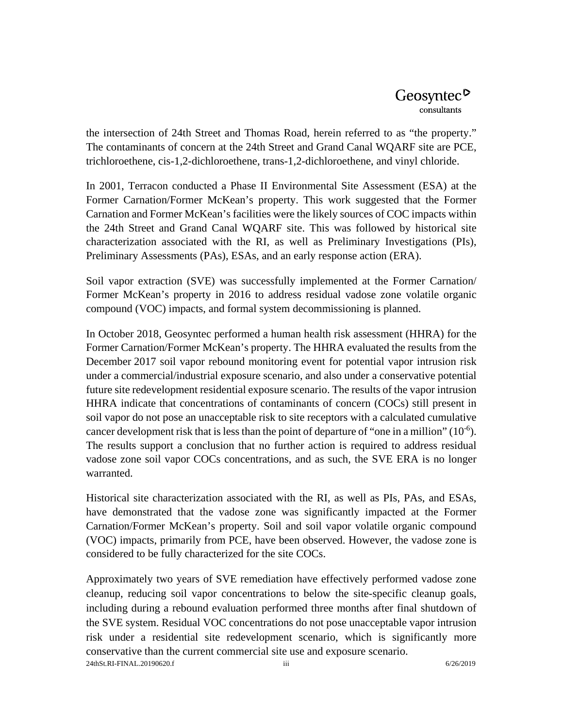the intersection of 24th Street and Thomas Road, herein referred to as "the property." The contaminants of concern at the 24th Street and Grand Canal WQARF site are PCE, trichloroethene, cis-1,2-dichloroethene, trans-1,2-dichloroethene, and vinyl chloride.

In 2001, Terracon conducted a Phase II Environmental Site Assessment (ESA) at the Former Carnation/Former McKean's property. This work suggested that the Former Carnation and Former McKean's facilities were the likely sources of COC impacts within the 24th Street and Grand Canal WQARF site. This was followed by historical site characterization associated with the RI, as well as Preliminary Investigations (PIs), Preliminary Assessments (PAs), ESAs, and an early response action (ERA).

Soil vapor extraction (SVE) was successfully implemented at the Former Carnation/ Former McKean's property in 2016 to address residual vadose zone volatile organic compound (VOC) impacts, and formal system decommissioning is planned.

In October 2018, Geosyntec performed a human health risk assessment (HHRA) for the Former Carnation/Former McKean's property. The HHRA evaluated the results from the December 2017 soil vapor rebound monitoring event for potential vapor intrusion risk under a commercial/industrial exposure scenario, and also under a conservative potential future site redevelopment residential exposure scenario. The results of the vapor intrusion HHRA indicate that concentrations of contaminants of concern (COCs) still present in soil vapor do not pose an unacceptable risk to site receptors with a calculated cumulative cancer development risk that is less than the point of departure of "one in a million" ($10^{-6}$). The results support a conclusion that no further action is required to address residual vadose zone soil vapor COCs concentrations, and as such, the SVE ERA is no longer warranted.

Historical site characterization associated with the RI, as well as PIs, PAs, and ESAs, have demonstrated that the vadose zone was significantly impacted at the Former Carnation/Former McKean's property. Soil and soil vapor volatile organic compound (VOC) impacts, primarily from PCE, have been observed. However, the vadose zone is considered to be fully characterized for the site COCs.

Approximately two years of SVE remediation have effectively performed vadose zone cleanup, reducing soil vapor concentrations to below the site-specific cleanup goals, including during a rebound evaluation performed three months after final shutdown of the SVE system. Residual VOC concentrations do not pose unacceptable vapor intrusion risk under a residential site redevelopment scenario, which is significantly more conservative than the current commercial site use and exposure scenario.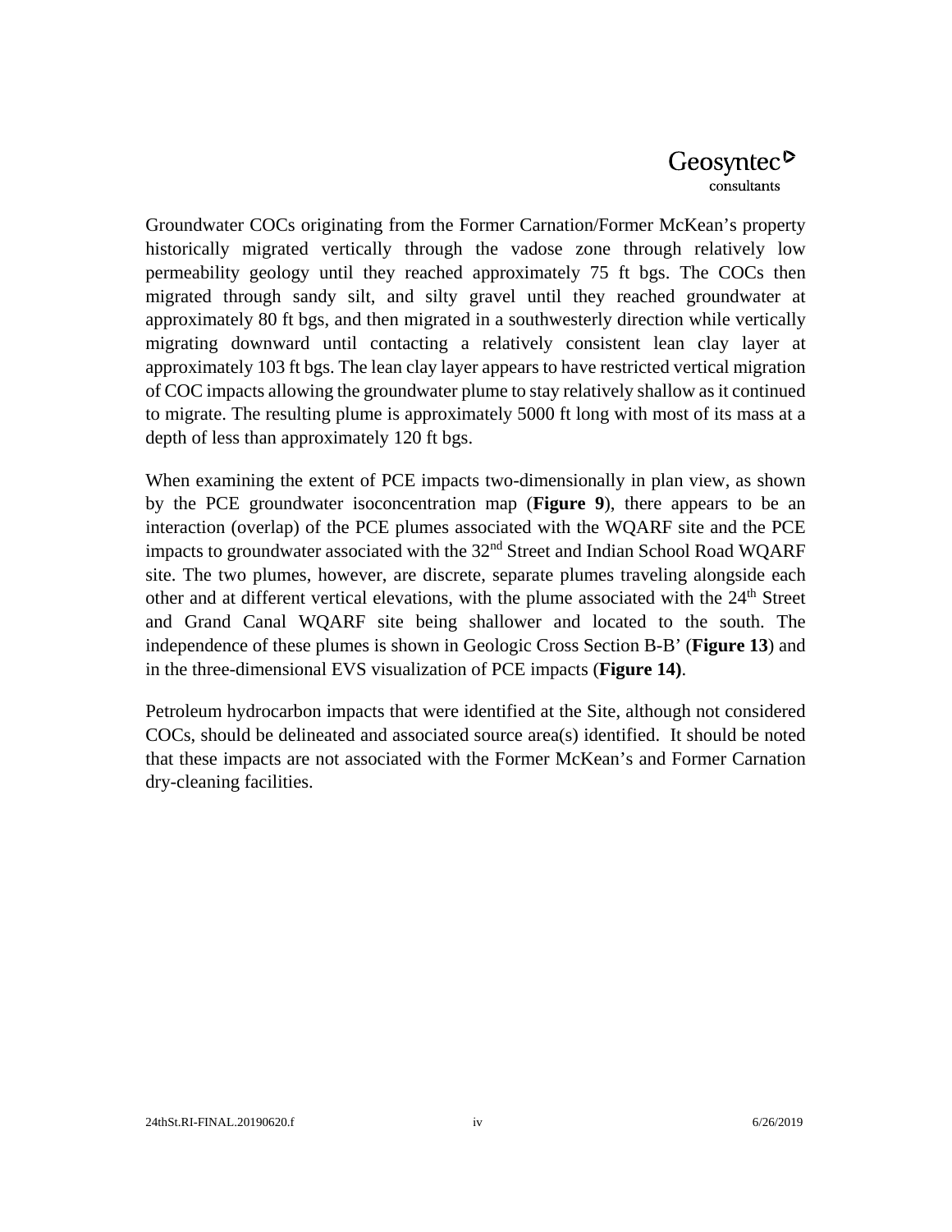Groundwater COCs originating from the Former Carnation/Former McKean's property historically migrated vertically through the vadose zone through relatively low permeability geology until they reached approximately 75 ft bgs. The COCs then migrated through sandy silt, and silty gravel until they reached groundwater at approximately 80 ft bgs, and then migrated in a southwesterly direction while vertically migrating downward until contacting a relatively consistent lean clay layer at approximately 103 ft bgs. The lean clay layer appears to have restricted vertical migration of COC impacts allowing the groundwater plume to stay relatively shallow as it continued to migrate. The resulting plume is approximately 5000 ft long with most of its mass at a depth of less than approximately 120 ft bgs.

When examining the extent of PCE impacts two-dimensionally in plan view, as shown by the PCE groundwater isoconcentration map (**Figure 9**), there appears to be an interaction (overlap) of the PCE plumes associated with the WQARF site and the PCE impacts to groundwater associated with the 32nd Street and Indian School Road WQARF site. The two plumes, however, are discrete, separate plumes traveling alongside each other and at different vertical elevations, with the plume associated with the 24th Street and Grand Canal WQARF site being shallower and located to the south. The independence of these plumes is shown in Geologic Cross Section B-B' (**Figure 13**) and in the three-dimensional EVS visualization of PCE impacts (**Figure 14)**.

Petroleum hydrocarbon impacts that were identified at the Site, although not considered COCs, should be delineated and associated source area(s) identified. It should be noted that these impacts are not associated with the Former McKean's and Former Carnation dry-cleaning facilities.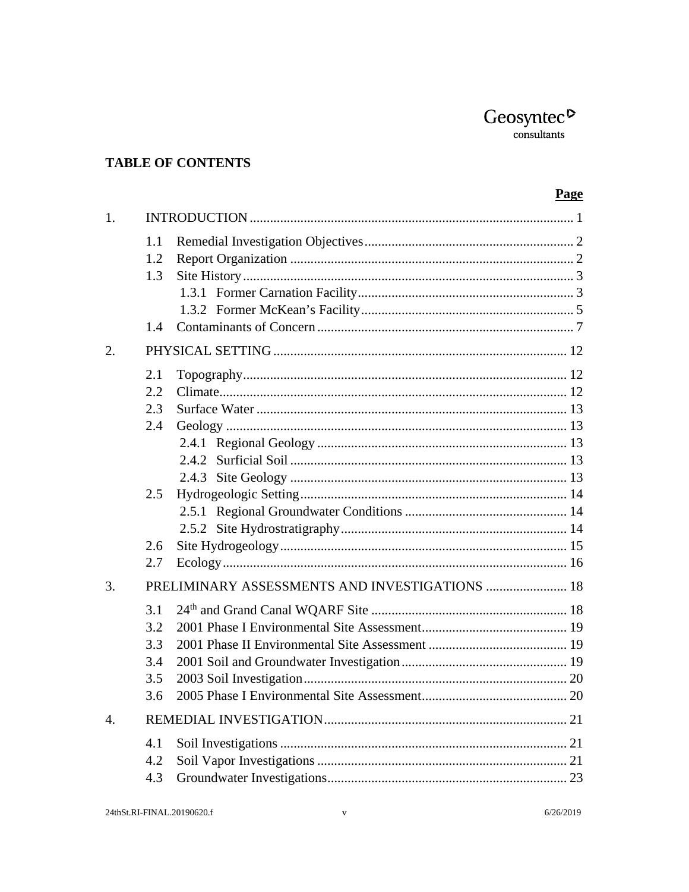## TABLE OF CONTENTS

| | | Page |
|---|---|---|
| 1. | INTRODUCTION | 1 |
| | 1.1 Remedial Investigation Objectives | 2 |
| | 1.2 Report Organization | 2 |
| | 1.3 Site History | 3 |
| | 1.3.1 Former Carnation Facility | 3 |
| | 1.3.2 Former McKean's Facility | 5 |
| | 1.4 Contaminants of Concern | 7 |
| 2. | PHYSICAL SETTING | 12 |
| | 2.1 Topography | 12 |
| | 2.2 Climate | 12 |
| | 2.3 Surface Water | 13 |
| | 2.4 Geology | 13 |
| | 2.4.1 Regional Geology | 13 |
| | 2.4.2 Surficial Soil | 13 |
| | 2.4.3 Site Geology | 13 |
| | 2.5 Hydrogeologic Setting | 14 |
| | 2.5.1 Regional Groundwater Conditions | 14 |
| | 2.5.2 Site Hydrostratigraphy | 14 |
| | 2.6 Site Hydrogeology | 15 |
| | 2.7 Ecology | 16 |
| 3. | PRELIMINARY ASSESSMENTS AND INVESTIGATIONS | 18 |
| | 3.1 24th and Grand Canal WQARF Site | 18 |
| | 3.2 2001 Phase I Environmental Site Assessment | 19 |
| | 3.3 2001 Phase II Environmental Site Assessment | 19 |
| | 3.4 2001 Soil and Groundwater Investigation | 19 |
| | 3.5 2003 Soil Investigation | 20 |
| | 3.6 2005 Phase I Environmental Site Assessment | 20 |
| 4. | REMEDIAL INVESTIGATION | 21 |
| | 4.1 Soil Investigations | 21 |
| | 4.2 Soil Vapor Investigations | 21 |
| | 4.3 Groundwater Investigations | 23 |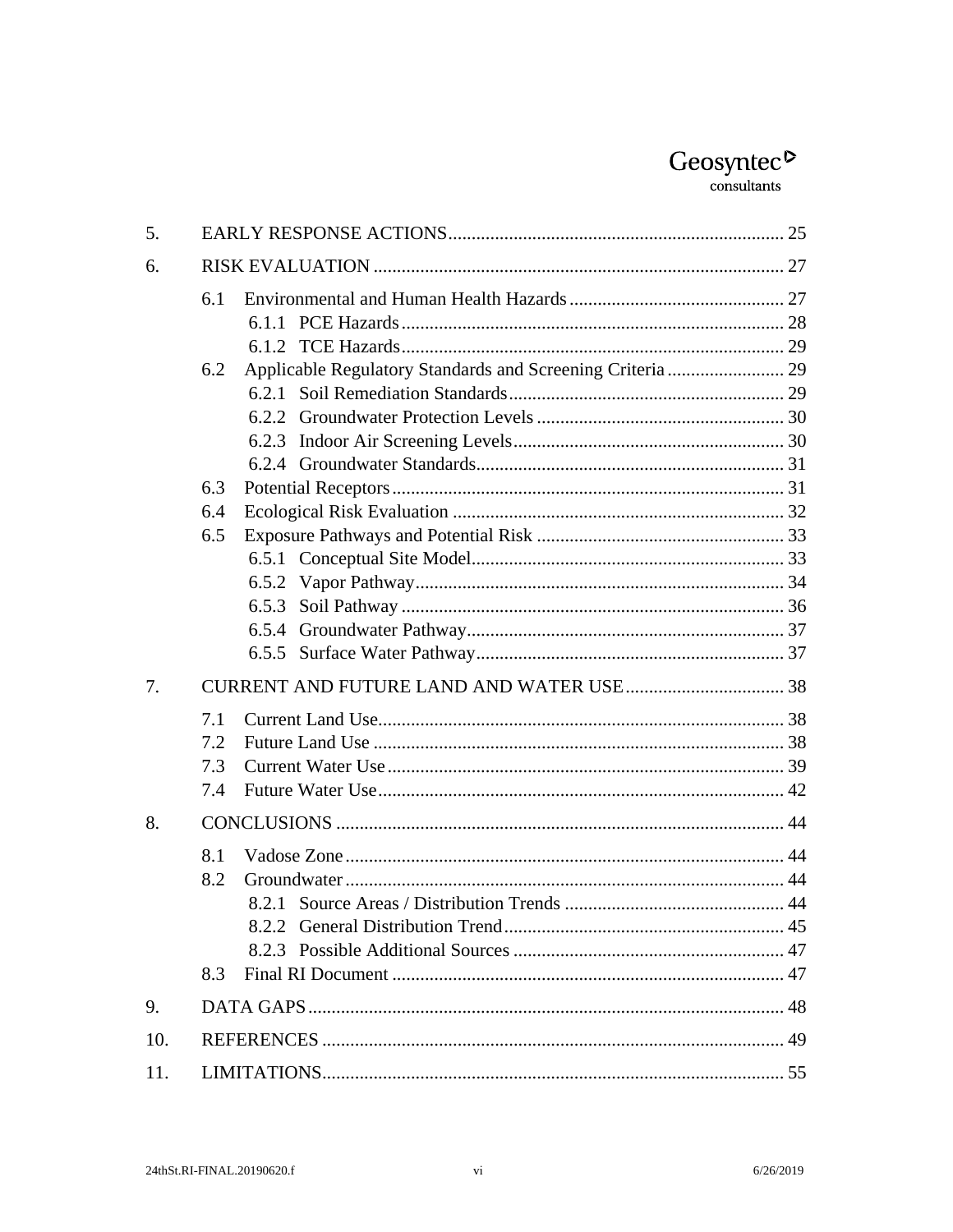5. EARLY RESPONSE ACTIONS ........ 25

6. RISK EVALUATION ........ 27

   6.1 Environmental and Human Health Hazards ........ 27
      6.1.1 PCE Hazards ........ 28
      6.1.2 TCE Hazards ........ 29
   6.2 Applicable Regulatory Standards and Screening Criteria ........ 29
      6.2.1 Soil Remediation Standards ........ 29
      6.2.2 Groundwater Protection Levels ........ 30
      6.2.3 Indoor Air Screening Levels ........ 30
      6.2.4 Groundwater Standards ........ 31
   6.3 Potential Receptors ........ 31
   6.4 Ecological Risk Evaluation ........ 32
   6.5 Exposure Pathways and Potential Risk ........ 33
      6.5.1 Conceptual Site Model ........ 33
      6.5.2 Vapor Pathway ........ 34
      6.5.3 Soil Pathway ........ 36
      6.5.4 Groundwater Pathway ........ 37
      6.5.5 Surface Water Pathway ........ 37

7. CURRENT AND FUTURE LAND AND WATER USE ........ 38

   7.1 Current Land Use ........ 38
   7.2 Future Land Use ........ 38
   7.3 Current Water Use ........ 39
   7.4 Future Water Use ........ 42

8. CONCLUSIONS ........ 44

   8.1 Vadose Zone ........ 44
   8.2 Groundwater ........ 44
      8.2.1 Source Areas / Distribution Trends ........ 44
      8.2.2 General Distribution Trend ........ 45
      8.2.3 Possible Additional Sources ........ 47
   8.3 Final RI Document ........ 47

9. DATA GAPS ........ 48

10. REFERENCES ........ 49

11. LIMITATIONS ........ 55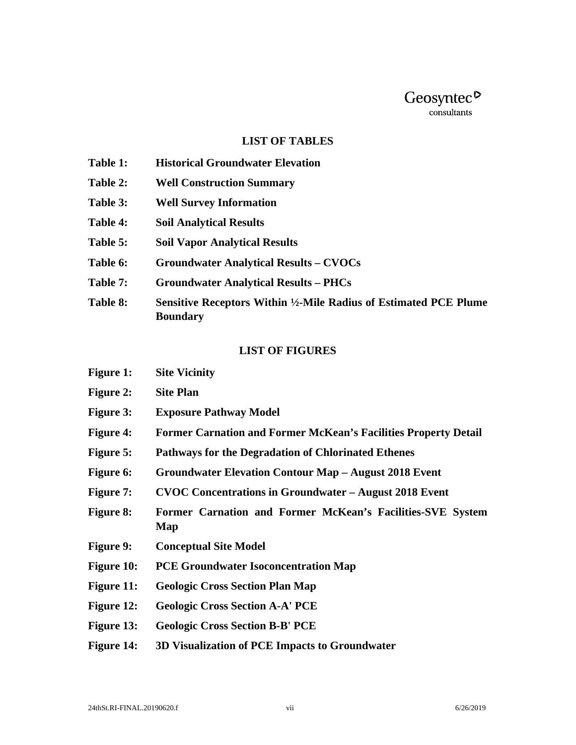## LIST OF TABLES

**Table 1:** **Historical Groundwater Elevation**

**Table 2:** **Well Construction Summary**

**Table 3:** **Well Survey Information**

**Table 4:** **Soil Analytical Results**

**Table 5:** **Soil Vapor Analytical Results**

**Table 6:** **Groundwater Analytical Results – CVOCs**

**Table 7:** **Groundwater Analytical Results – PHCs**

**Table 8:** **Sensitive Receptors Within ½-Mile Radius of Estimated PCE Plume Boundary**

## LIST OF FIGURES

**Figure 1:** **Site Vicinity**

**Figure 2:** **Site Plan**

**Figure 3:** **Exposure Pathway Model**

**Figure 4:** **Former Carnation and Former McKean's Facilities Property Detail**

**Figure 5:** **Pathways for the Degradation of Chlorinated Ethenes**

**Figure 6:** **Groundwater Elevation Contour Map – August 2018 Event**

**Figure 7:** **CVOC Concentrations in Groundwater – August 2018 Event**

**Figure 8:** **Former Carnation and Former McKean's Facilities-SVE System Map**

**Figure 9:** **Conceptual Site Model**

**Figure 10:** **PCE Groundwater Isoconcentration Map**

**Figure 11:** **Geologic Cross Section Plan Map**

**Figure 12:** **Geologic Cross Section A-A' PCE**

**Figure 13:** **Geologic Cross Section B-B' PCE**

**Figure 14:** **3D Visualization of PCE Impacts to Groundwater**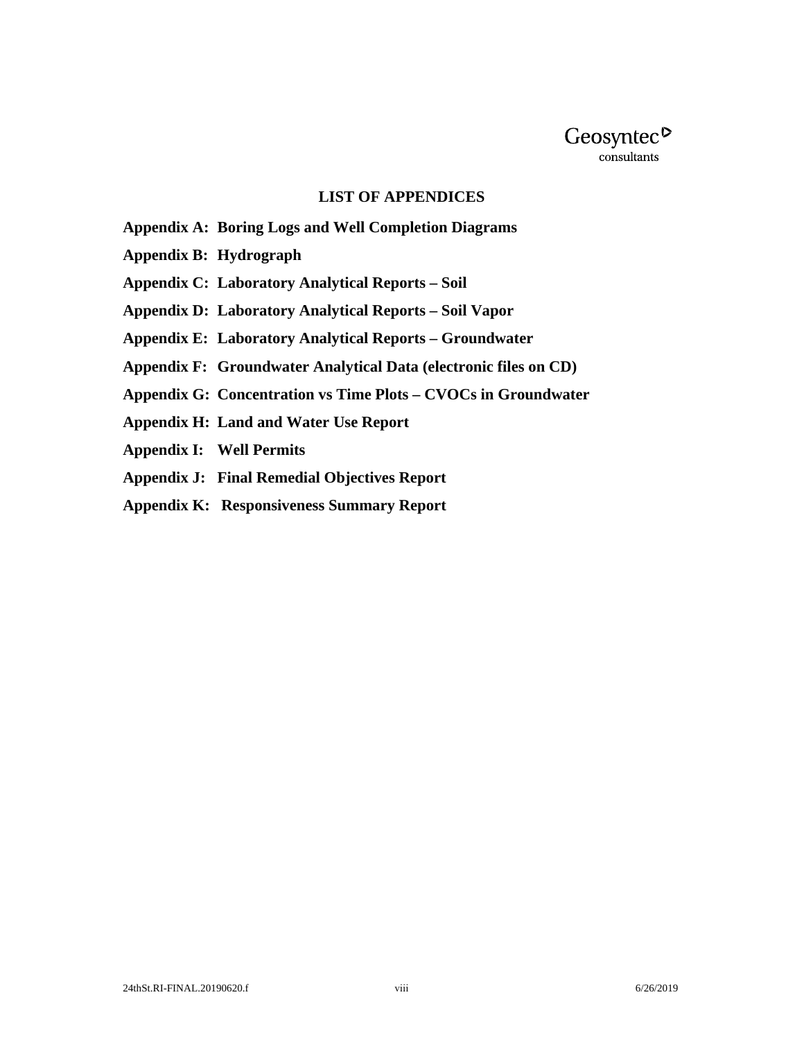## LIST OF APPENDICES

**Appendix A: Boring Logs and Well Completion Diagrams**

**Appendix B: Hydrograph**

**Appendix C: Laboratory Analytical Reports – Soil**

**Appendix D: Laboratory Analytical Reports – Soil Vapor**

**Appendix E: Laboratory Analytical Reports – Groundwater**

**Appendix F: Groundwater Analytical Data (electronic files on CD)**

**Appendix G: Concentration vs Time Plots – CVOCs in Groundwater**

**Appendix H: Land and Water Use Report**

**Appendix I: Well Permits**

**Appendix J: Final Remedial Objectives Report**

**Appendix K: Responsiveness Summary Report**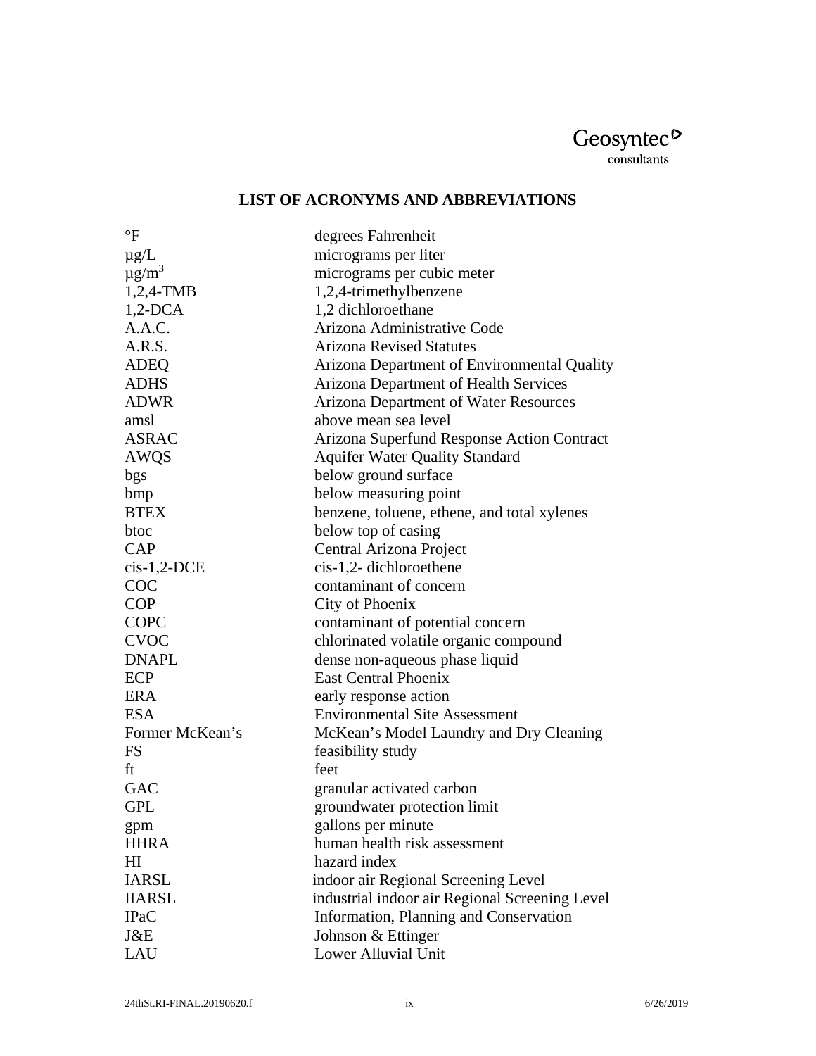## LIST OF ACRONYMS AND ABBREVIATIONS

| | |
|---|---|
| °F | degrees Fahrenheit |
| µg/L | micrograms per liter |
| µg/m$^3$ | micrograms per cubic meter |
| 1,2,4-TMB | 1,2,4-trimethylbenzene |
| 1,2-DCA | 1,2 dichloroethane |
| A.A.C. | Arizona Administrative Code |
| A.R.S. | Arizona Revised Statutes |
| ADEQ | Arizona Department of Environmental Quality |
| ADHS | Arizona Department of Health Services |
| ADWR | Arizona Department of Water Resources |
| amsl | above mean sea level |
| ASRAC | Arizona Superfund Response Action Contract |
| AWQS | Aquifer Water Quality Standard |
| bgs | below ground surface |
| bmp | below measuring point |
| BTEX | benzene, toluene, ethene, and total xylenes |
| btoc | below top of casing |
| CAP | Central Arizona Project |
| cis-1,2-DCE | cis-1,2- dichloroethene |
| COC | contaminant of concern |
| COP | City of Phoenix |
| COPC | contaminant of potential concern |
| CVOC | chlorinated volatile organic compound |
| DNAPL | dense non-aqueous phase liquid |
| ECP | East Central Phoenix |
| ERA | early response action |
| ESA | Environmental Site Assessment |
| Former McKean’s | McKean’s Model Laundry and Dry Cleaning |
| FS | feasibility study |
| ft | feet |
| GAC | granular activated carbon |
| GPL | groundwater protection limit |
| gpm | gallons per minute |
| HHRA | human health risk assessment |
| HI | hazard index |
| IARSL | indoor air Regional Screening Level |
| IIARSL | industrial indoor air Regional Screening Level |
| IPaC | Information, Planning and Conservation |
| J&E | Johnson & Ettinger |
| LAU | Lower Alluvial Unit |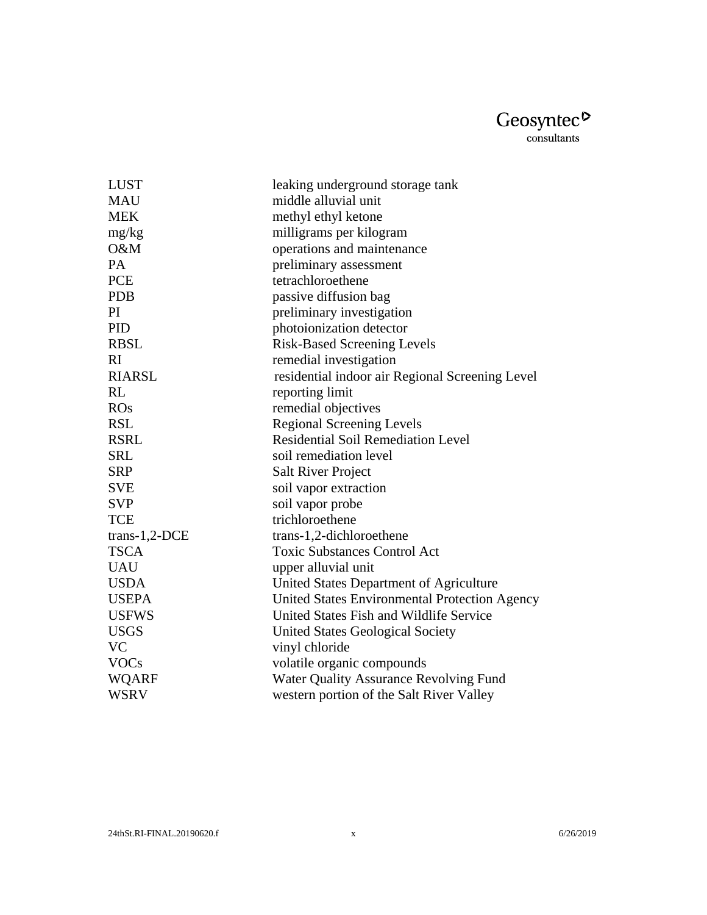| | |
|---|---|
| LUST | leaking underground storage tank |
| MAU | middle alluvial unit |
| MEK | methyl ethyl ketone |
| mg/kg | milligrams per kilogram |
| O&M | operations and maintenance |
| PA | preliminary assessment |
| PCE | tetrachloroethene |
| PDB | passive diffusion bag |
| PI | preliminary investigation |
| PID | photoionization detector |
| RBSL | Risk-Based Screening Levels |
| RI | remedial investigation |
| RIARSL | residential indoor air Regional Screening Level |
| RL | reporting limit |
| ROs | remedial objectives |
| RSL | Regional Screening Levels |
| RSRL | Residential Soil Remediation Level |
| SRL | soil remediation level |
| SRP | Salt River Project |
| SVE | soil vapor extraction |
| SVP | soil vapor probe |
| TCE | trichloroethene |
| trans-1,2-DCE | trans-1,2-dichloroethene |
| TSCA | Toxic Substances Control Act |
| UAU | upper alluvial unit |
| USDA | United States Department of Agriculture |
| USEPA | United States Environmental Protection Agency |
| USFWS | United States Fish and Wildlife Service |
| USGS | United States Geological Society |
| VC | vinyl chloride |
| VOCs | volatile organic compounds |
| WQARF | Water Quality Assurance Revolving Fund |
| WSRV | western portion of the Salt River Valley |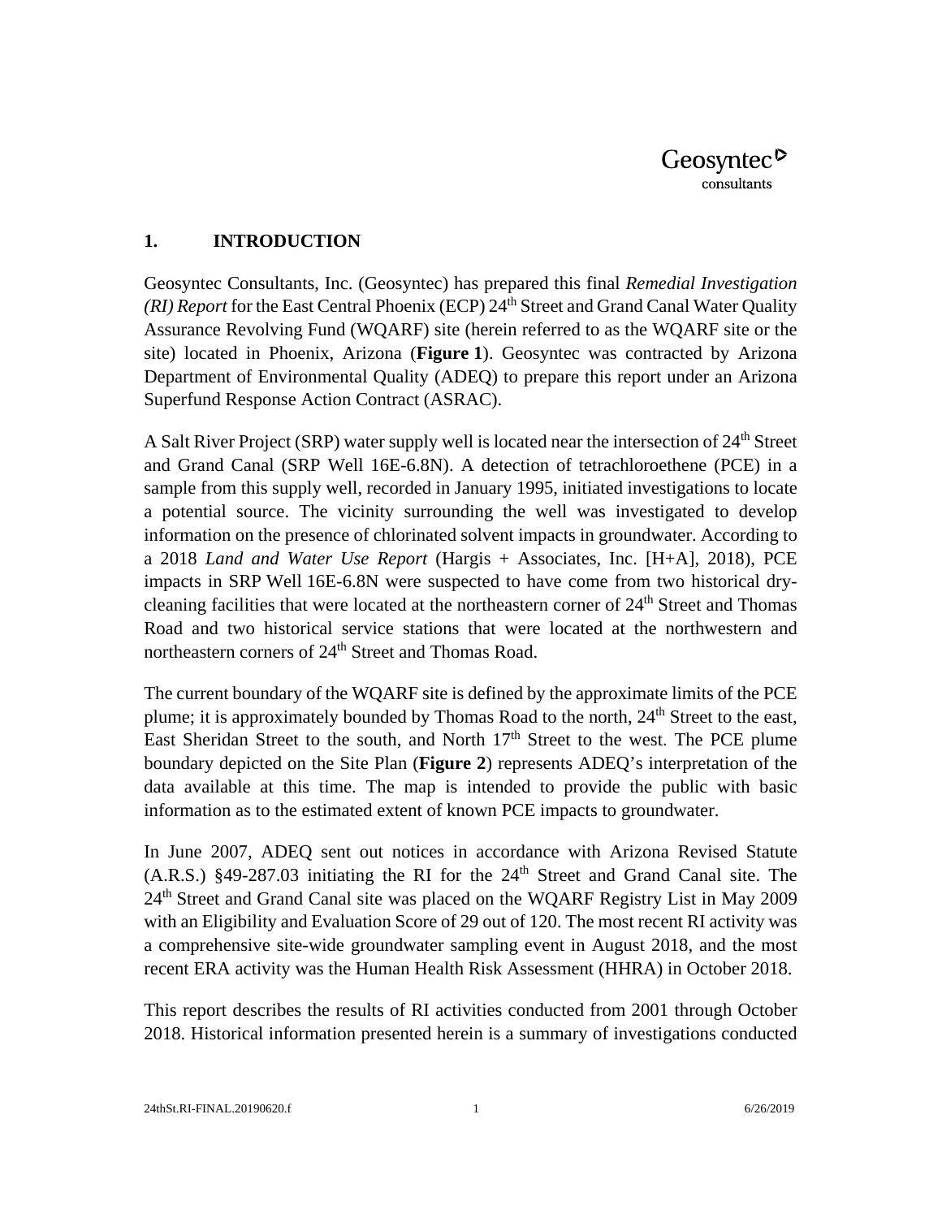# 1. INTRODUCTION

Geosyntec Consultants, Inc. (Geosyntec) has prepared this final *Remedial Investigation (RI) Report* for the East Central Phoenix (ECP) 24th Street and Grand Canal Water Quality Assurance Revolving Fund (WQARF) site (herein referred to as the WQARF site or the site) located in Phoenix, Arizona (**Figure 1**). Geosyntec was contracted by Arizona Department of Environmental Quality (ADEQ) to prepare this report under an Arizona Superfund Response Action Contract (ASRAC).

A Salt River Project (SRP) water supply well is located near the intersection of 24th Street and Grand Canal (SRP Well 16E-6.8N). A detection of tetrachloroethene (PCE) in a sample from this supply well, recorded in January 1995, initiated investigations to locate a potential source. The vicinity surrounding the well was investigated to develop information on the presence of chlorinated solvent impacts in groundwater. According to a 2018 *Land and Water Use Report* (Hargis + Associates, Inc. [H+A], 2018), PCE impacts in SRP Well 16E-6.8N were suspected to have come from two historical dry-cleaning facilities that were located at the northeastern corner of 24th Street and Thomas Road and two historical service stations that were located at the northwestern and northeastern corners of 24th Street and Thomas Road.

The current boundary of the WQARF site is defined by the approximate limits of the PCE plume; it is approximately bounded by Thomas Road to the north, 24th Street to the east, East Sheridan Street to the south, and North 17th Street to the west. The PCE plume boundary depicted on the Site Plan (**Figure 2**) represents ADEQ's interpretation of the data available at this time. The map is intended to provide the public with basic information as to the estimated extent of known PCE impacts to groundwater.

In June 2007, ADEQ sent out notices in accordance with Arizona Revised Statute (A.R.S.) §49-287.03 initiating the RI for the 24th Street and Grand Canal site. The 24th Street and Grand Canal site was placed on the WQARF Registry List in May 2009 with an Eligibility and Evaluation Score of 29 out of 120. The most recent RI activity was a comprehensive site-wide groundwater sampling event in August 2018, and the most recent ERA activity was the Human Health Risk Assessment (HHRA) in October 2018.

This report describes the results of RI activities conducted from 2001 through October 2018. Historical information presented herein is a summary of investigations conducted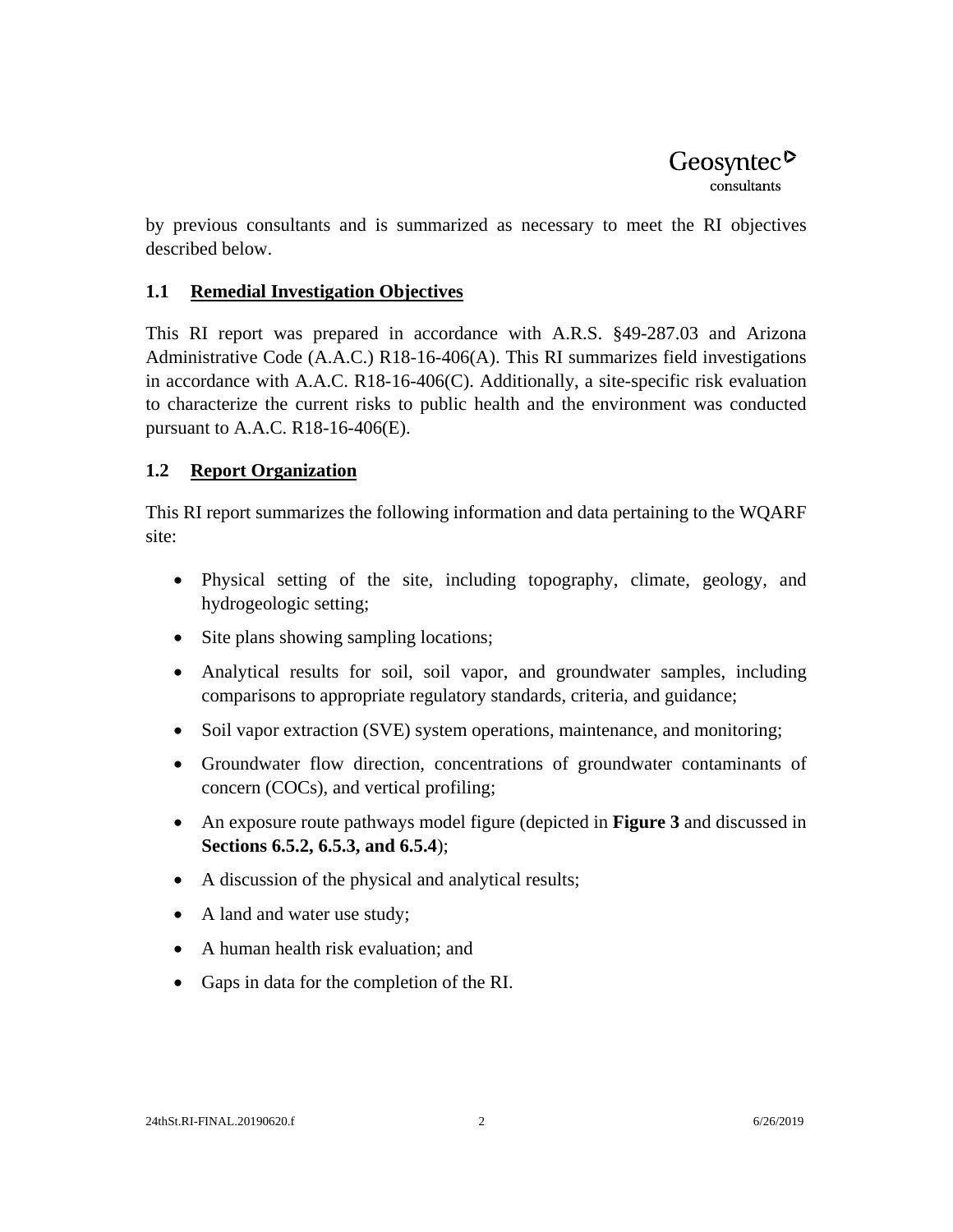by previous consultants and is summarized as necessary to meet the RI objectives described below.

## 1.1 Remedial Investigation Objectives

This RI report was prepared in accordance with A.R.S. §49-287.03 and Arizona Administrative Code (A.A.C.) R18-16-406(A). This RI summarizes field investigations in accordance with A.A.C. R18-16-406(C). Additionally, a site-specific risk evaluation to characterize the current risks to public health and the environment was conducted pursuant to A.A.C. R18-16-406(E).

## 1.2 Report Organization

This RI report summarizes the following information and data pertaining to the WQARF site:

- Physical setting of the site, including topography, climate, geology, and hydrogeologic setting;
- Site plans showing sampling locations;
- Analytical results for soil, soil vapor, and groundwater samples, including comparisons to appropriate regulatory standards, criteria, and guidance;
- Soil vapor extraction (SVE) system operations, maintenance, and monitoring;
- Groundwater flow direction, concentrations of groundwater contaminants of concern (COCs), and vertical profiling;
- An exposure route pathways model figure (depicted in **Figure 3** and discussed in **Sections 6.5.2, 6.5.3, and 6.5.4**);
- A discussion of the physical and analytical results;
- A land and water use study;
- A human health risk evaluation; and
- Gaps in data for the completion of the RI.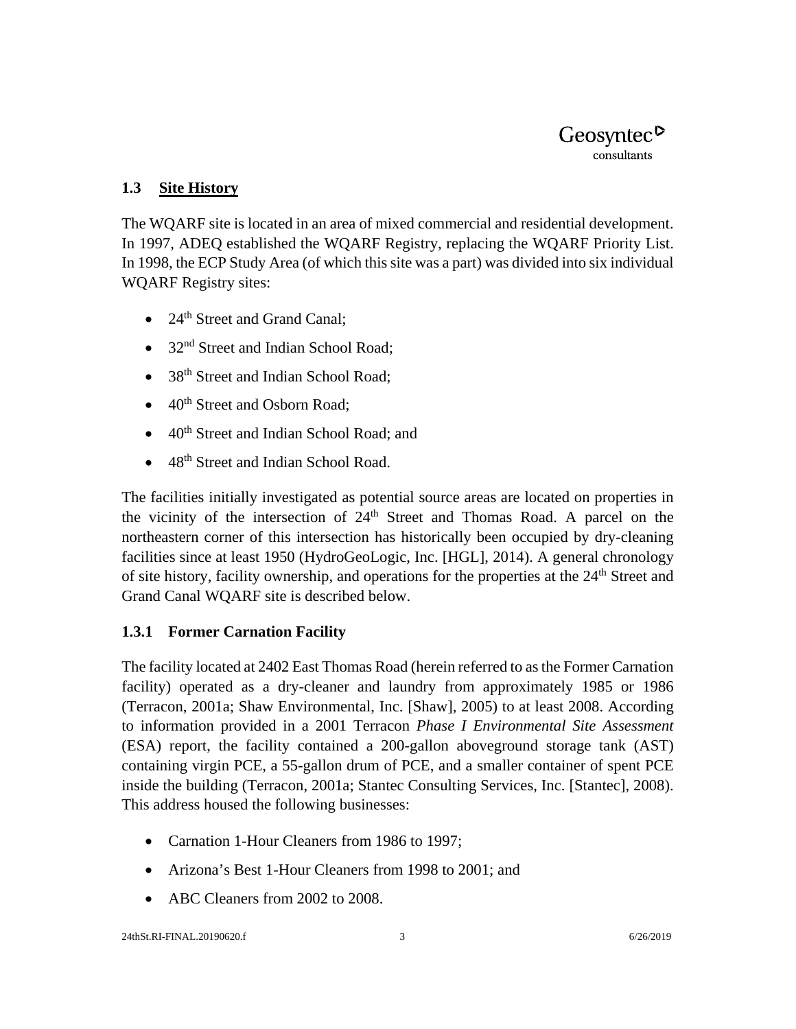### 1.3 Site History

The WQARF site is located in an area of mixed commercial and residential development. In 1997, ADEQ established the WQARF Registry, replacing the WQARF Priority List. In 1998, the ECP Study Area (of which this site was a part) was divided into six individual WQARF Registry sites:

- 24th Street and Grand Canal;
- 32nd Street and Indian School Road;
- 38th Street and Indian School Road;
- 40th Street and Osborn Road;
- 40th Street and Indian School Road; and
- 48th Street and Indian School Road.

The facilities initially investigated as potential source areas are located on properties in the vicinity of the intersection of 24th Street and Thomas Road. A parcel on the northeastern corner of this intersection has historically been occupied by dry-cleaning facilities since at least 1950 (HydroGeoLogic, Inc. [HGL], 2014). A general chronology of site history, facility ownership, and operations for the properties at the 24th Street and Grand Canal WQARF site is described below.

#### 1.3.1 Former Carnation Facility

The facility located at 2402 East Thomas Road (herein referred to as the Former Carnation facility) operated as a dry-cleaner and laundry from approximately 1985 or 1986 (Terracon, 2001a; Shaw Environmental, Inc. [Shaw], 2005) to at least 2008. According to information provided in a 2001 Terracon *Phase I Environmental Site Assessment* (ESA) report, the facility contained a 200-gallon aboveground storage tank (AST) containing virgin PCE, a 55-gallon drum of PCE, and a smaller container of spent PCE inside the building (Terracon, 2001a; Stantec Consulting Services, Inc. [Stantec], 2008). This address housed the following businesses:

- Carnation 1-Hour Cleaners from 1986 to 1997;
- Arizona's Best 1-Hour Cleaners from 1998 to 2001; and
- ABC Cleaners from 2002 to 2008.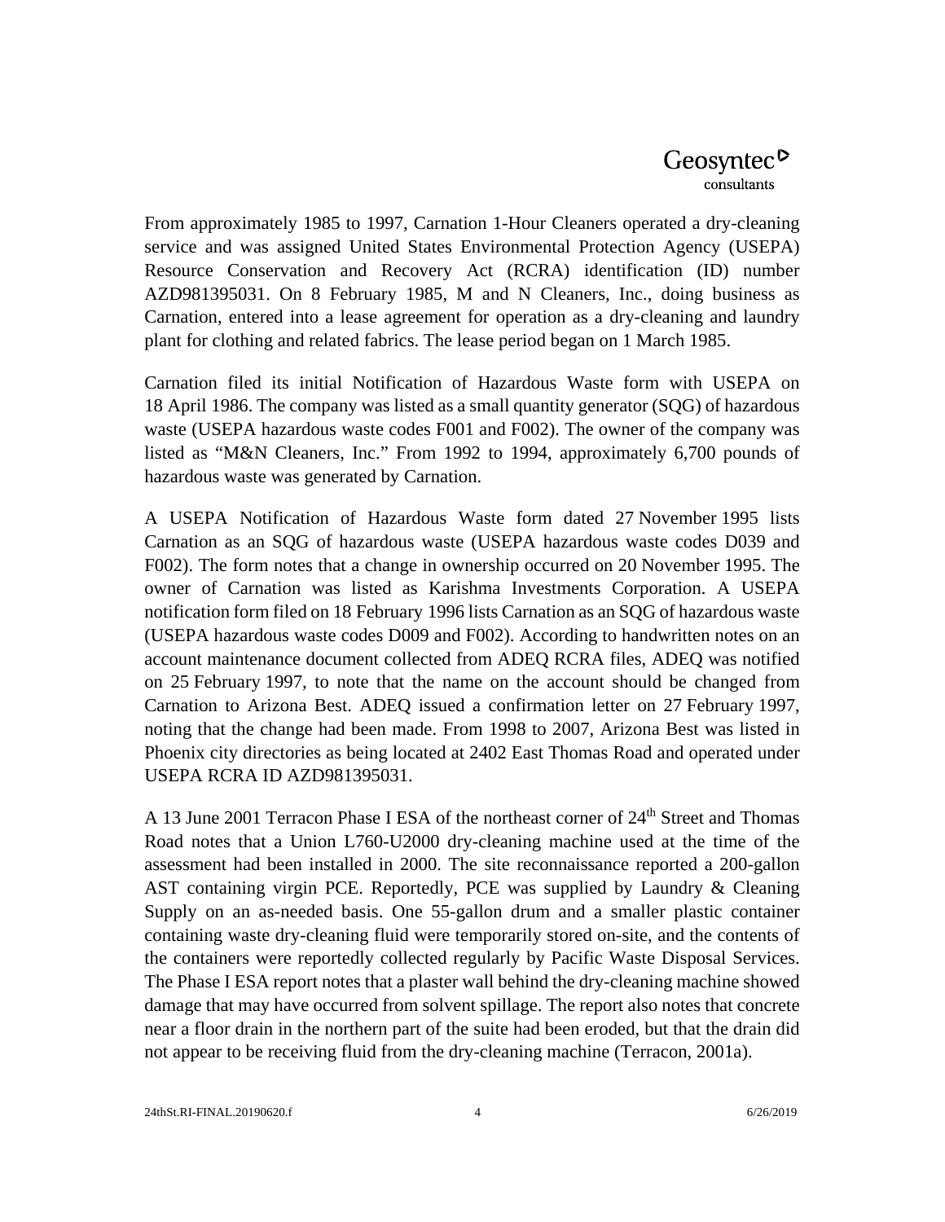From approximately 1985 to 1997, Carnation 1-Hour Cleaners operated a dry-cleaning service and was assigned United States Environmental Protection Agency (USEPA) Resource Conservation and Recovery Act (RCRA) identification (ID) number AZD981395031. On 8 February 1985, M and N Cleaners, Inc., doing business as Carnation, entered into a lease agreement for operation as a dry-cleaning and laundry plant for clothing and related fabrics. The lease period began on 1 March 1985.

Carnation filed its initial Notification of Hazardous Waste form with USEPA on 18 April 1986. The company was listed as a small quantity generator (SQG) of hazardous waste (USEPA hazardous waste codes F001 and F002). The owner of the company was listed as "M&N Cleaners, Inc." From 1992 to 1994, approximately 6,700 pounds of hazardous waste was generated by Carnation.

A USEPA Notification of Hazardous Waste form dated 27 November 1995 lists Carnation as an SQG of hazardous waste (USEPA hazardous waste codes D039 and F002). The form notes that a change in ownership occurred on 20 November 1995. The owner of Carnation was listed as Karishma Investments Corporation. A USEPA notification form filed on 18 February 1996 lists Carnation as an SQG of hazardous waste (USEPA hazardous waste codes D009 and F002). According to handwritten notes on an account maintenance document collected from ADEQ RCRA files, ADEQ was notified on 25 February 1997, to note that the name on the account should be changed from Carnation to Arizona Best. ADEQ issued a confirmation letter on 27 February 1997, noting that the change had been made. From 1998 to 2007, Arizona Best was listed in Phoenix city directories as being located at 2402 East Thomas Road and operated under USEPA RCRA ID AZD981395031.

A 13 June 2001 Terracon Phase I ESA of the northeast corner of 24th Street and Thomas Road notes that a Union L760-U2000 dry-cleaning machine used at the time of the assessment had been installed in 2000. The site reconnaissance reported a 200-gallon AST containing virgin PCE. Reportedly, PCE was supplied by Laundry & Cleaning Supply on an as-needed basis. One 55-gallon drum and a smaller plastic container containing waste dry-cleaning fluid were temporarily stored on-site, and the contents of the containers were reportedly collected regularly by Pacific Waste Disposal Services. The Phase I ESA report notes that a plaster wall behind the dry-cleaning machine showed damage that may have occurred from solvent spillage. The report also notes that concrete near a floor drain in the northern part of the suite had been eroded, but that the drain did not appear to be receiving fluid from the dry-cleaning machine (Terracon, 2001a).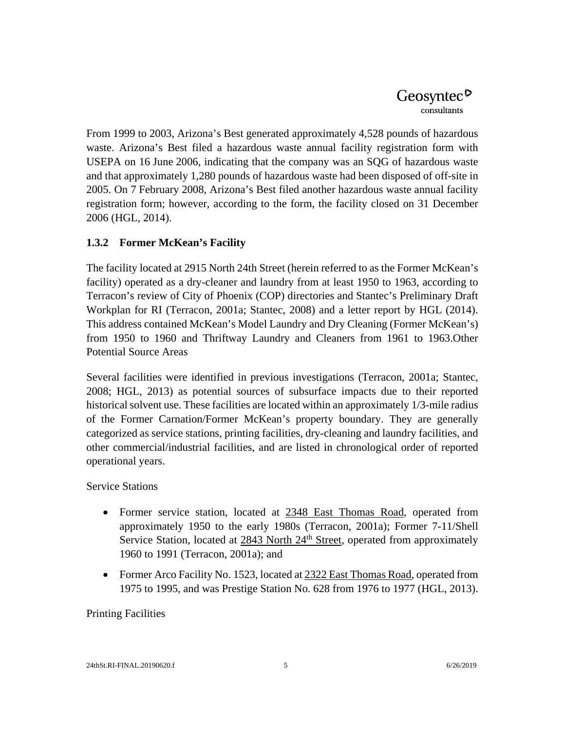From 1999 to 2003, Arizona's Best generated approximately 4,528 pounds of hazardous waste. Arizona's Best filed a hazardous waste annual facility registration form with USEPA on 16 June 2006, indicating that the company was an SQG of hazardous waste and that approximately 1,280 pounds of hazardous waste had been disposed of off-site in 2005. On 7 February 2008, Arizona's Best filed another hazardous waste annual facility registration form; however, according to the form, the facility closed on 31 December 2006 (HGL, 2014).

### 1.3.2 Former McKean's Facility

The facility located at 2915 North 24th Street (herein referred to as the Former McKean's facility) operated as a dry-cleaner and laundry from at least 1950 to 1963, according to Terracon's review of City of Phoenix (COP) directories and Stantec's Preliminary Draft Workplan for RI (Terracon, 2001a; Stantec, 2008) and a letter report by HGL (2014). This address contained McKean's Model Laundry and Dry Cleaning (Former McKean's) from 1950 to 1960 and Thriftway Laundry and Cleaners from 1961 to 1963.Other Potential Source Areas

Several facilities were identified in previous investigations (Terracon, 2001a; Stantec, 2008; HGL, 2013) as potential sources of subsurface impacts due to their reported historical solvent use. These facilities are located within an approximately 1/3-mile radius of the Former Carnation/Former McKean's property boundary. They are generally categorized as service stations, printing facilities, dry-cleaning and laundry facilities, and other commercial/industrial facilities, and are listed in chronological order of reported operational years.

Service Stations

- Former service station, located at 2348 East Thomas Road, operated from approximately 1950 to the early 1980s (Terracon, 2001a); Former 7-11/Shell Service Station, located at 2843 North 24th Street, operated from approximately 1960 to 1991 (Terracon, 2001a); and
- Former Arco Facility No. 1523, located at 2322 East Thomas Road, operated from 1975 to 1995, and was Prestige Station No. 628 from 1976 to 1977 (HGL, 2013).

Printing Facilities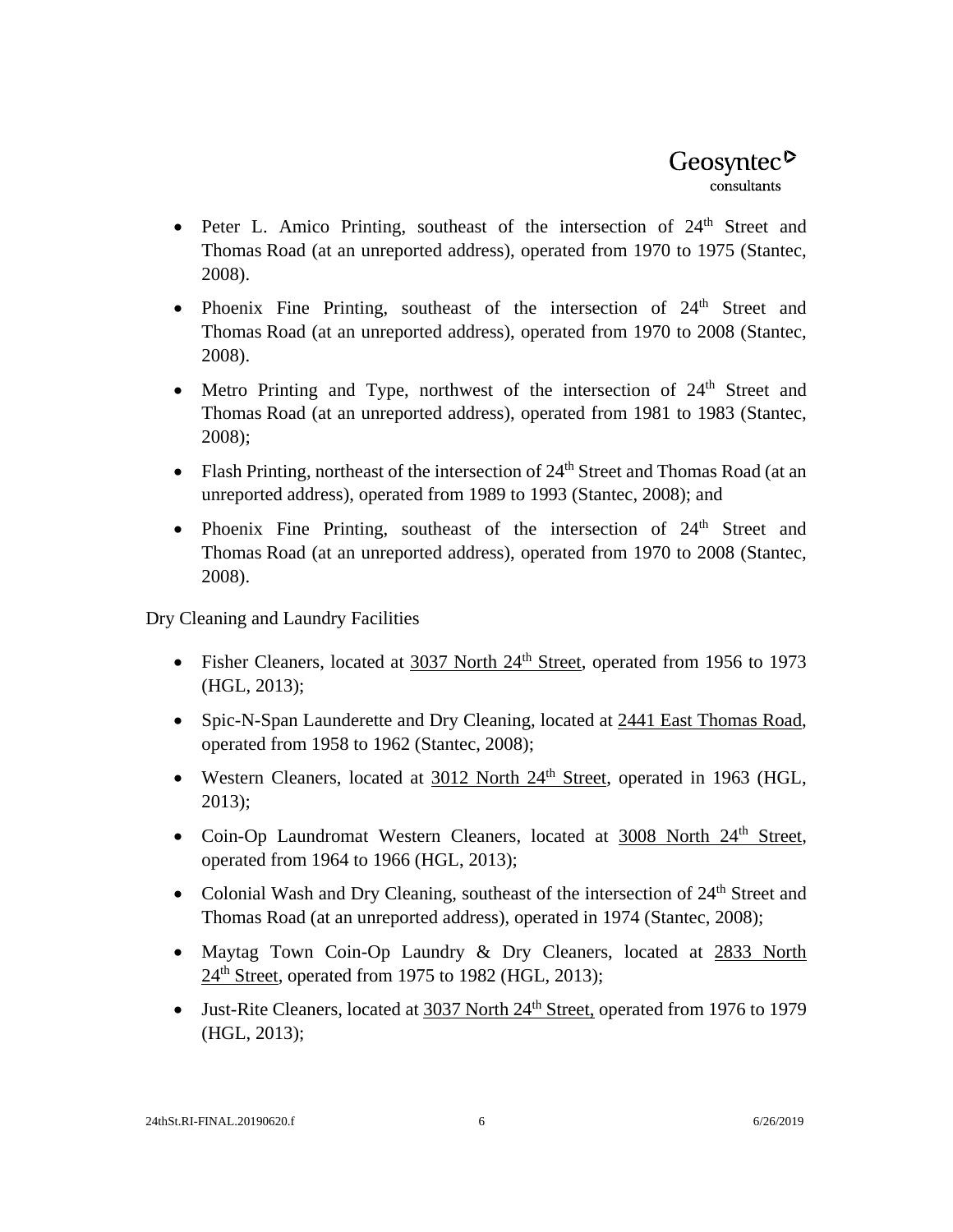- Peter L. Amico Printing, southeast of the intersection of 24th Street and Thomas Road (at an unreported address), operated from 1970 to 1975 (Stantec, 2008).
- Phoenix Fine Printing, southeast of the intersection of 24th Street and Thomas Road (at an unreported address), operated from 1970 to 2008 (Stantec, 2008).
- Metro Printing and Type, northwest of the intersection of 24th Street and Thomas Road (at an unreported address), operated from 1981 to 1983 (Stantec, 2008);
- Flash Printing, northeast of the intersection of 24th Street and Thomas Road (at an unreported address), operated from 1989 to 1993 (Stantec, 2008); and
- Phoenix Fine Printing, southeast of the intersection of 24th Street and Thomas Road (at an unreported address), operated from 1970 to 2008 (Stantec, 2008).

Dry Cleaning and Laundry Facilities

- Fisher Cleaners, located at 3037 North 24th Street, operated from 1956 to 1973 (HGL, 2013);
- Spic-N-Span Launderette and Dry Cleaning, located at 2441 East Thomas Road, operated from 1958 to 1962 (Stantec, 2008);
- Western Cleaners, located at 3012 North 24th Street, operated in 1963 (HGL, 2013);
- Coin-Op Laundromat Western Cleaners, located at 3008 North 24th Street, operated from 1964 to 1966 (HGL, 2013);
- Colonial Wash and Dry Cleaning, southeast of the intersection of 24th Street and Thomas Road (at an unreported address), operated in 1974 (Stantec, 2008);
- Maytag Town Coin-Op Laundry & Dry Cleaners, located at 2833 North 24th Street, operated from 1975 to 1982 (HGL, 2013);
- Just-Rite Cleaners, located at 3037 North 24th Street, operated from 1976 to 1979 (HGL, 2013);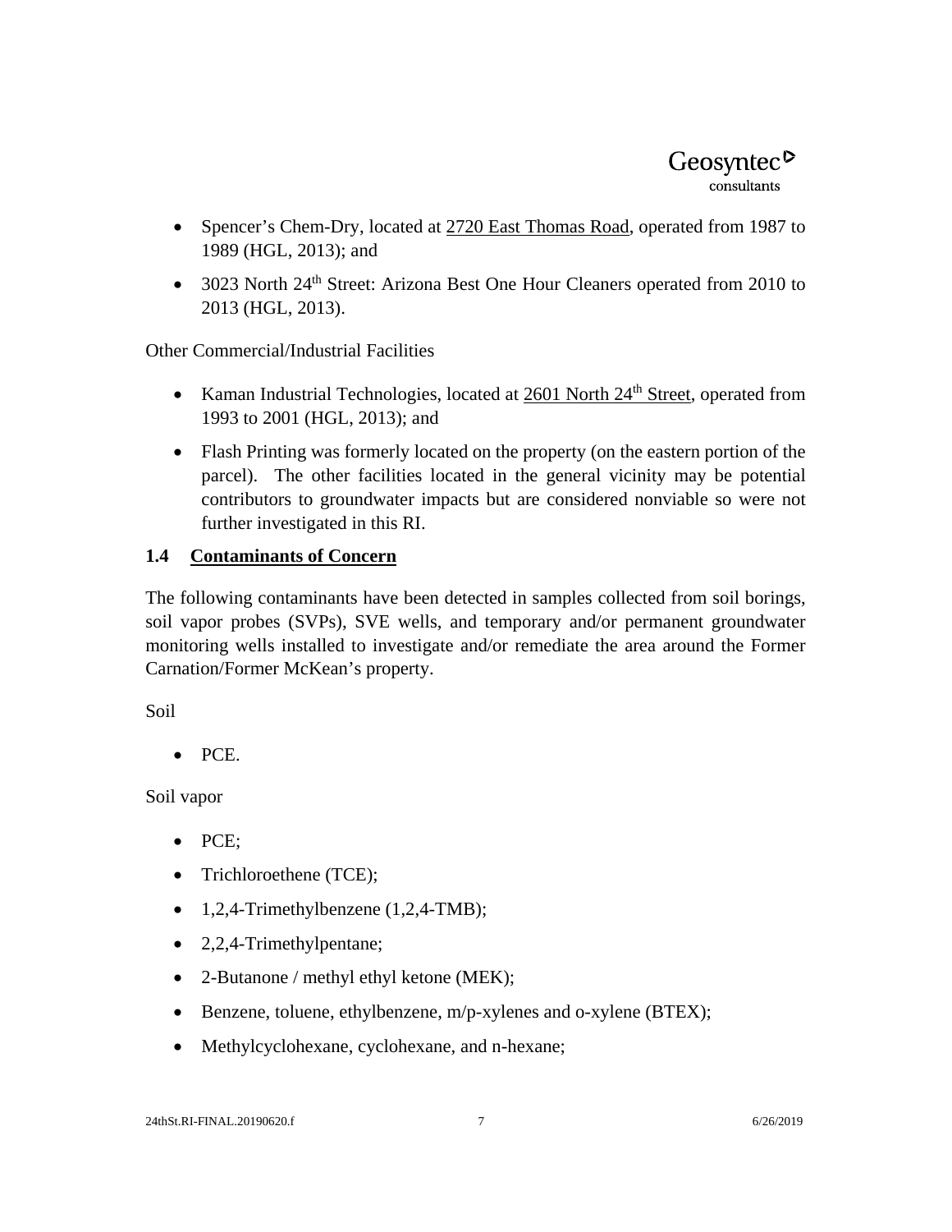- Spencer's Chem-Dry, located at 2720 East Thomas Road, operated from 1987 to 1989 (HGL, 2013); and
- 3023 North 24th Street: Arizona Best One Hour Cleaners operated from 2010 to 2013 (HGL, 2013).

Other Commercial/Industrial Facilities

- Kaman Industrial Technologies, located at 2601 North 24th Street, operated from 1993 to 2001 (HGL, 2013); and
- Flash Printing was formerly located on the property (on the eastern portion of the parcel). The other facilities located in the general vicinity may be potential contributors to groundwater impacts but are considered nonviable so were not further investigated in this RI.

## 1.4 Contaminants of Concern

The following contaminants have been detected in samples collected from soil borings, soil vapor probes (SVPs), SVE wells, and temporary and/or permanent groundwater monitoring wells installed to investigate and/or remediate the area around the Former Carnation/Former McKean's property.

Soil

- PCE.

Soil vapor

- PCE;
- Trichloroethene (TCE);
- 1,2,4-Trimethylbenzene (1,2,4-TMB);
- 2,2,4-Trimethylpentane;
- 2-Butanone / methyl ethyl ketone (MEK);
- Benzene, toluene, ethylbenzene, m/p-xylenes and o-xylene (BTEX);
- Methylcyclohexane, cyclohexane, and n-hexane;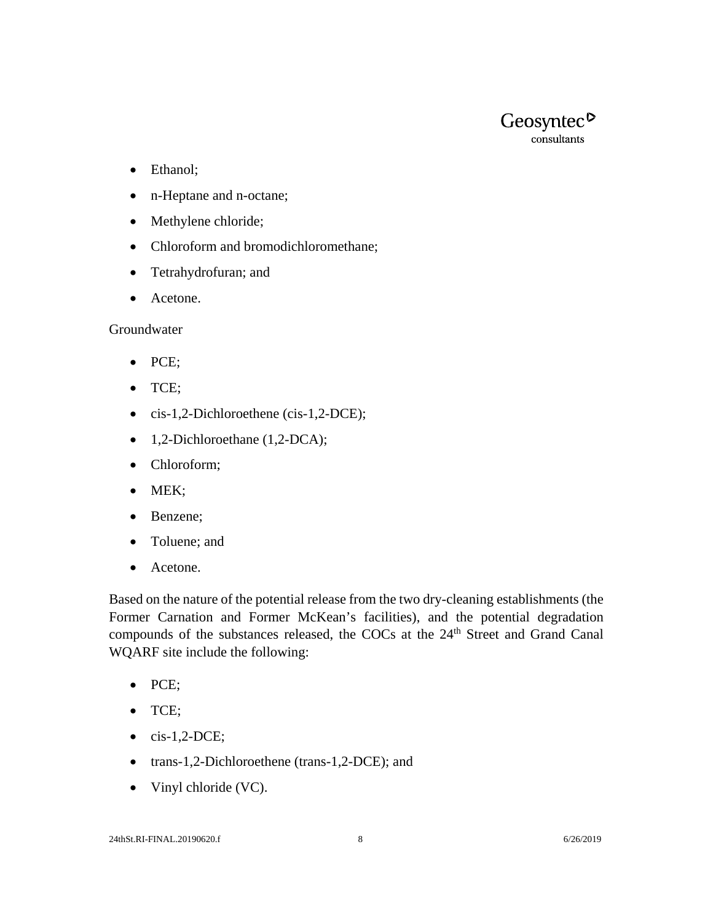- Ethanol;
- n-Heptane and n-octane;
- Methylene chloride;
- Chloroform and bromodichloromethane;
- Tetrahydrofuran; and
- Acetone.

Groundwater

- PCE;
- TCE;
- cis-1,2-Dichloroethene (cis-1,2-DCE);
- 1,2-Dichloroethane (1,2-DCA);
- Chloroform;
- MEK;
- Benzene;
- Toluene; and
- Acetone.

Based on the nature of the potential release from the two dry-cleaning establishments (the Former Carnation and Former McKean's facilities), and the potential degradation compounds of the substances released, the COCs at the 24th Street and Grand Canal WQARF site include the following:

- PCE;
- TCE;
- cis-1,2-DCE;
- trans-1,2-Dichloroethene (trans-1,2-DCE); and
- Vinyl chloride (VC).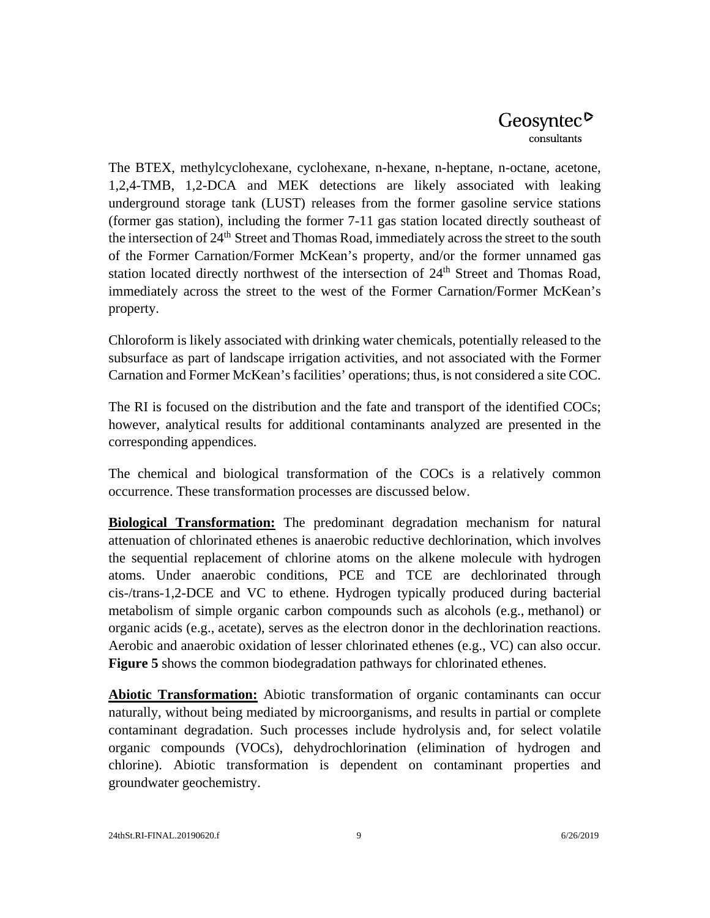The BTEX, methylcyclohexane, cyclohexane, n-hexane, n-heptane, n-octane, acetone, 1,2,4-TMB, 1,2-DCA and MEK detections are likely associated with leaking underground storage tank (LUST) releases from the former gasoline service stations (former gas station), including the former 7-11 gas station located directly southeast of the intersection of 24th Street and Thomas Road, immediately across the street to the south of the Former Carnation/Former McKean's property, and/or the former unnamed gas station located directly northwest of the intersection of 24th Street and Thomas Road, immediately across the street to the west of the Former Carnation/Former McKean's property.

Chloroform is likely associated with drinking water chemicals, potentially released to the subsurface as part of landscape irrigation activities, and not associated with the Former Carnation and Former McKean's facilities' operations; thus, is not considered a site COC.

The RI is focused on the distribution and the fate and transport of the identified COCs; however, analytical results for additional contaminants analyzed are presented in the corresponding appendices.

The chemical and biological transformation of the COCs is a relatively common occurrence. These transformation processes are discussed below.

**Biological Transformation:** The predominant degradation mechanism for natural attenuation of chlorinated ethenes is anaerobic reductive dechlorination, which involves the sequential replacement of chlorine atoms on the alkene molecule with hydrogen atoms. Under anaerobic conditions, PCE and TCE are dechlorinated through cis-/trans-1,2-DCE and VC to ethene. Hydrogen typically produced during bacterial metabolism of simple organic carbon compounds such as alcohols (e.g., methanol) or organic acids (e.g., acetate), serves as the electron donor in the dechlorination reactions. Aerobic and anaerobic oxidation of lesser chlorinated ethenes (e.g., VC) can also occur. **Figure 5** shows the common biodegradation pathways for chlorinated ethenes.

**Abiotic Transformation:** Abiotic transformation of organic contaminants can occur naturally, without being mediated by microorganisms, and results in partial or complete contaminant degradation. Such processes include hydrolysis and, for select volatile organic compounds (VOCs), dehydrochlorination (elimination of hydrogen and chlorine). Abiotic transformation is dependent on contaminant properties and groundwater geochemistry.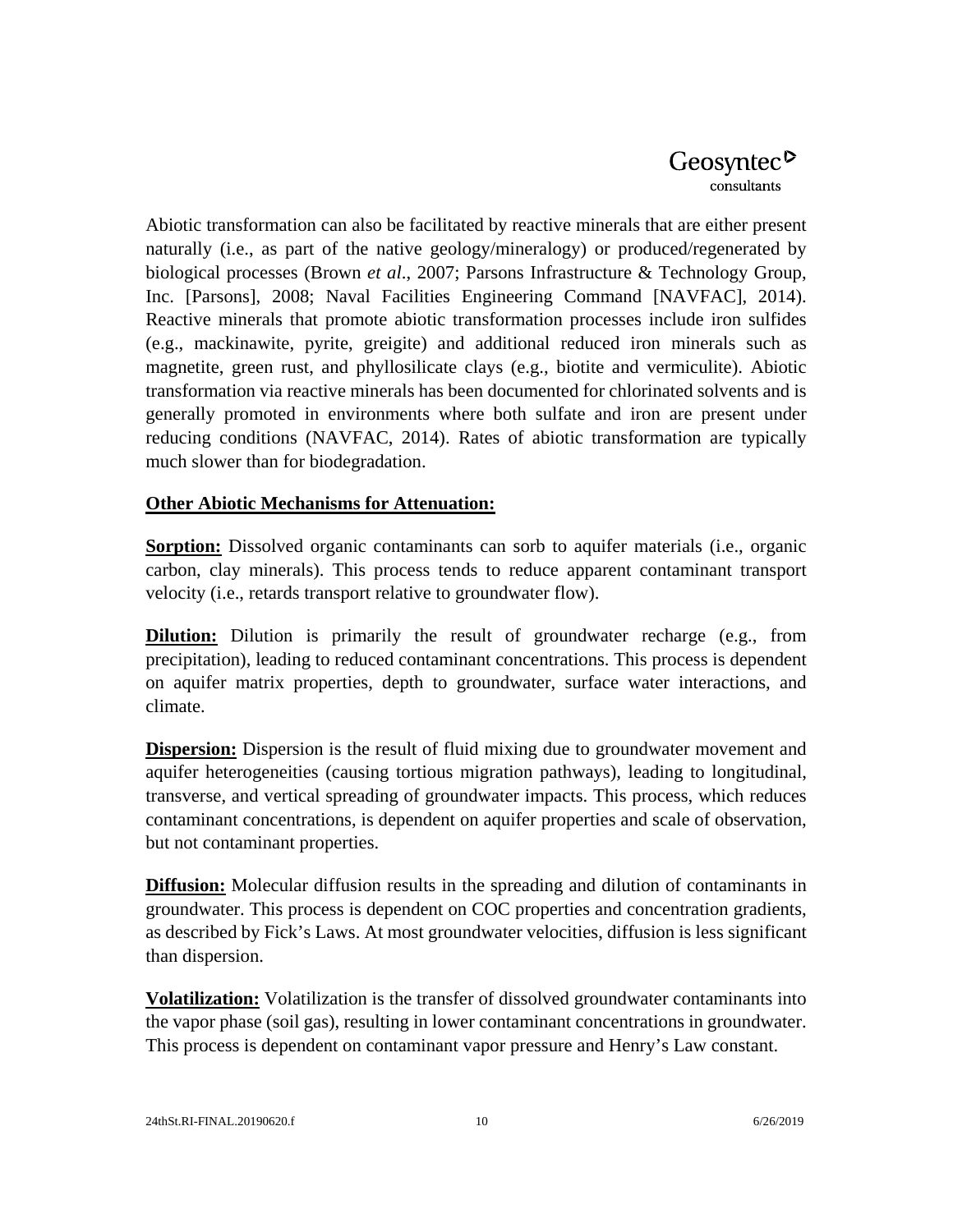Abiotic transformation can also be facilitated by reactive minerals that are either present naturally (i.e., as part of the native geology/mineralogy) or produced/regenerated by biological processes (Brown *et al*., 2007; Parsons Infrastructure & Technology Group, Inc. [Parsons], 2008; Naval Facilities Engineering Command [NAVFAC], 2014). Reactive minerals that promote abiotic transformation processes include iron sulfides (e.g., mackinawite, pyrite, greigite) and additional reduced iron minerals such as magnetite, green rust, and phyllosilicate clays (e.g., biotite and vermiculite). Abiotic transformation via reactive minerals has been documented for chlorinated solvents and is generally promoted in environments where both sulfate and iron are present under reducing conditions (NAVFAC, 2014). Rates of abiotic transformation are typically much slower than for biodegradation.

**Other Abiotic Mechanisms for Attenuation:**

**Sorption:** Dissolved organic contaminants can sorb to aquifer materials (i.e., organic carbon, clay minerals). This process tends to reduce apparent contaminant transport velocity (i.e., retards transport relative to groundwater flow).

**Dilution:** Dilution is primarily the result of groundwater recharge (e.g., from precipitation), leading to reduced contaminant concentrations. This process is dependent on aquifer matrix properties, depth to groundwater, surface water interactions, and climate.

**Dispersion:** Dispersion is the result of fluid mixing due to groundwater movement and aquifer heterogeneities (causing tortious migration pathways), leading to longitudinal, transverse, and vertical spreading of groundwater impacts. This process, which reduces contaminant concentrations, is dependent on aquifer properties and scale of observation, but not contaminant properties.

**Diffusion:** Molecular diffusion results in the spreading and dilution of contaminants in groundwater. This process is dependent on COC properties and concentration gradients, as described by Fick's Laws. At most groundwater velocities, diffusion is less significant than dispersion.

**Volatilization:** Volatilization is the transfer of dissolved groundwater contaminants into the vapor phase (soil gas), resulting in lower contaminant concentrations in groundwater. This process is dependent on contaminant vapor pressure and Henry's Law constant.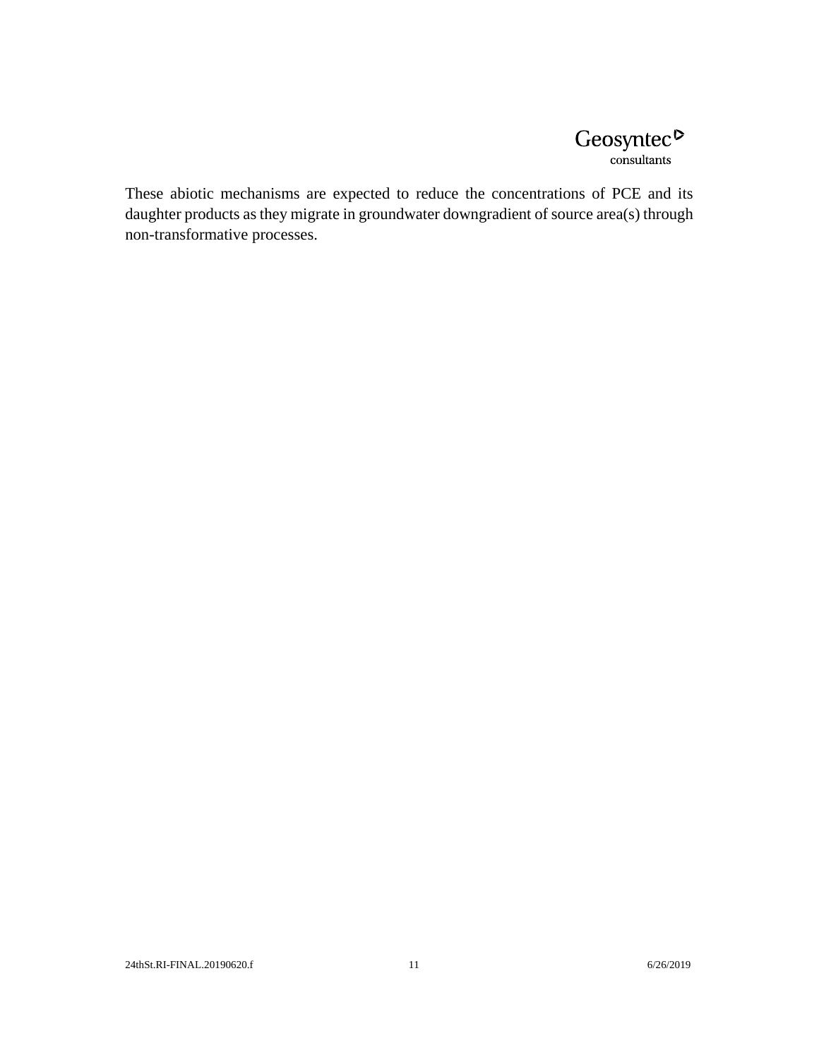These abiotic mechanisms are expected to reduce the concentrations of PCE and its daughter products as they migrate in groundwater downgradient of source area(s) through non-transformative processes.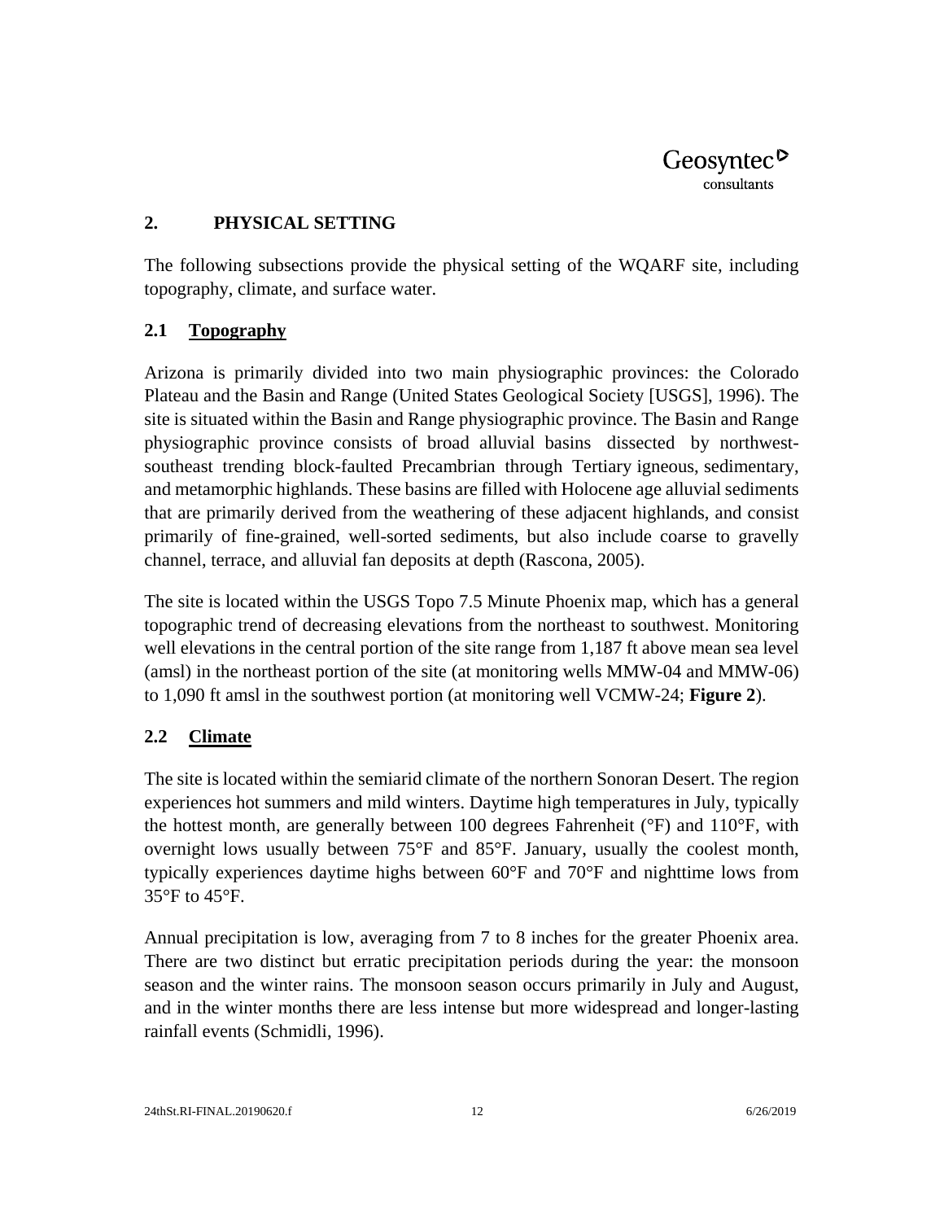## 2. PHYSICAL SETTING

The following subsections provide the physical setting of the WQARF site, including topography, climate, and surface water.

### 2.1 Topography

Arizona is primarily divided into two main physiographic provinces: the Colorado Plateau and the Basin and Range (United States Geological Society [USGS], 1996). The site is situated within the Basin and Range physiographic province. The Basin and Range physiographic province consists of broad alluvial basins dissected by northwest-southeast trending block-faulted Precambrian through Tertiary igneous, sedimentary, and metamorphic highlands. These basins are filled with Holocene age alluvial sediments that are primarily derived from the weathering of these adjacent highlands, and consist primarily of fine-grained, well-sorted sediments, but also include coarse to gravelly channel, terrace, and alluvial fan deposits at depth (Rascona, 2005).

The site is located within the USGS Topo 7.5 Minute Phoenix map, which has a general topographic trend of decreasing elevations from the northeast to southwest. Monitoring well elevations in the central portion of the site range from 1,187 ft above mean sea level (amsl) in the northeast portion of the site (at monitoring wells MMW-04 and MMW-06) to 1,090 ft amsl in the southwest portion (at monitoring well VCMW-24; **Figure 2**).

### 2.2 Climate

The site is located within the semiarid climate of the northern Sonoran Desert. The region experiences hot summers and mild winters. Daytime high temperatures in July, typically the hottest month, are generally between 100 degrees Fahrenheit (°F) and 110°F, with overnight lows usually between 75°F and 85°F. January, usually the coolest month, typically experiences daytime highs between 60°F and 70°F and nighttime lows from 35°F to 45°F.

Annual precipitation is low, averaging from 7 to 8 inches for the greater Phoenix area. There are two distinct but erratic precipitation periods during the year: the monsoon season and the winter rains. The monsoon season occurs primarily in July and August, and in the winter months there are less intense but more widespread and longer-lasting rainfall events (Schmidli, 1996).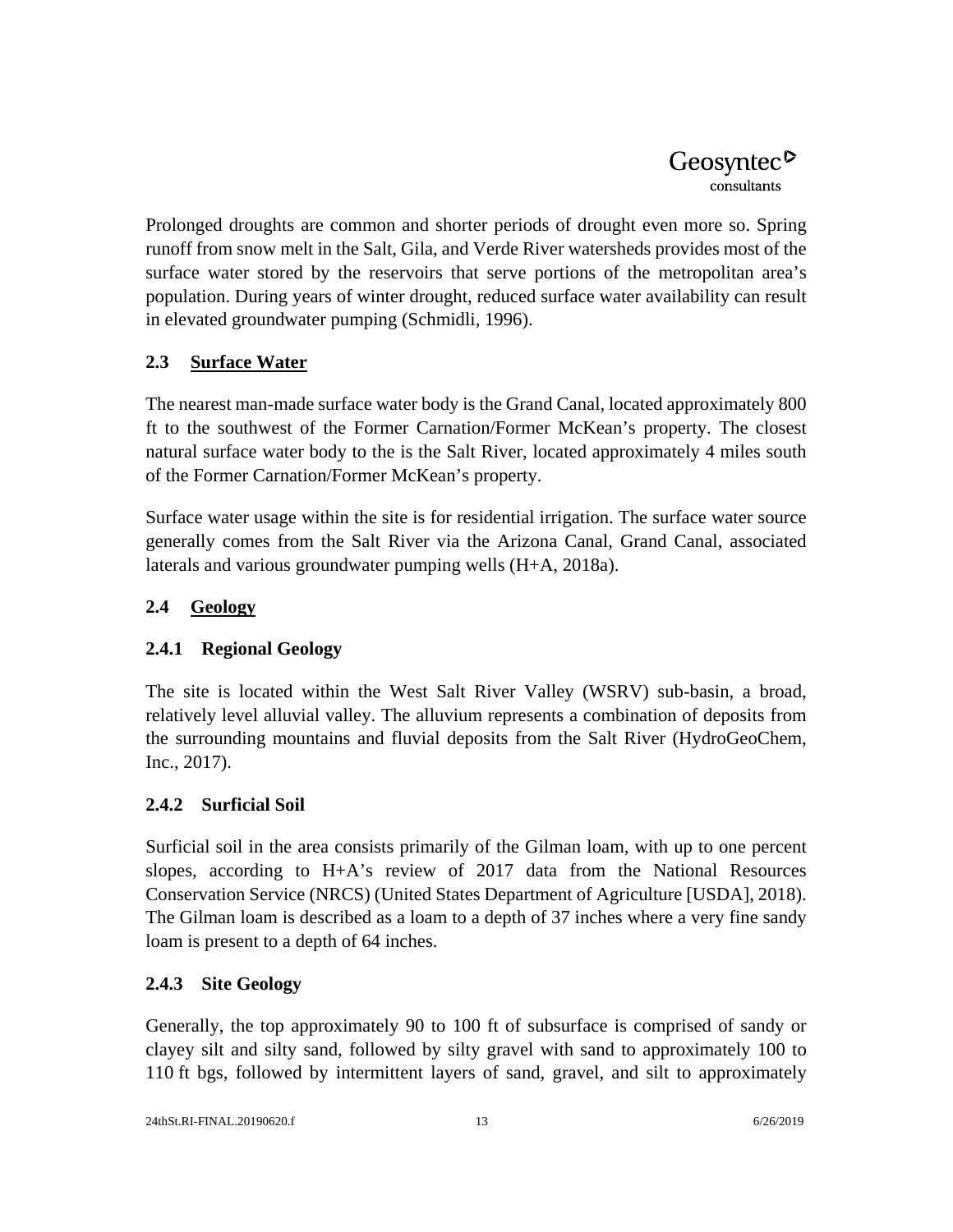Prolonged droughts are common and shorter periods of drought even more so. Spring runoff from snow melt in the Salt, Gila, and Verde River watersheds provides most of the surface water stored by the reservoirs that serve portions of the metropolitan area's population. During years of winter drought, reduced surface water availability can result in elevated groundwater pumping (Schmidli, 1996).

## 2.3 Surface Water

The nearest man-made surface water body is the Grand Canal, located approximately 800 ft to the southwest of the Former Carnation/Former McKean's property. The closest natural surface water body to the is the Salt River, located approximately 4 miles south of the Former Carnation/Former McKean's property.

Surface water usage within the site is for residential irrigation. The surface water source generally comes from the Salt River via the Arizona Canal, Grand Canal, associated laterals and various groundwater pumping wells (H+A, 2018a).

## 2.4 Geology

### 2.4.1 Regional Geology

The site is located within the West Salt River Valley (WSRV) sub-basin, a broad, relatively level alluvial valley. The alluvium represents a combination of deposits from the surrounding mountains and fluvial deposits from the Salt River (HydroGeoChem, Inc., 2017).

### 2.4.2 Surficial Soil

Surficial soil in the area consists primarily of the Gilman loam, with up to one percent slopes, according to H+A's review of 2017 data from the National Resources Conservation Service (NRCS) (United States Department of Agriculture [USDA], 2018). The Gilman loam is described as a loam to a depth of 37 inches where a very fine sandy loam is present to a depth of 64 inches.

### 2.4.3 Site Geology

Generally, the top approximately 90 to 100 ft of subsurface is comprised of sandy or clayey silt and silty sand, followed by silty gravel with sand to approximately 100 to 110 ft bgs, followed by intermittent layers of sand, gravel, and silt to approximately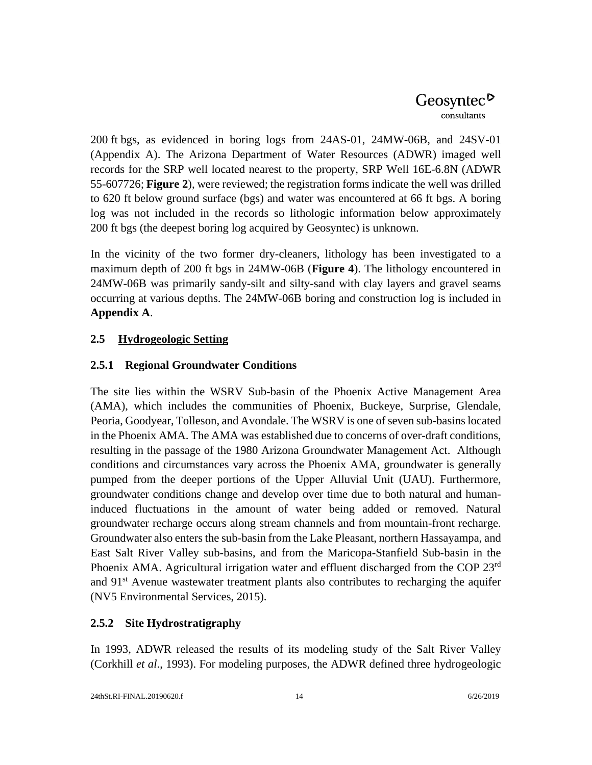200 ft bgs, as evidenced in boring logs from 24AS-01, 24MW-06B, and 24SV-01 (Appendix A). The Arizona Department of Water Resources (ADWR) imaged well records for the SRP well located nearest to the property, SRP Well 16E-6.8N (ADWR 55-607726; **Figure 2**), were reviewed; the registration forms indicate the well was drilled to 620 ft below ground surface (bgs) and water was encountered at 66 ft bgs. A boring log was not included in the records so lithologic information below approximately 200 ft bgs (the deepest boring log acquired by Geosyntec) is unknown.

In the vicinity of the two former dry-cleaners, lithology has been investigated to a maximum depth of 200 ft bgs in 24MW-06B (**Figure 4**). The lithology encountered in 24MW-06B was primarily sandy-silt and silty-sand with clay layers and gravel seams occurring at various depths. The 24MW-06B boring and construction log is included in **Appendix A**.

## 2.5 Hydrogeologic Setting

### 2.5.1 Regional Groundwater Conditions

The site lies within the WSRV Sub-basin of the Phoenix Active Management Area (AMA), which includes the communities of Phoenix, Buckeye, Surprise, Glendale, Peoria, Goodyear, Tolleson, and Avondale. The WSRV is one of seven sub-basins located in the Phoenix AMA. The AMA was established due to concerns of over-draft conditions, resulting in the passage of the 1980 Arizona Groundwater Management Act. Although conditions and circumstances vary across the Phoenix AMA, groundwater is generally pumped from the deeper portions of the Upper Alluvial Unit (UAU). Furthermore, groundwater conditions change and develop over time due to both natural and human-induced fluctuations in the amount of water being added or removed. Natural groundwater recharge occurs along stream channels and from mountain-front recharge. Groundwater also enters the sub-basin from the Lake Pleasant, northern Hassayampa, and East Salt River Valley sub-basins, and from the Maricopa-Stanfield Sub-basin in the Phoenix AMA. Agricultural irrigation water and effluent discharged from the COP 23rd and 91st Avenue wastewater treatment plants also contributes to recharging the aquifer (NV5 Environmental Services, 2015).

### 2.5.2 Site Hydrostratigraphy

In 1993, ADWR released the results of its modeling study of the Salt River Valley (Corkhill *et al*., 1993). For modeling purposes, the ADWR defined three hydrogeologic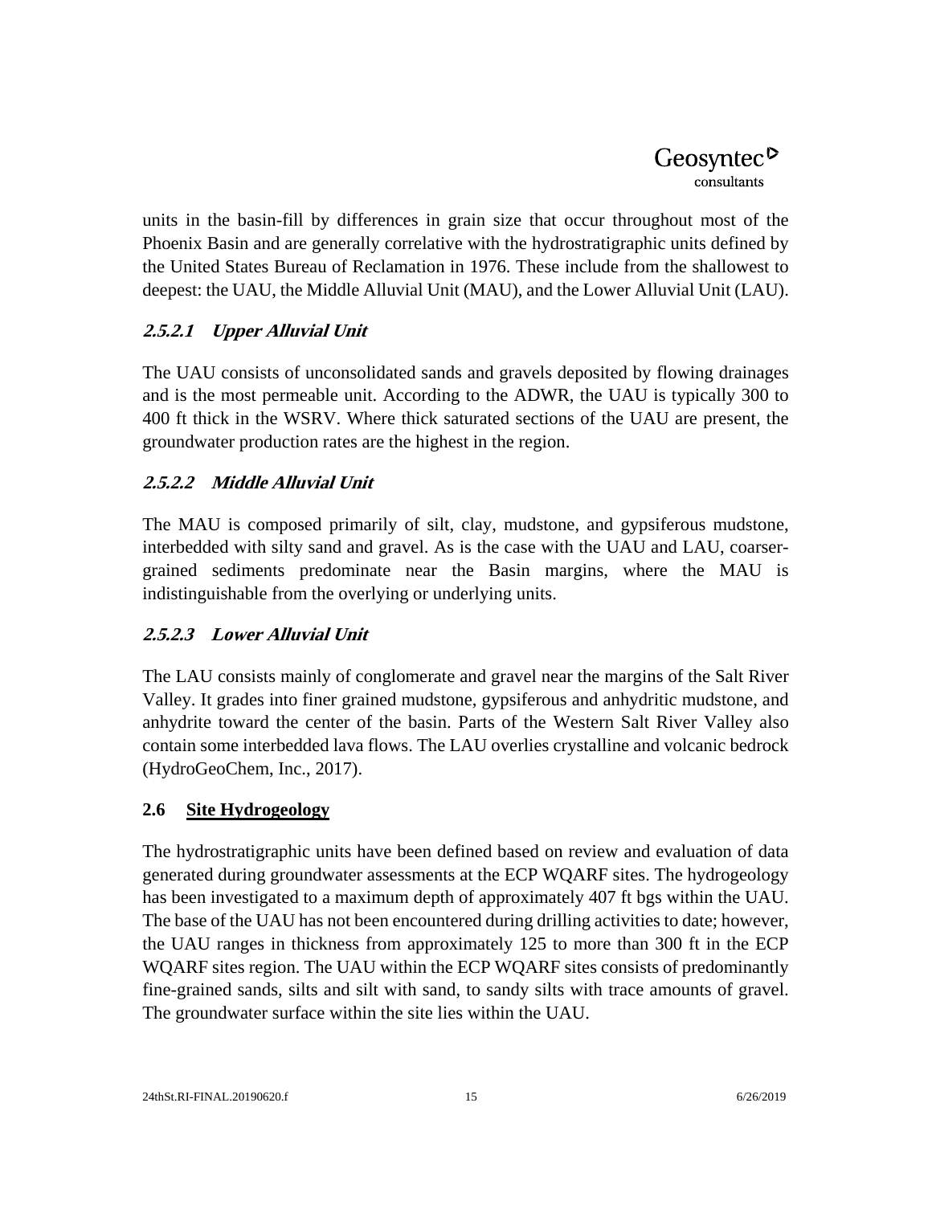units in the basin-fill by differences in grain size that occur throughout most of the Phoenix Basin and are generally correlative with the hydrostratigraphic units defined by the United States Bureau of Reclamation in 1976. These include from the shallowest to deepest: the UAU, the Middle Alluvial Unit (MAU), and the Lower Alluvial Unit (LAU).

#### *2.5.2.1 Upper Alluvial Unit*

The UAU consists of unconsolidated sands and gravels deposited by flowing drainages and is the most permeable unit. According to the ADWR, the UAU is typically 300 to 400 ft thick in the WSRV. Where thick saturated sections of the UAU are present, the groundwater production rates are the highest in the region.

#### *2.5.2.2 Middle Alluvial Unit*

The MAU is composed primarily of silt, clay, mudstone, and gypsiferous mudstone, interbedded with silty sand and gravel. As is the case with the UAU and LAU, coarser-grained sediments predominate near the Basin margins, where the MAU is indistinguishable from the overlying or underlying units.

#### *2.5.2.3 Lower Alluvial Unit*

The LAU consists mainly of conglomerate and gravel near the margins of the Salt River Valley. It grades into finer grained mudstone, gypsiferous and anhydritic mudstone, and anhydrite toward the center of the basin. Parts of the Western Salt River Valley also contain some interbedded lava flows. The LAU overlies crystalline and volcanic bedrock (HydroGeoChem, Inc., 2017).

## 2.6 <u>Site Hydrogeology</u>

The hydrostratigraphic units have been defined based on review and evaluation of data generated during groundwater assessments at the ECP WQARF sites. The hydrogeology has been investigated to a maximum depth of approximately 407 ft bgs within the UAU. The base of the UAU has not been encountered during drilling activities to date; however, the UAU ranges in thickness from approximately 125 to more than 300 ft in the ECP WQARF sites region. The UAU within the ECP WQARF sites consists of predominantly fine-grained sands, silts and silt with sand, to sandy silts with trace amounts of gravel. The groundwater surface within the site lies within the UAU.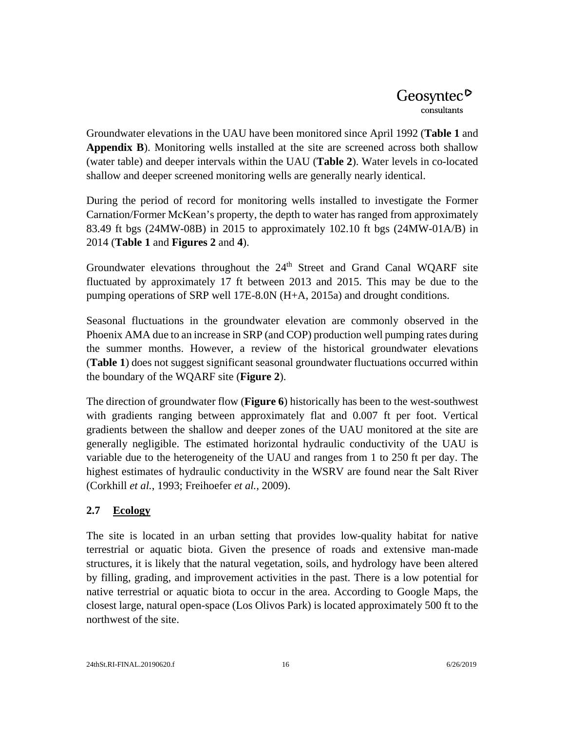Groundwater elevations in the UAU have been monitored since April 1992 (**Table 1** and **Appendix B**). Monitoring wells installed at the site are screened across both shallow (water table) and deeper intervals within the UAU (**Table 2**). Water levels in co-located shallow and deeper screened monitoring wells are generally nearly identical.

During the period of record for monitoring wells installed to investigate the Former Carnation/Former McKean's property, the depth to water has ranged from approximately 83.49 ft bgs (24MW-08B) in 2015 to approximately 102.10 ft bgs (24MW-01A/B) in 2014 (**Table 1** and **Figures 2** and **4**).

Groundwater elevations throughout the 24th Street and Grand Canal WQARF site fluctuated by approximately 17 ft between 2013 and 2015. This may be due to the pumping operations of SRP well 17E-8.0N (H+A, 2015a) and drought conditions.

Seasonal fluctuations in the groundwater elevation are commonly observed in the Phoenix AMA due to an increase in SRP (and COP) production well pumping rates during the summer months. However, a review of the historical groundwater elevations (**Table 1**) does not suggest significant seasonal groundwater fluctuations occurred within the boundary of the WQARF site (**Figure 2**).

The direction of groundwater flow (**Figure 6**) historically has been to the west-southwest with gradients ranging between approximately flat and 0.007 ft per foot. Vertical gradients between the shallow and deeper zones of the UAU monitored at the site are generally negligible. The estimated horizontal hydraulic conductivity of the UAU is variable due to the heterogeneity of the UAU and ranges from 1 to 250 ft per day. The highest estimates of hydraulic conductivity in the WSRV are found near the Salt River (Corkhill *et al.*, 1993; Freihoefer *et al.*, 2009).

## 2.7 Ecology

The site is located in an urban setting that provides low-quality habitat for native terrestrial or aquatic biota. Given the presence of roads and extensive man-made structures, it is likely that the natural vegetation, soils, and hydrology have been altered by filling, grading, and improvement activities in the past. There is a low potential for native terrestrial or aquatic biota to occur in the area. According to Google Maps, the closest large, natural open-space (Los Olivos Park) is located approximately 500 ft to the northwest of the site.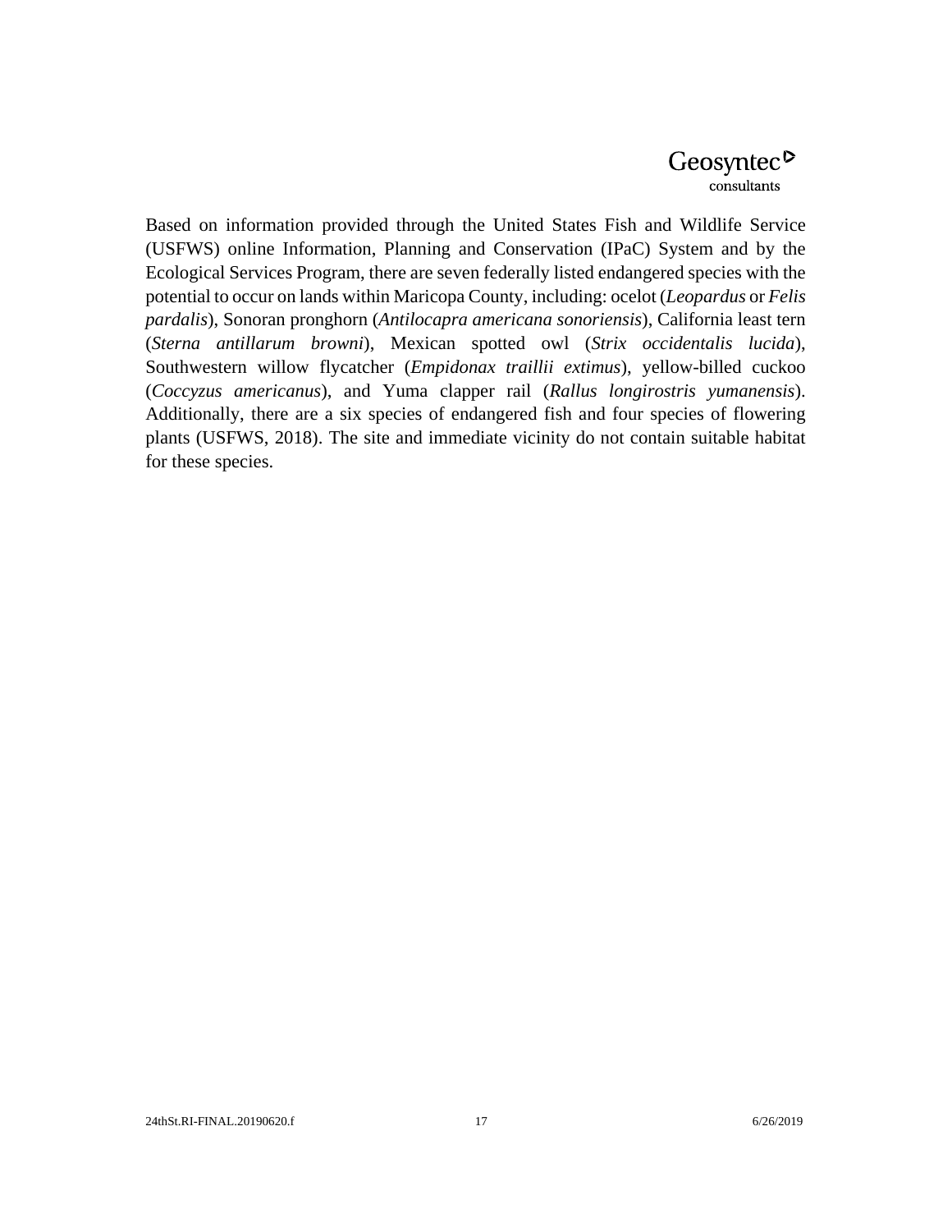Based on information provided through the United States Fish and Wildlife Service (USFWS) online Information, Planning and Conservation (IPaC) System and by the Ecological Services Program, there are seven federally listed endangered species with the potential to occur on lands within Maricopa County, including: ocelot (*Leopardus* or *Felis pardalis*), Sonoran pronghorn (*Antilocapra americana sonoriensis*), California least tern (*Sterna antillarum browni*), Mexican spotted owl (*Strix occidentalis lucida*), Southwestern willow flycatcher (*Empidonax traillii extimus*), yellow-billed cuckoo (*Coccyzus americanus*), and Yuma clapper rail (*Rallus longirostris yumanensis*). Additionally, there are a six species of endangered fish and four species of flowering plants (USFWS, 2018). The site and immediate vicinity do not contain suitable habitat for these species.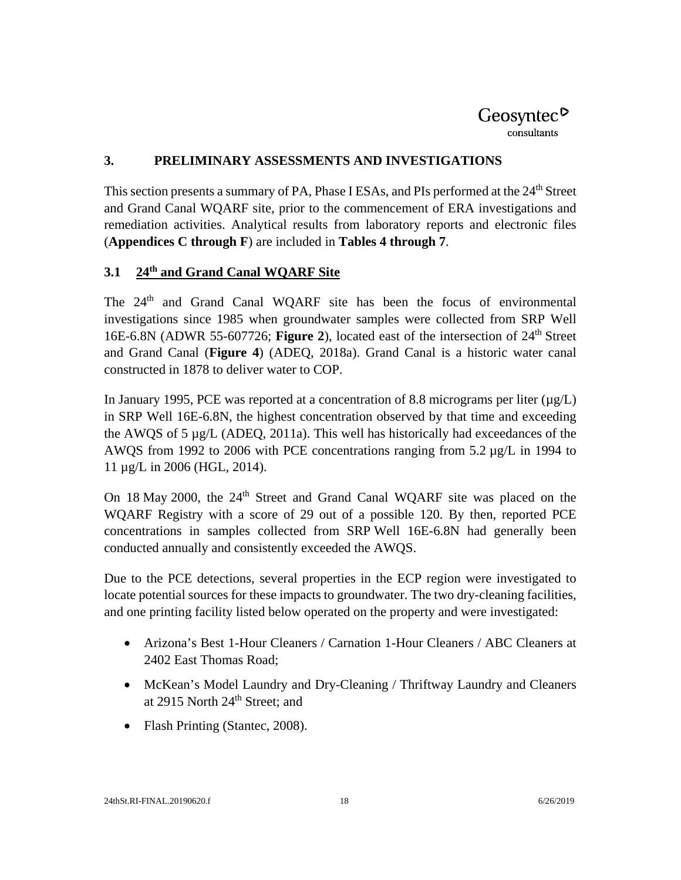## 3. PRELIMINARY ASSESSMENTS AND INVESTIGATIONS

This section presents a summary of PA, Phase I ESAs, and PIs performed at the 24th Street and Grand Canal WQARF site, prior to the commencement of ERA investigations and remediation activities. Analytical results from laboratory reports and electronic files (**Appendices C through F**) are included in **Tables 4 through 7**.

### 3.1 24th and Grand Canal WQARF Site

The 24th and Grand Canal WQARF site has been the focus of environmental investigations since 1985 when groundwater samples were collected from SRP Well 16E-6.8N (ADWR 55-607726; **Figure 2**), located east of the intersection of 24th Street and Grand Canal (**Figure 4**) (ADEQ, 2018a). Grand Canal is a historic water canal constructed in 1878 to deliver water to COP.

In January 1995, PCE was reported at a concentration of 8.8 micrograms per liter (µg/L) in SRP Well 16E-6.8N, the highest concentration observed by that time and exceeding the AWQS of 5 µg/L (ADEQ, 2011a). This well has historically had exceedances of the AWQS from 1992 to 2006 with PCE concentrations ranging from 5.2 µg/L in 1994 to 11 µg/L in 2006 (HGL, 2014).

On 18 May 2000, the 24th Street and Grand Canal WQARF site was placed on the WQARF Registry with a score of 29 out of a possible 120. By then, reported PCE concentrations in samples collected from SRP Well 16E-6.8N had generally been conducted annually and consistently exceeded the AWQS.

Due to the PCE detections, several properties in the ECP region were investigated to locate potential sources for these impacts to groundwater. The two dry-cleaning facilities, and one printing facility listed below operated on the property and were investigated:

- Arizona's Best 1-Hour Cleaners / Carnation 1-Hour Cleaners / ABC Cleaners at 2402 East Thomas Road;
- McKean's Model Laundry and Dry-Cleaning / Thriftway Laundry and Cleaners at 2915 North 24th Street; and
- Flash Printing (Stantec, 2008).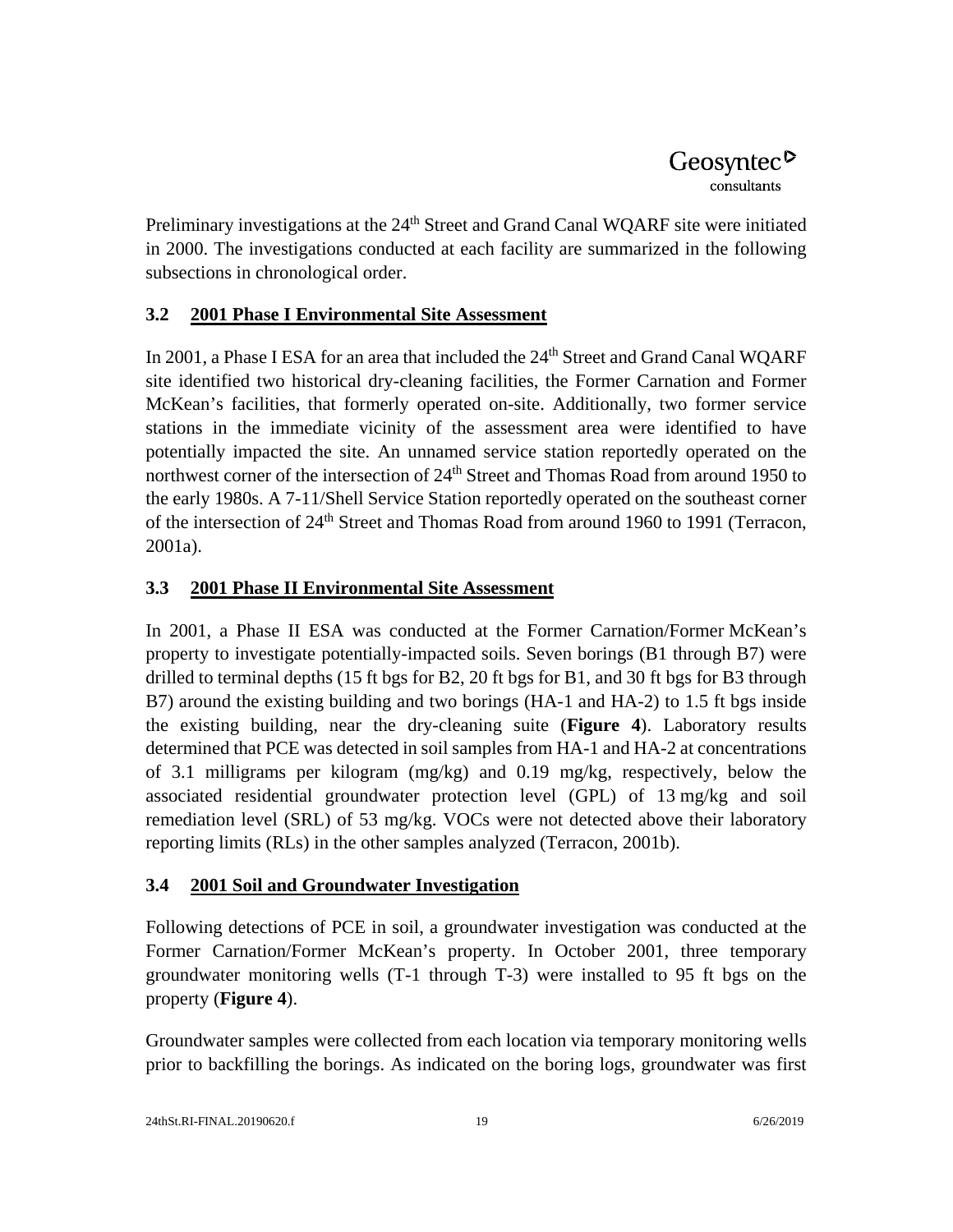Preliminary investigations at the 24th Street and Grand Canal WQARF site were initiated in 2000. The investigations conducted at each facility are summarized in the following subsections in chronological order.

### 3.2 2001 Phase I Environmental Site Assessment

In 2001, a Phase I ESA for an area that included the 24th Street and Grand Canal WQARF site identified two historical dry-cleaning facilities, the Former Carnation and Former McKean's facilities, that formerly operated on-site. Additionally, two former service stations in the immediate vicinity of the assessment area were identified to have potentially impacted the site. An unnamed service station reportedly operated on the northwest corner of the intersection of 24th Street and Thomas Road from around 1950 to the early 1980s. A 7-11/Shell Service Station reportedly operated on the southeast corner of the intersection of 24th Street and Thomas Road from around 1960 to 1991 (Terracon, 2001a).

### 3.3 2001 Phase II Environmental Site Assessment

In 2001, a Phase II ESA was conducted at the Former Carnation/Former McKean's property to investigate potentially-impacted soils. Seven borings (B1 through B7) were drilled to terminal depths (15 ft bgs for B2, 20 ft bgs for B1, and 30 ft bgs for B3 through B7) around the existing building and two borings (HA-1 and HA-2) to 1.5 ft bgs inside the existing building, near the dry-cleaning suite (**Figure 4**). Laboratory results determined that PCE was detected in soil samples from HA-1 and HA-2 at concentrations of 3.1 milligrams per kilogram (mg/kg) and 0.19 mg/kg, respectively, below the associated residential groundwater protection level (GPL) of 13 mg/kg and soil remediation level (SRL) of 53 mg/kg. VOCs were not detected above their laboratory reporting limits (RLs) in the other samples analyzed (Terracon, 2001b).

### 3.4 2001 Soil and Groundwater Investigation

Following detections of PCE in soil, a groundwater investigation was conducted at the Former Carnation/Former McKean's property. In October 2001, three temporary groundwater monitoring wells (T-1 through T-3) were installed to 95 ft bgs on the property (**Figure 4**).

Groundwater samples were collected from each location via temporary monitoring wells prior to backfilling the borings. As indicated on the boring logs, groundwater was first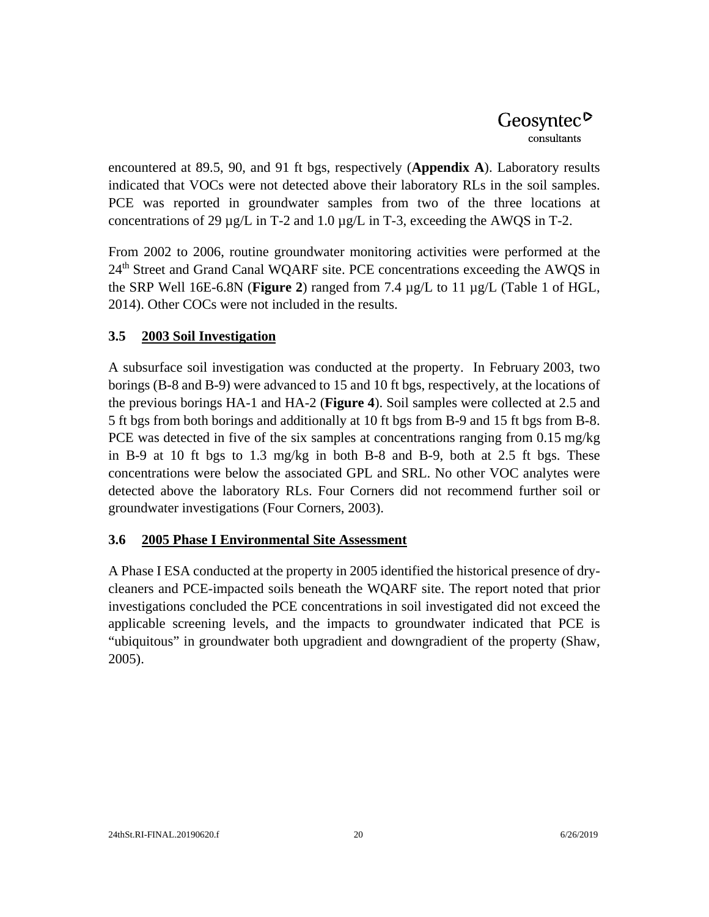encountered at 89.5, 90, and 91 ft bgs, respectively (**Appendix A**). Laboratory results indicated that VOCs were not detected above their laboratory RLs in the soil samples. PCE was reported in groundwater samples from two of the three locations at concentrations of 29 µg/L in T-2 and 1.0 µg/L in T-3, exceeding the AWQS in T-2.

From 2002 to 2006, routine groundwater monitoring activities were performed at the 24th Street and Grand Canal WQARF site. PCE concentrations exceeding the AWQS in the SRP Well 16E-6.8N (**Figure 2**) ranged from 7.4 µg/L to 11 µg/L (Table 1 of HGL, 2014). Other COCs were not included in the results.

### 3.5 2003 Soil Investigation

A subsurface soil investigation was conducted at the property. In February 2003, two borings (B-8 and B-9) were advanced to 15 and 10 ft bgs, respectively, at the locations of the previous borings HA-1 and HA-2 (**Figure 4**). Soil samples were collected at 2.5 and 5 ft bgs from both borings and additionally at 10 ft bgs from B-9 and 15 ft bgs from B-8. PCE was detected in five of the six samples at concentrations ranging from 0.15 mg/kg in B-9 at 10 ft bgs to 1.3 mg/kg in both B-8 and B-9, both at 2.5 ft bgs. These concentrations were below the associated GPL and SRL. No other VOC analytes were detected above the laboratory RLs. Four Corners did not recommend further soil or groundwater investigations (Four Corners, 2003).

### 3.6 2005 Phase I Environmental Site Assessment

A Phase I ESA conducted at the property in 2005 identified the historical presence of dry-cleaners and PCE-impacted soils beneath the WQARF site. The report noted that prior investigations concluded the PCE concentrations in soil investigated did not exceed the applicable screening levels, and the impacts to groundwater indicated that PCE is "ubiquitous" in groundwater both upgradient and downgradient of the property (Shaw, 2005).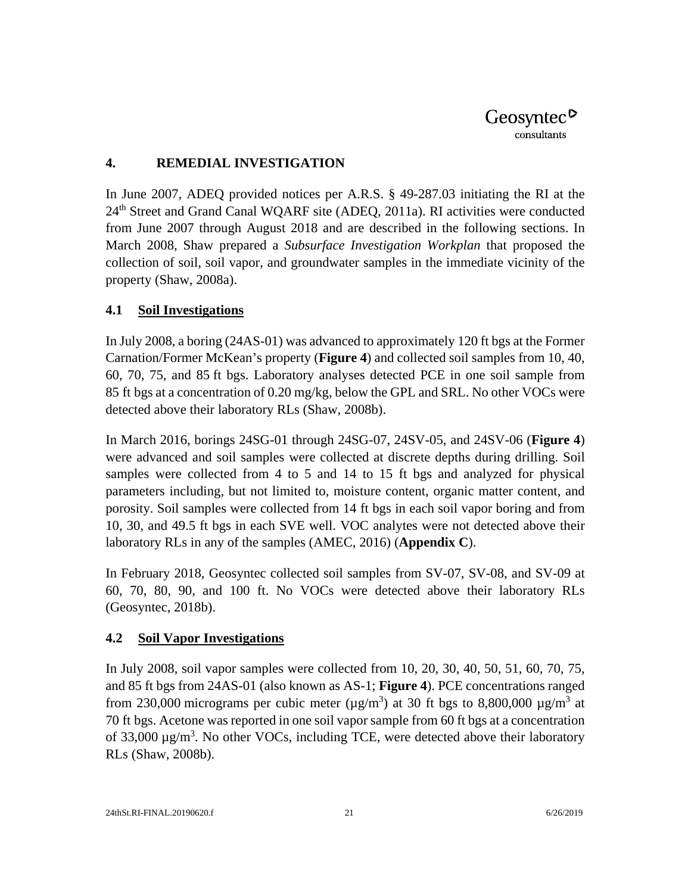## 4. REMEDIAL INVESTIGATION

In June 2007, ADEQ provided notices per A.R.S. § 49-287.03 initiating the RI at the 24th Street and Grand Canal WQARF site (ADEQ, 2011a). RI activities were conducted from June 2007 through August 2018 and are described in the following sections. In March 2008, Shaw prepared a *Subsurface Investigation Workplan* that proposed the collection of soil, soil vapor, and groundwater samples in the immediate vicinity of the property (Shaw, 2008a).

### 4.1 Soil Investigations

In July 2008, a boring (24AS-01) was advanced to approximately 120 ft bgs at the Former Carnation/Former McKean's property (**Figure 4**) and collected soil samples from 10, 40, 60, 70, 75, and 85 ft bgs. Laboratory analyses detected PCE in one soil sample from 85 ft bgs at a concentration of 0.20 mg/kg, below the GPL and SRL. No other VOCs were detected above their laboratory RLs (Shaw, 2008b).

In March 2016, borings 24SG-01 through 24SG-07, 24SV-05, and 24SV-06 (**Figure 4**) were advanced and soil samples were collected at discrete depths during drilling. Soil samples were collected from 4 to 5 and 14 to 15 ft bgs and analyzed for physical parameters including, but not limited to, moisture content, organic matter content, and porosity. Soil samples were collected from 14 ft bgs in each soil vapor boring and from 10, 30, and 49.5 ft bgs in each SVE well. VOC analytes were not detected above their laboratory RLs in any of the samples (AMEC, 2016) (**Appendix C**).

In February 2018, Geosyntec collected soil samples from SV-07, SV-08, and SV-09 at 60, 70, 80, 90, and 100 ft. No VOCs were detected above their laboratory RLs (Geosyntec, 2018b).

### 4.2 Soil Vapor Investigations

In July 2008, soil vapor samples were collected from 10, 20, 30, 40, 50, 51, 60, 70, 75, and 85 ft bgs from 24AS-01 (also known as AS-1; **Figure 4**). PCE concentrations ranged from 230,000 micrograms per cubic meter ($\mu g/m^3$) at 30 ft bgs to 8,800,000 $\mu g/m^3$ at 70 ft bgs. Acetone was reported in one soil vapor sample from 60 ft bgs at a concentration of 33,000 $\mu g/m^3$. No other VOCs, including TCE, were detected above their laboratory RLs (Shaw, 2008b).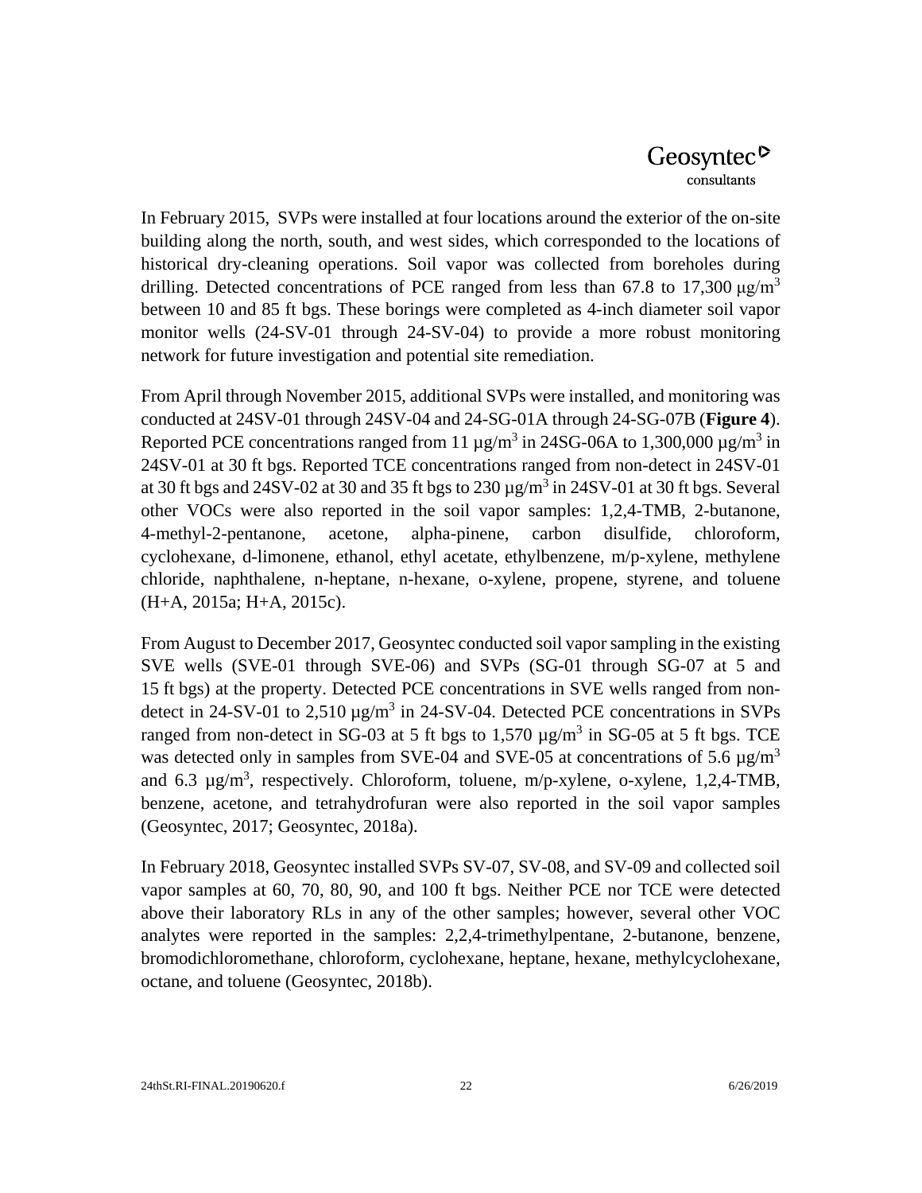In February 2015, SVPs were installed at four locations around the exterior of the on-site building along the north, south, and west sides, which corresponded to the locations of historical dry-cleaning operations. Soil vapor was collected from boreholes during drilling. Detected concentrations of PCE ranged from less than 67.8 to 17,300 $\mu g/m^3$ between 10 and 85 ft bgs. These borings were completed as 4-inch diameter soil vapor monitor wells (24-SV-01 through 24-SV-04) to provide a more robust monitoring network for future investigation and potential site remediation.

From April through November 2015, additional SVPs were installed, and monitoring was conducted at 24SV-01 through 24SV-04 and 24-SG-01A through 24-SG-07B (**Figure 4**). Reported PCE concentrations ranged from 11 $\mu g/m^3$ in 24SG-06A to 1,300,000 $\mu g/m^3$ in 24SV-01 at 30 ft bgs. Reported TCE concentrations ranged from non-detect in 24SV-01 at 30 ft bgs and 24SV-02 at 30 and 35 ft bgs to 230 $\mu g/m^3$ in 24SV-01 at 30 ft bgs. Several other VOCs were also reported in the soil vapor samples: 1,2,4-TMB, 2-butanone, 4-methyl-2-pentanone, acetone, alpha-pinene, carbon disulfide, chloroform, cyclohexane, d-limonene, ethanol, ethyl acetate, ethylbenzene, m/p-xylene, methylene chloride, naphthalene, n-heptane, n-hexane, o-xylene, propene, styrene, and toluene (H+A, 2015a; H+A, 2015c).

From August to December 2017, Geosyntec conducted soil vapor sampling in the existing SVE wells (SVE-01 through SVE-06) and SVPs (SG-01 through SG-07 at 5 and 15 ft bgs) at the property. Detected PCE concentrations in SVE wells ranged from non-detect in 24-SV-01 to 2,510 $\mu g/m^3$ in 24-SV-04. Detected PCE concentrations in SVPs ranged from non-detect in SG-03 at 5 ft bgs to 1,570 $\mu g/m^3$ in SG-05 at 5 ft bgs. TCE was detected only in samples from SVE-04 and SVE-05 at concentrations of 5.6 $\mu g/m^3$ and 6.3 $\mu g/m^3$, respectively. Chloroform, toluene, m/p-xylene, o-xylene, 1,2,4-TMB, benzene, acetone, and tetrahydrofuran were also reported in the soil vapor samples (Geosyntec, 2017; Geosyntec, 2018a).

In February 2018, Geosyntec installed SVPs SV-07, SV-08, and SV-09 and collected soil vapor samples at 60, 70, 80, 90, and 100 ft bgs. Neither PCE nor TCE were detected above their laboratory RLs in any of the other samples; however, several other VOC analytes were reported in the samples: 2,2,4-trimethylpentane, 2-butanone, benzene, bromodichloromethane, chloroform, cyclohexane, heptane, hexane, methylcyclohexane, octane, and toluene (Geosyntec, 2018b).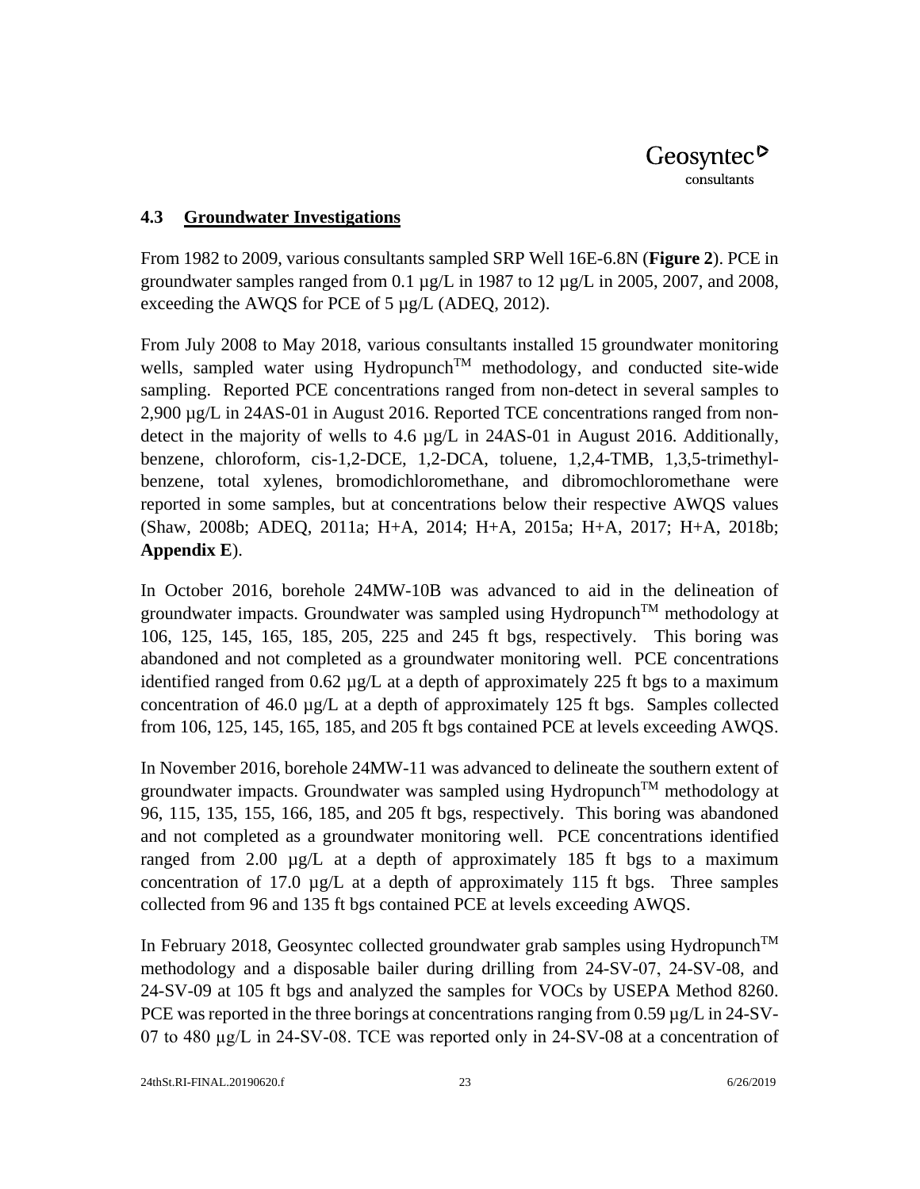## 4.3 Groundwater Investigations

From 1982 to 2009, various consultants sampled SRP Well 16E-6.8N (**Figure 2**). PCE in groundwater samples ranged from 0.1 µg/L in 1987 to 12 µg/L in 2005, 2007, and 2008, exceeding the AWQS for PCE of 5 µg/L (ADEQ, 2012).

From July 2008 to May 2018, various consultants installed 15 groundwater monitoring wells, sampled water using Hydropunch$^{TM}$ methodology, and conducted site-wide sampling. Reported PCE concentrations ranged from non-detect in several samples to 2,900 µg/L in 24AS-01 in August 2016. Reported TCE concentrations ranged from non-detect in the majority of wells to 4.6 µg/L in 24AS-01 in August 2016. Additionally, benzene, chloroform, cis-1,2-DCE, 1,2-DCA, toluene, 1,2,4-TMB, 1,3,5-trimethyl-benzene, total xylenes, bromodichloromethane, and dibromochloromethane were reported in some samples, but at concentrations below their respective AWQS values (Shaw, 2008b; ADEQ, 2011a; H+A, 2014; H+A, 2015a; H+A, 2017; H+A, 2018b; **Appendix E**).

In October 2016, borehole 24MW-10B was advanced to aid in the delineation of groundwater impacts. Groundwater was sampled using Hydropunch$^{TM}$ methodology at 106, 125, 145, 165, 185, 205, 225 and 245 ft bgs, respectively. This boring was abandoned and not completed as a groundwater monitoring well. PCE concentrations identified ranged from 0.62 µg/L at a depth of approximately 225 ft bgs to a maximum concentration of 46.0 µg/L at a depth of approximately 125 ft bgs. Samples collected from 106, 125, 145, 165, 185, and 205 ft bgs contained PCE at levels exceeding AWQS.

In November 2016, borehole 24MW-11 was advanced to delineate the southern extent of groundwater impacts. Groundwater was sampled using Hydropunch$^{TM}$ methodology at 96, 115, 135, 155, 166, 185, and 205 ft bgs, respectively. This boring was abandoned and not completed as a groundwater monitoring well. PCE concentrations identified ranged from 2.00 µg/L at a depth of approximately 185 ft bgs to a maximum concentration of 17.0 µg/L at a depth of approximately 115 ft bgs. Three samples collected from 96 and 135 ft bgs contained PCE at levels exceeding AWQS.

In February 2018, Geosyntec collected groundwater grab samples using Hydropunch$^{TM}$ methodology and a disposable bailer during drilling from 24-SV-07, 24-SV-08, and 24-SV-09 at 105 ft bgs and analyzed the samples for VOCs by USEPA Method 8260. PCE was reported in the three borings at concentrations ranging from 0.59 µg/L in 24-SV-07 to 480 µg/L in 24-SV-08. TCE was reported only in 24-SV-08 at a concentration of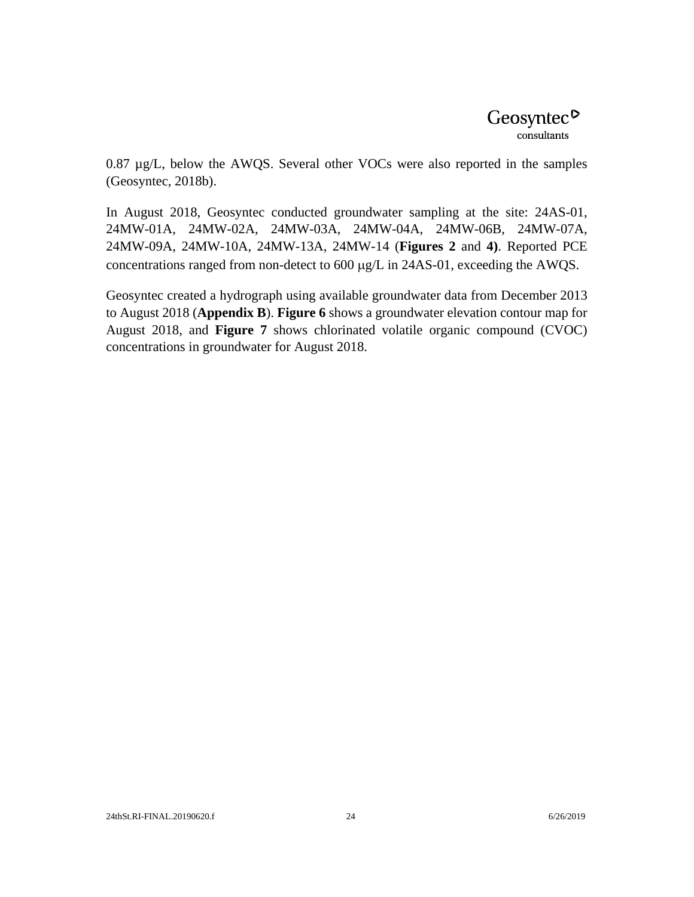0.87 μg/L, below the AWQS. Several other VOCs were also reported in the samples (Geosyntec, 2018b).

In August 2018, Geosyntec conducted groundwater sampling at the site: 24AS-01, 24MW-01A, 24MW-02A, 24MW-03A, 24MW-04A, 24MW-06B, 24MW-07A, 24MW-09A, 24MW-10A, 24MW-13A, 24MW-14 (**Figures 2** and **4)**. Reported PCE concentrations ranged from non-detect to 600 μg/L in 24AS-01, exceeding the AWQS.

Geosyntec created a hydrograph using available groundwater data from December 2013 to August 2018 (**Appendix B**). **Figure 6** shows a groundwater elevation contour map for August 2018, and **Figure 7** shows chlorinated volatile organic compound (CVOC) concentrations in groundwater for August 2018.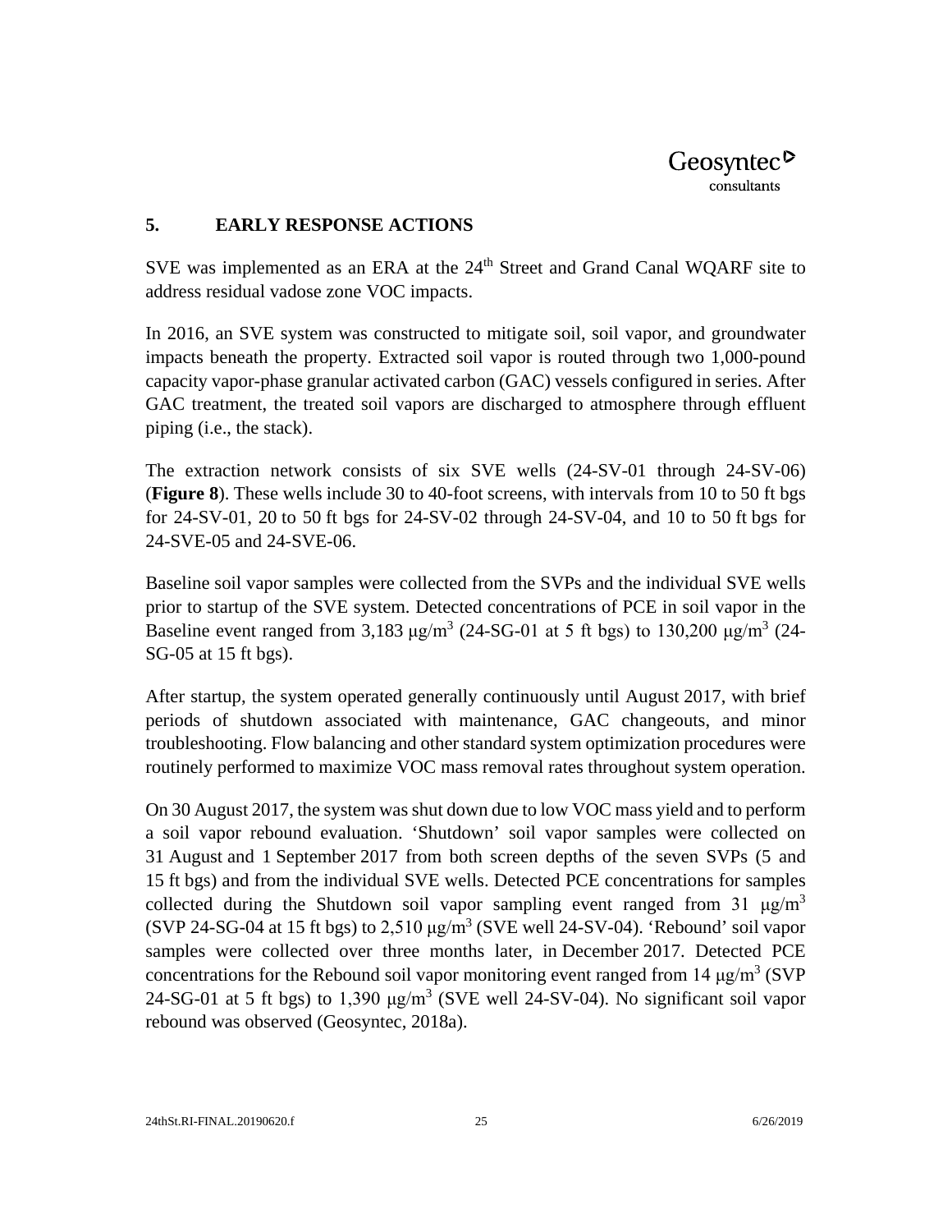## 5. EARLY RESPONSE ACTIONS

SVE was implemented as an ERA at the 24th Street and Grand Canal WQARF site to address residual vadose zone VOC impacts.

In 2016, an SVE system was constructed to mitigate soil, soil vapor, and groundwater impacts beneath the property. Extracted soil vapor is routed through two 1,000-pound capacity vapor-phase granular activated carbon (GAC) vessels configured in series. After GAC treatment, the treated soil vapors are discharged to atmosphere through effluent piping (i.e., the stack).

The extraction network consists of six SVE wells (24-SV-01 through 24-SV-06) (**Figure 8**). These wells include 30 to 40-foot screens, with intervals from 10 to 50 ft bgs for 24-SV-01, 20 to 50 ft bgs for 24-SV-02 through 24-SV-04, and 10 to 50 ft bgs for 24-SVE-05 and 24-SVE-06.

Baseline soil vapor samples were collected from the SVPs and the individual SVE wells prior to startup of the SVE system. Detected concentrations of PCE in soil vapor in the Baseline event ranged from 3,183 $\mu g/m^3$ (24-SG-01 at 5 ft bgs) to 130,200 $\mu g/m^3$ (24-SG-05 at 15 ft bgs).

After startup, the system operated generally continuously until August 2017, with brief periods of shutdown associated with maintenance, GAC changeouts, and minor troubleshooting. Flow balancing and other standard system optimization procedures were routinely performed to maximize VOC mass removal rates throughout system operation.

On 30 August 2017, the system was shut down due to low VOC mass yield and to perform a soil vapor rebound evaluation. 'Shutdown' soil vapor samples were collected on 31 August and 1 September 2017 from both screen depths of the seven SVPs (5 and 15 ft bgs) and from the individual SVE wells. Detected PCE concentrations for samples collected during the Shutdown soil vapor sampling event ranged from 31 $\mu g/m^3$ (SVP 24-SG-04 at 15 ft bgs) to 2,510 $\mu g/m^3$ (SVE well 24-SV-04). 'Rebound' soil vapor samples were collected over three months later, in December 2017. Detected PCE concentrations for the Rebound soil vapor monitoring event ranged from 14 $\mu g/m^3$ (SVP 24-SG-01 at 5 ft bgs) to 1,390 $\mu g/m^3$ (SVE well 24-SV-04). No significant soil vapor rebound was observed (Geosyntec, 2018a).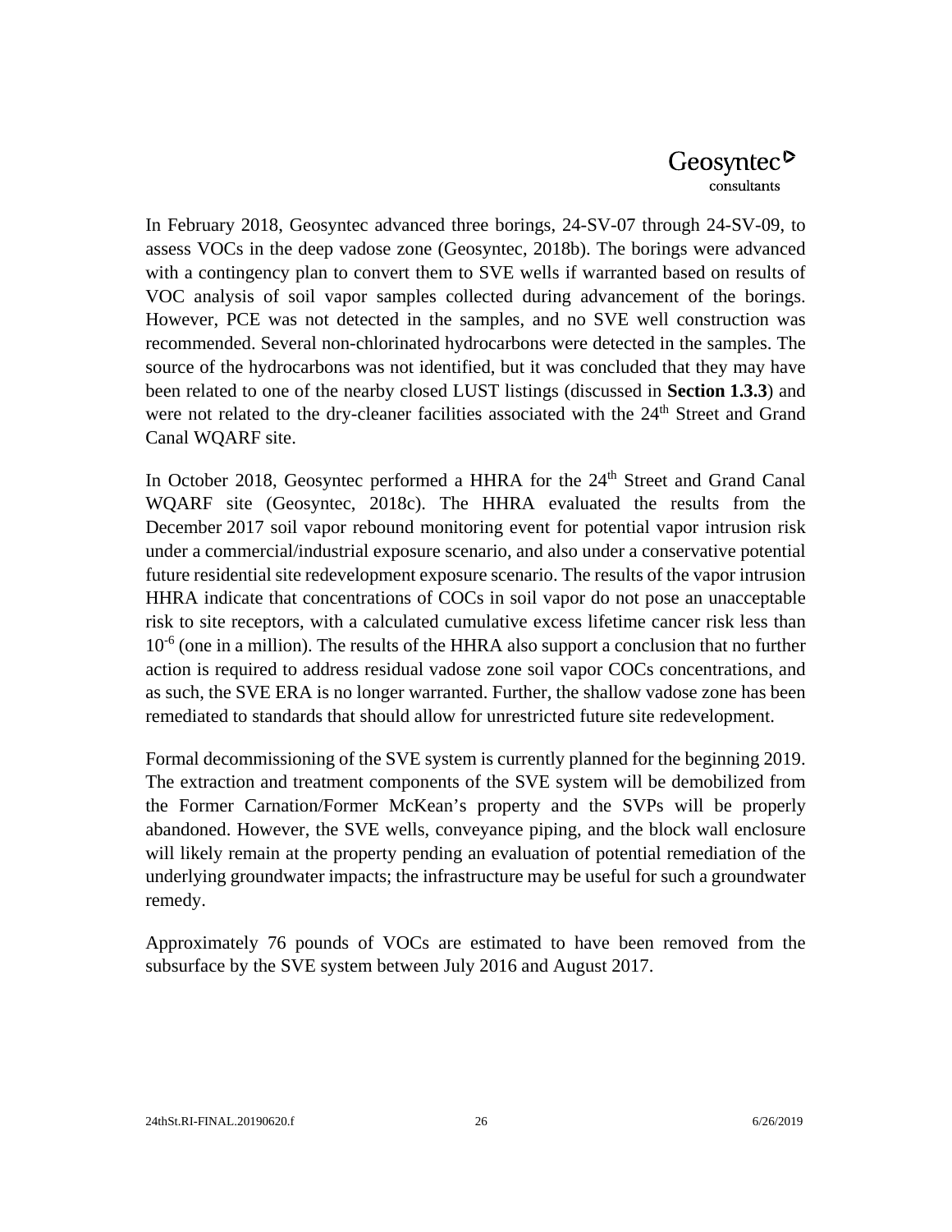In February 2018, Geosyntec advanced three borings, 24-SV-07 through 24-SV-09, to assess VOCs in the deep vadose zone (Geosyntec, 2018b). The borings were advanced with a contingency plan to convert them to SVE wells if warranted based on results of VOC analysis of soil vapor samples collected during advancement of the borings. However, PCE was not detected in the samples, and no SVE well construction was recommended. Several non-chlorinated hydrocarbons were detected in the samples. The source of the hydrocarbons was not identified, but it was concluded that they may have been related to one of the nearby closed LUST listings (discussed in **Section 1.3.3**) and were not related to the dry-cleaner facilities associated with the 24th Street and Grand Canal WQARF site.

In October 2018, Geosyntec performed a HHRA for the 24th Street and Grand Canal WQARF site (Geosyntec, 2018c). The HHRA evaluated the results from the December 2017 soil vapor rebound monitoring event for potential vapor intrusion risk under a commercial/industrial exposure scenario, and also under a conservative potential future residential site redevelopment exposure scenario. The results of the vapor intrusion HHRA indicate that concentrations of COCs in soil vapor do not pose an unacceptable risk to site receptors, with a calculated cumulative excess lifetime cancer risk less than $10^{-6}$ (one in a million). The results of the HHRA also support a conclusion that no further action is required to address residual vadose zone soil vapor COCs concentrations, and as such, the SVE ERA is no longer warranted. Further, the shallow vadose zone has been remediated to standards that should allow for unrestricted future site redevelopment.

Formal decommissioning of the SVE system is currently planned for the beginning 2019. The extraction and treatment components of the SVE system will be demobilized from the Former Carnation/Former McKean's property and the SVPs will be properly abandoned. However, the SVE wells, conveyance piping, and the block wall enclosure will likely remain at the property pending an evaluation of potential remediation of the underlying groundwater impacts; the infrastructure may be useful for such a groundwater remedy.

Approximately 76 pounds of VOCs are estimated to have been removed from the subsurface by the SVE system between July 2016 and August 2017.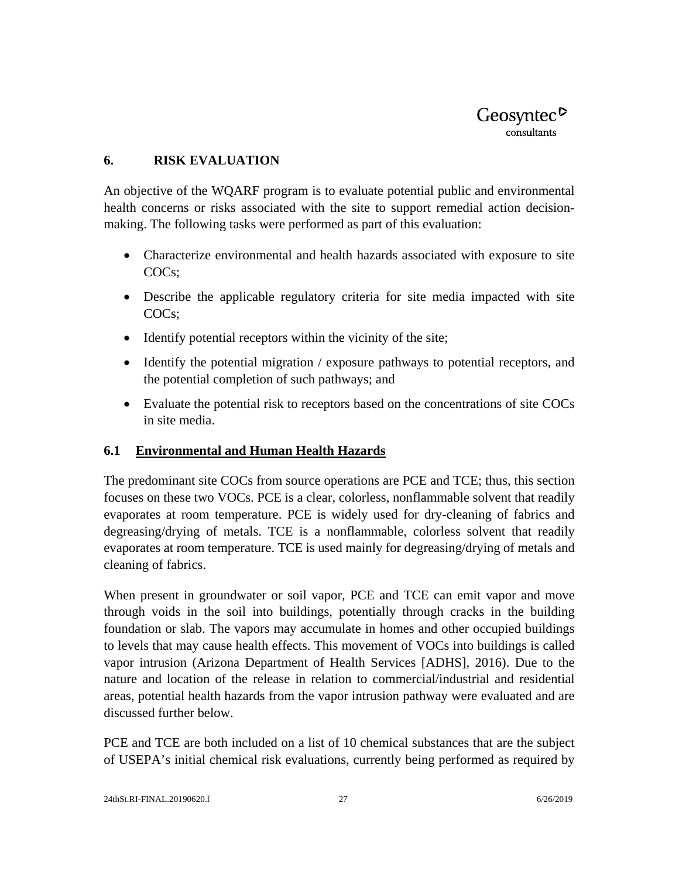## 6. RISK EVALUATION

An objective of the WQARF program is to evaluate potential public and environmental health concerns or risks associated with the site to support remedial action decision-making. The following tasks were performed as part of this evaluation:

- Characterize environmental and health hazards associated with exposure to site COCs;
- Describe the applicable regulatory criteria for site media impacted with site COCs;
- Identify potential receptors within the vicinity of the site;
- Identify the potential migration / exposure pathways to potential receptors, and the potential completion of such pathways; and
- Evaluate the potential risk to receptors based on the concentrations of site COCs in site media.

### 6.1 Environmental and Human Health Hazards

The predominant site COCs from source operations are PCE and TCE; thus, this section focuses on these two VOCs. PCE is a clear, colorless, nonflammable solvent that readily evaporates at room temperature. PCE is widely used for dry-cleaning of fabrics and degreasing/drying of metals. TCE is a nonflammable, colorless solvent that readily evaporates at room temperature. TCE is used mainly for degreasing/drying of metals and cleaning of fabrics.

When present in groundwater or soil vapor, PCE and TCE can emit vapor and move through voids in the soil into buildings, potentially through cracks in the building foundation or slab. The vapors may accumulate in homes and other occupied buildings to levels that may cause health effects. This movement of VOCs into buildings is called vapor intrusion (Arizona Department of Health Services [ADHS], 2016). Due to the nature and location of the release in relation to commercial/industrial and residential areas, potential health hazards from the vapor intrusion pathway were evaluated and are discussed further below.

PCE and TCE are both included on a list of 10 chemical substances that are the subject of USEPA's initial chemical risk evaluations, currently being performed as required by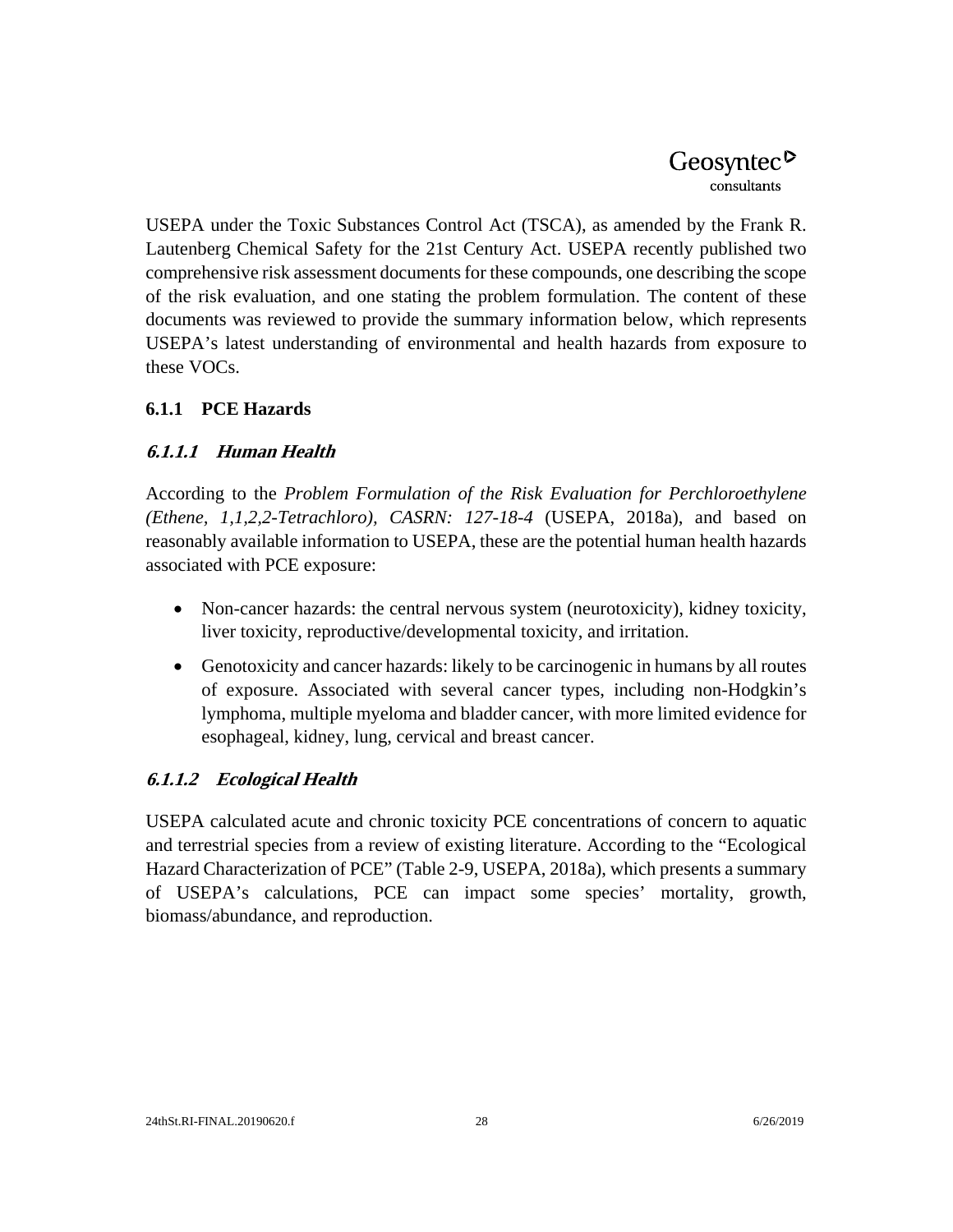USEPA under the Toxic Substances Control Act (TSCA), as amended by the Frank R. Lautenberg Chemical Safety for the 21st Century Act. USEPA recently published two comprehensive risk assessment documents for these compounds, one describing the scope of the risk evaluation, and one stating the problem formulation. The content of these documents was reviewed to provide the summary information below, which represents USEPA's latest understanding of environmental and health hazards from exposure to these VOCs.

### 6.1.1 PCE Hazards

#### *6.1.1.1 Human Health*

According to the *Problem Formulation of the Risk Evaluation for Perchloroethylene (Ethene, 1,1,2,2-Tetrachloro), CASRN: 127-18-4* (USEPA, 2018a), and based on reasonably available information to USEPA, these are the potential human health hazards associated with PCE exposure:

- Non-cancer hazards: the central nervous system (neurotoxicity), kidney toxicity, liver toxicity, reproductive/developmental toxicity, and irritation.
- Genotoxicity and cancer hazards: likely to be carcinogenic in humans by all routes of exposure. Associated with several cancer types, including non-Hodgkin's lymphoma, multiple myeloma and bladder cancer, with more limited evidence for esophageal, kidney, lung, cervical and breast cancer.

#### *6.1.1.2 Ecological Health*

USEPA calculated acute and chronic toxicity PCE concentrations of concern to aquatic and terrestrial species from a review of existing literature. According to the "Ecological Hazard Characterization of PCE" (Table 2-9, USEPA, 2018a), which presents a summary of USEPA's calculations, PCE can impact some species' mortality, growth, biomass/abundance, and reproduction.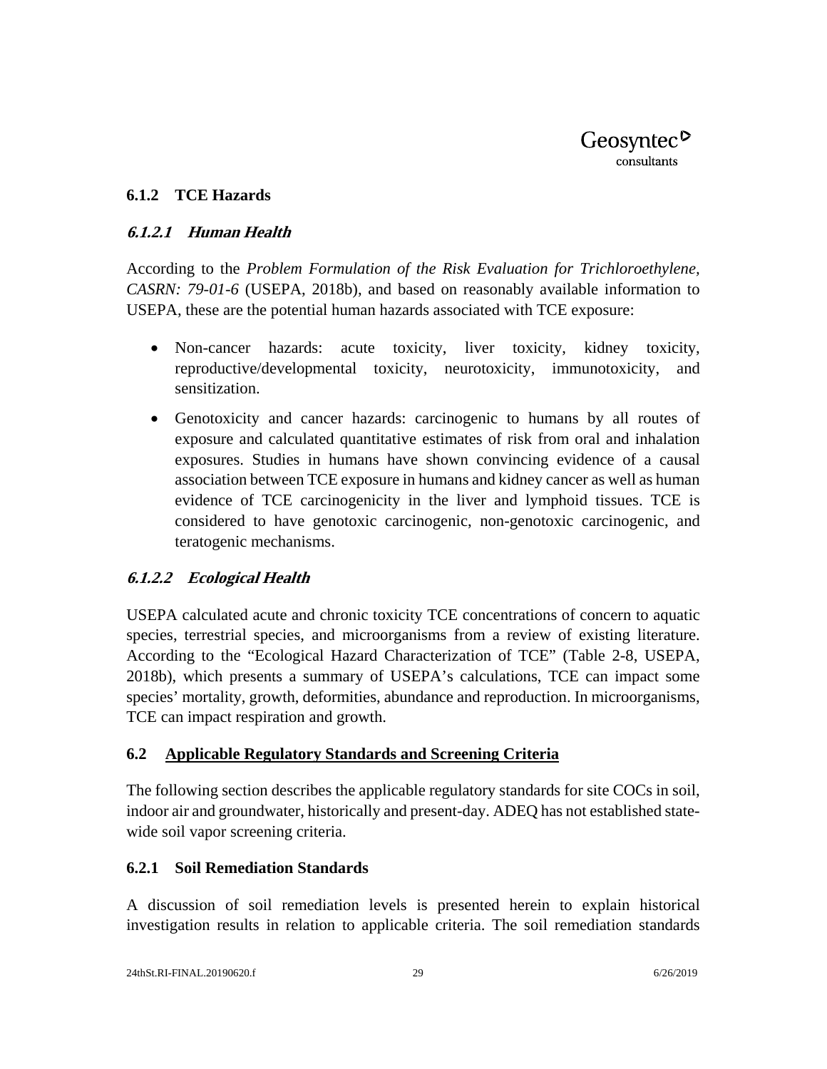### 6.1.2 TCE Hazards

#### *6.1.2.1 Human Health*

According to the *Problem Formulation of the Risk Evaluation for Trichloroethylene, CASRN: 79-01-6* (USEPA, 2018b), and based on reasonably available information to USEPA, these are the potential human hazards associated with TCE exposure:

- Non-cancer hazards: acute toxicity, liver toxicity, kidney toxicity, reproductive/developmental toxicity, neurotoxicity, immunotoxicity, and sensitization.
- Genotoxicity and cancer hazards: carcinogenic to humans by all routes of exposure and calculated quantitative estimates of risk from oral and inhalation exposures. Studies in humans have shown convincing evidence of a causal association between TCE exposure in humans and kidney cancer as well as human evidence of TCE carcinogenicity in the liver and lymphoid tissues. TCE is considered to have genotoxic carcinogenic, non-genotoxic carcinogenic, and teratogenic mechanisms.

#### *6.1.2.2 Ecological Health*

USEPA calculated acute and chronic toxicity TCE concentrations of concern to aquatic species, terrestrial species, and microorganisms from a review of existing literature. According to the "Ecological Hazard Characterization of TCE" (Table 2-8, USEPA, 2018b), which presents a summary of USEPA's calculations, TCE can impact some species' mortality, growth, deformities, abundance and reproduction. In microorganisms, TCE can impact respiration and growth.

## 6.2 Applicable Regulatory Standards and Screening Criteria

The following section describes the applicable regulatory standards for site COCs in soil, indoor air and groundwater, historically and present-day. ADEQ has not established state-wide soil vapor screening criteria.

### 6.2.1 Soil Remediation Standards

A discussion of soil remediation levels is presented herein to explain historical investigation results in relation to applicable criteria. The soil remediation standards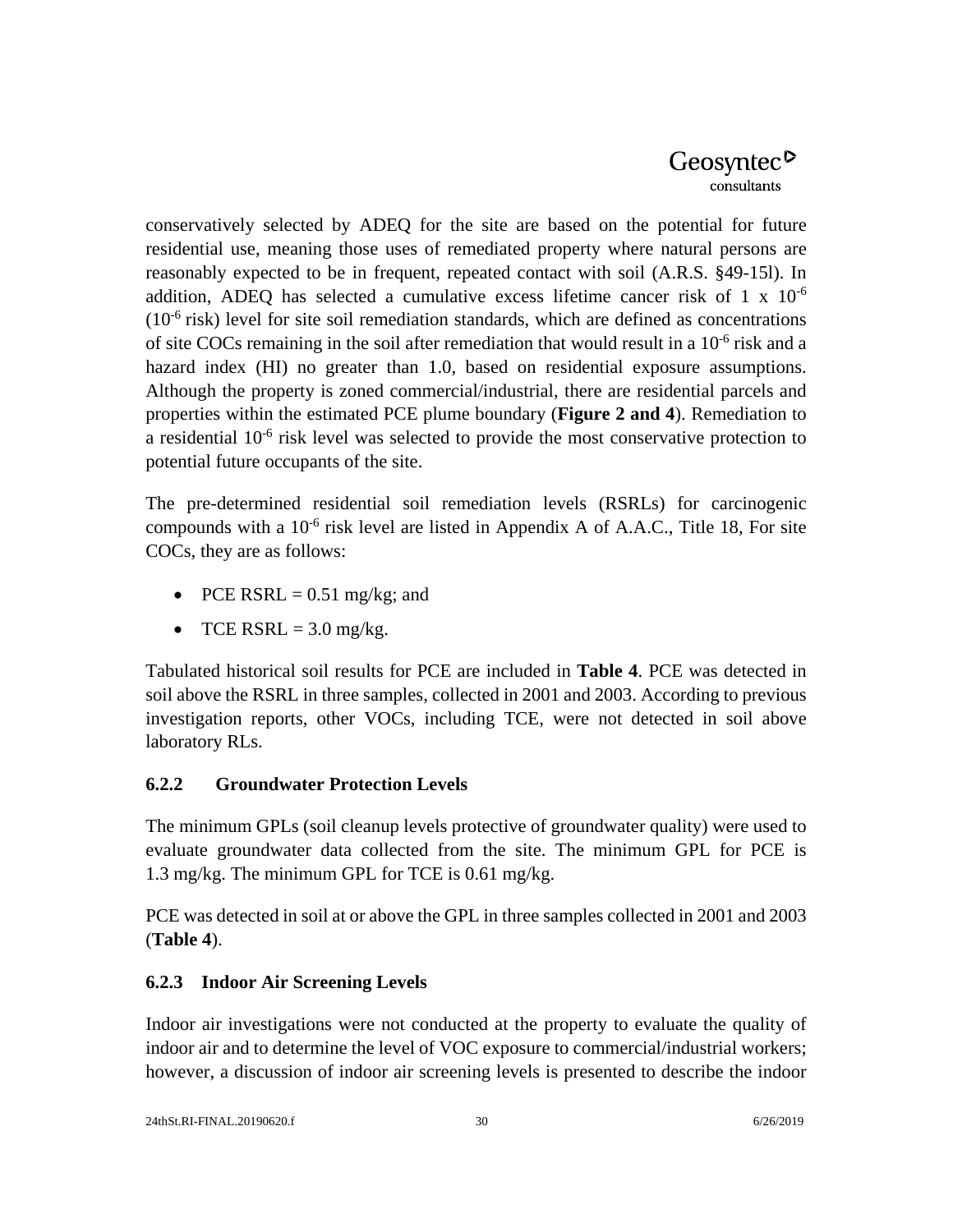conservatively selected by ADEQ for the site are based on the potential for future residential use, meaning those uses of remediated property where natural persons are reasonably expected to be in frequent, repeated contact with soil (A.R.S. §49-15l). In addition, ADEQ has selected a cumulative excess lifetime cancer risk of 1 x $10^{-6}$ ($10^{-6}$ risk) level for site soil remediation standards, which are defined as concentrations of site COCs remaining in the soil after remediation that would result in a $10^{-6}$ risk and a hazard index (HI) no greater than 1.0, based on residential exposure assumptions. Although the property is zoned commercial/industrial, there are residential parcels and properties within the estimated PCE plume boundary (**Figure 2 and 4**). Remediation to a residential $10^{-6}$ risk level was selected to provide the most conservative protection to potential future occupants of the site.

The pre-determined residential soil remediation levels (RSRLs) for carcinogenic compounds with a $10^{-6}$ risk level are listed in Appendix A of A.A.C., Title 18, For site COCs, they are as follows:

- PCE RSRL = 0.51 mg/kg; and
- TCE RSRL = 3.0 mg/kg.

Tabulated historical soil results for PCE are included in **Table 4**. PCE was detected in soil above the RSRL in three samples, collected in 2001 and 2003. According to previous investigation reports, other VOCs, including TCE, were not detected in soil above laboratory RLs.

### 6.2.2 Groundwater Protection Levels

The minimum GPLs (soil cleanup levels protective of groundwater quality) were used to evaluate groundwater data collected from the site. The minimum GPL for PCE is 1.3 mg/kg. The minimum GPL for TCE is 0.61 mg/kg.

PCE was detected in soil at or above the GPL in three samples collected in 2001 and 2003 (**Table 4**).

### 6.2.3 Indoor Air Screening Levels

Indoor air investigations were not conducted at the property to evaluate the quality of indoor air and to determine the level of VOC exposure to commercial/industrial workers; however, a discussion of indoor air screening levels is presented to describe the indoor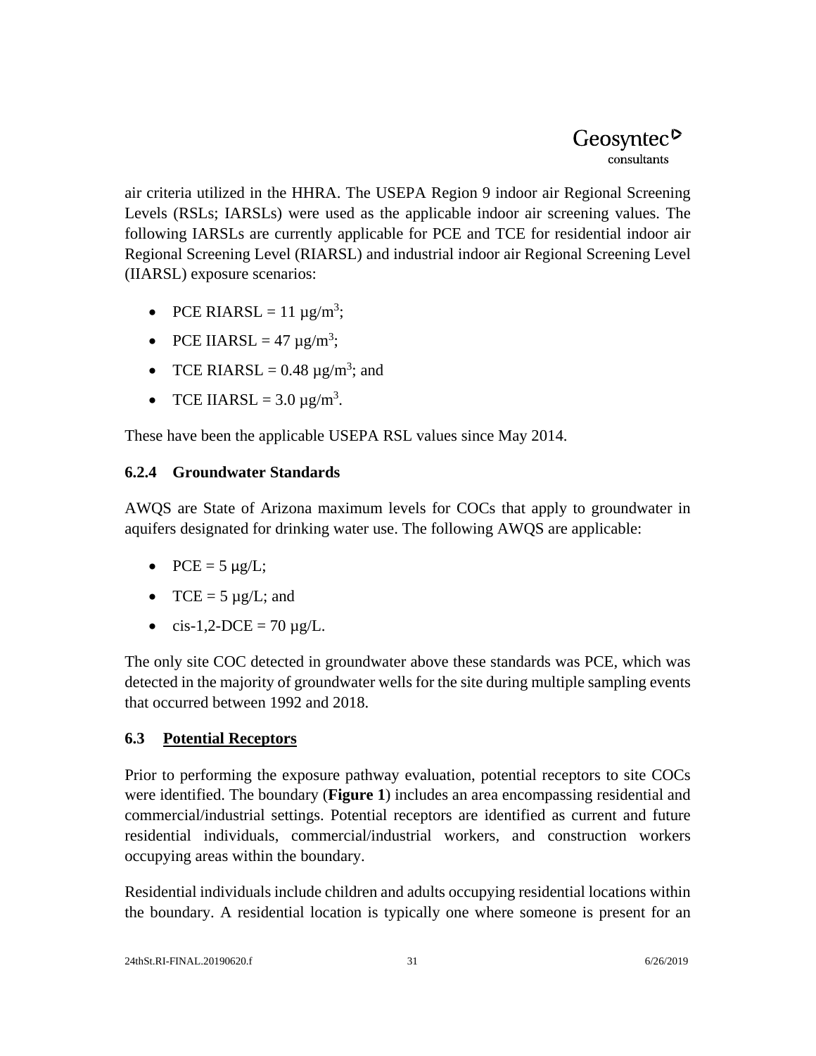air criteria utilized in the HHRA. The USEPA Region 9 indoor air Regional Screening Levels (RSLs; IARSLs) were used as the applicable indoor air screening values. The following IARSLs are currently applicable for PCE and TCE for residential indoor air Regional Screening Level (RIARSL) and industrial indoor air Regional Screening Level (IIARSL) exposure scenarios:

- PCE RIARSL = 11 µg/$m^3$;
- PCE IIARSL = 47 µg/$m^3$;
- TCE RIARSL = 0.48 µg/$m^3$; and
- TCE IIARSL = 3.0 µg/$m^3$.

These have been the applicable USEPA RSL values since May 2014.

### 6.2.4 Groundwater Standards

AWQS are State of Arizona maximum levels for COCs that apply to groundwater in aquifers designated for drinking water use. The following AWQS are applicable:

- PCE = 5 µg/L;
- TCE = 5 µg/L; and
- cis-1,2-DCE = 70 µg/L.

The only site COC detected in groundwater above these standards was PCE, which was detected in the majority of groundwater wells for the site during multiple sampling events that occurred between 1992 and 2018.

## 6.3 Potential Receptors

Prior to performing the exposure pathway evaluation, potential receptors to site COCs were identified. The boundary (**Figure 1**) includes an area encompassing residential and commercial/industrial settings. Potential receptors are identified as current and future residential individuals, commercial/industrial workers, and construction workers occupying areas within the boundary.

Residential individuals include children and adults occupying residential locations within the boundary. A residential location is typically one where someone is present for an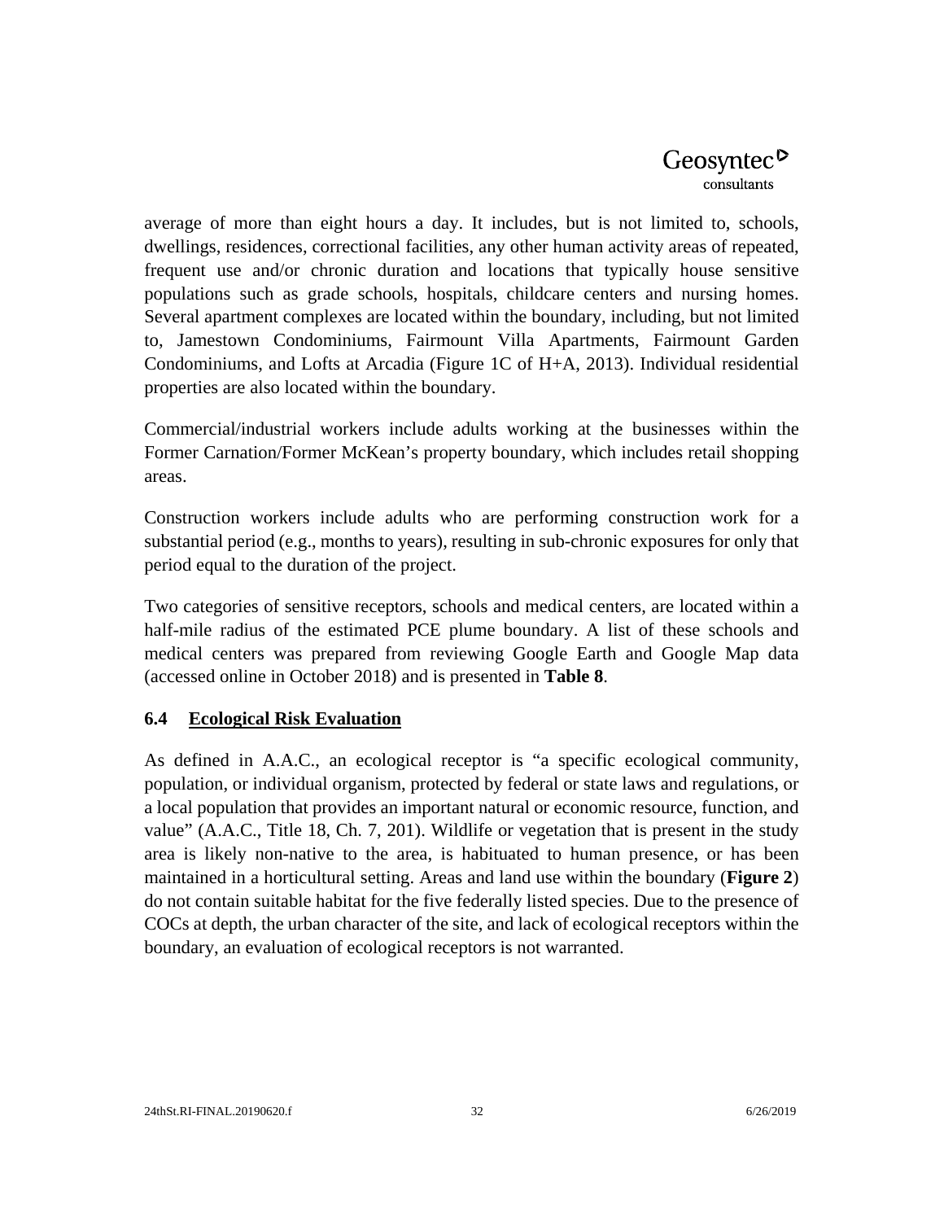average of more than eight hours a day. It includes, but is not limited to, schools, dwellings, residences, correctional facilities, any other human activity areas of repeated, frequent use and/or chronic duration and locations that typically house sensitive populations such as grade schools, hospitals, childcare centers and nursing homes. Several apartment complexes are located within the boundary, including, but not limited to, Jamestown Condominiums, Fairmount Villa Apartments, Fairmount Garden Condominiums, and Lofts at Arcadia (Figure 1C of H+A, 2013). Individual residential properties are also located within the boundary.

Commercial/industrial workers include adults working at the businesses within the Former Carnation/Former McKean's property boundary, which includes retail shopping areas.

Construction workers include adults who are performing construction work for a substantial period (e.g., months to years), resulting in sub-chronic exposures for only that period equal to the duration of the project.

Two categories of sensitive receptors, schools and medical centers, are located within a half-mile radius of the estimated PCE plume boundary. A list of these schools and medical centers was prepared from reviewing Google Earth and Google Map data (accessed online in October 2018) and is presented in **Table 8**.

## 6.4 Ecological Risk Evaluation

As defined in A.A.C., an ecological receptor is "a specific ecological community, population, or individual organism, protected by federal or state laws and regulations, or a local population that provides an important natural or economic resource, function, and value" (A.A.C., Title 18, Ch. 7, 201). Wildlife or vegetation that is present in the study area is likely non-native to the area, is habituated to human presence, or has been maintained in a horticultural setting. Areas and land use within the boundary (**Figure 2**) do not contain suitable habitat for the five federally listed species. Due to the presence of COCs at depth, the urban character of the site, and lack of ecological receptors within the boundary, an evaluation of ecological receptors is not warranted.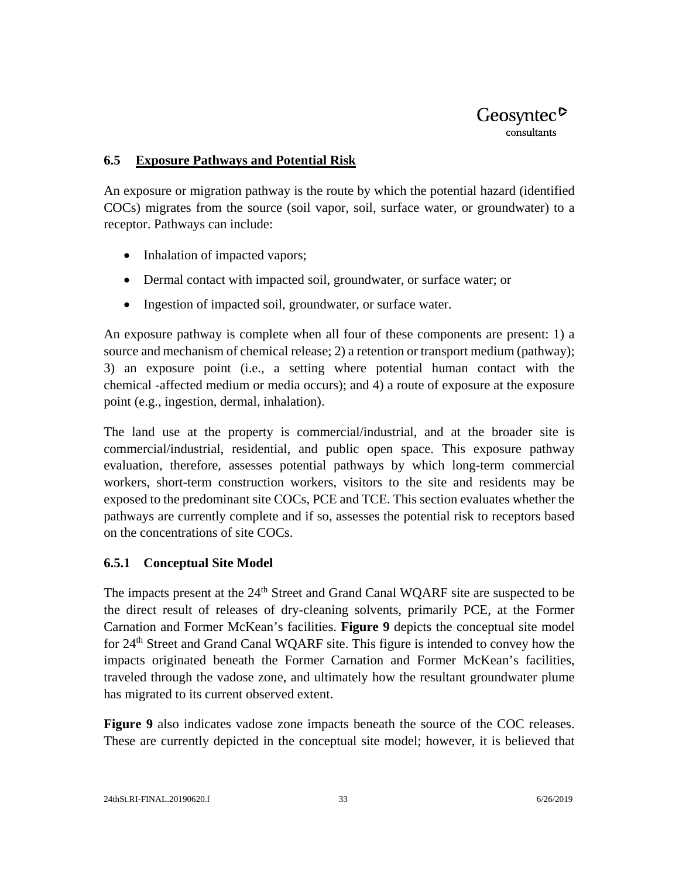## 6.5 Exposure Pathways and Potential Risk

An exposure or migration pathway is the route by which the potential hazard (identified COCs) migrates from the source (soil vapor, soil, surface water, or groundwater) to a receptor. Pathways can include:

- Inhalation of impacted vapors;
- Dermal contact with impacted soil, groundwater, or surface water; or
- Ingestion of impacted soil, groundwater, or surface water.

An exposure pathway is complete when all four of these components are present: 1) a source and mechanism of chemical release; 2) a retention or transport medium (pathway); 3) an exposure point (i.e., a setting where potential human contact with the chemical -affected medium or media occurs); and 4) a route of exposure at the exposure point (e.g., ingestion, dermal, inhalation).

The land use at the property is commercial/industrial, and at the broader site is commercial/industrial, residential, and public open space. This exposure pathway evaluation, therefore, assesses potential pathways by which long-term commercial workers, short-term construction workers, visitors to the site and residents may be exposed to the predominant site COCs, PCE and TCE. This section evaluates whether the pathways are currently complete and if so, assesses the potential risk to receptors based on the concentrations of site COCs.

### 6.5.1 Conceptual Site Model

The impacts present at the 24th Street and Grand Canal WQARF site are suspected to be the direct result of releases of dry-cleaning solvents, primarily PCE, at the Former Carnation and Former McKean's facilities. **Figure 9** depicts the conceptual site model for 24th Street and Grand Canal WQARF site. This figure is intended to convey how the impacts originated beneath the Former Carnation and Former McKean's facilities, traveled through the vadose zone, and ultimately how the resultant groundwater plume has migrated to its current observed extent.

**Figure 9** also indicates vadose zone impacts beneath the source of the COC releases. These are currently depicted in the conceptual site model; however, it is believed that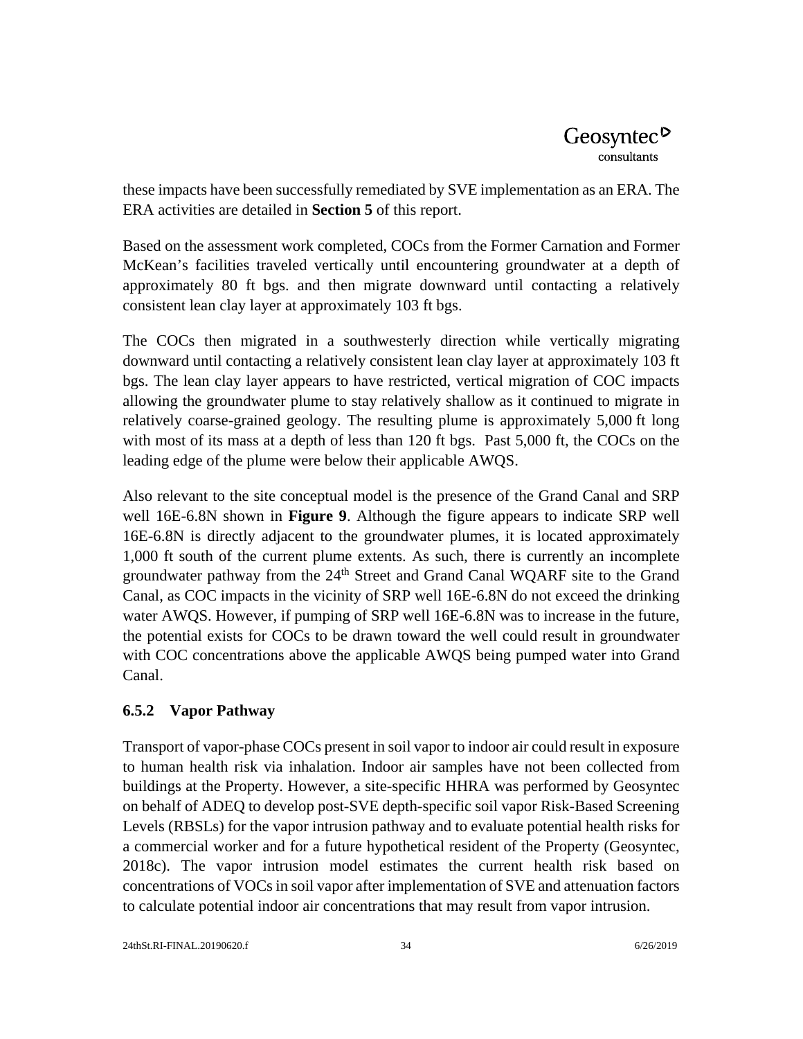these impacts have been successfully remediated by SVE implementation as an ERA. The ERA activities are detailed in **Section 5** of this report.

Based on the assessment work completed, COCs from the Former Carnation and Former McKean's facilities traveled vertically until encountering groundwater at a depth of approximately 80 ft bgs. and then migrate downward until contacting a relatively consistent lean clay layer at approximately 103 ft bgs.

The COCs then migrated in a southwesterly direction while vertically migrating downward until contacting a relatively consistent lean clay layer at approximately 103 ft bgs. The lean clay layer appears to have restricted, vertical migration of COC impacts allowing the groundwater plume to stay relatively shallow as it continued to migrate in relatively coarse-grained geology. The resulting plume is approximately 5,000 ft long with most of its mass at a depth of less than 120 ft bgs. Past 5,000 ft, the COCs on the leading edge of the plume were below their applicable AWQS.

Also relevant to the site conceptual model is the presence of the Grand Canal and SRP well 16E-6.8N shown in **Figure 9**. Although the figure appears to indicate SRP well 16E-6.8N is directly adjacent to the groundwater plumes, it is located approximately 1,000 ft south of the current plume extents. As such, there is currently an incomplete groundwater pathway from the 24th Street and Grand Canal WQARF site to the Grand Canal, as COC impacts in the vicinity of SRP well 16E-6.8N do not exceed the drinking water AWQS. However, if pumping of SRP well 16E-6.8N was to increase in the future, the potential exists for COCs to be drawn toward the well could result in groundwater with COC concentrations above the applicable AWQS being pumped water into Grand Canal.

### 6.5.2 Vapor Pathway

Transport of vapor-phase COCs present in soil vapor to indoor air could result in exposure to human health risk via inhalation. Indoor air samples have not been collected from buildings at the Property. However, a site-specific HHRA was performed by Geosyntec on behalf of ADEQ to develop post-SVE depth-specific soil vapor Risk-Based Screening Levels (RBSLs) for the vapor intrusion pathway and to evaluate potential health risks for a commercial worker and for a future hypothetical resident of the Property (Geosyntec, 2018c). The vapor intrusion model estimates the current health risk based on concentrations of VOCs in soil vapor after implementation of SVE and attenuation factors to calculate potential indoor air concentrations that may result from vapor intrusion.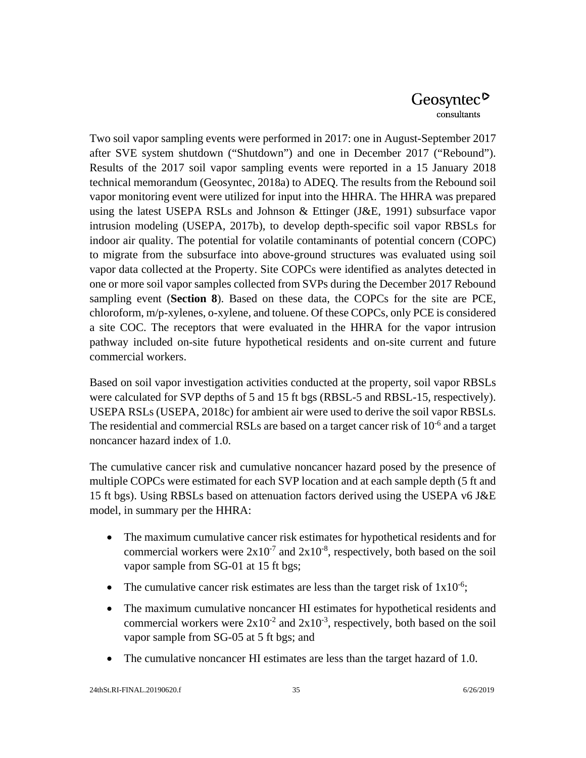Two soil vapor sampling events were performed in 2017: one in August-September 2017 after SVE system shutdown (“Shutdown”) and one in December 2017 (“Rebound”). Results of the 2017 soil vapor sampling events were reported in a 15 January 2018 technical memorandum (Geosyntec, 2018a) to ADEQ. The results from the Rebound soil vapor monitoring event were utilized for input into the HHRA. The HHRA was prepared using the latest USEPA RSLs and Johnson & Ettinger (J&E, 1991) subsurface vapor intrusion modeling (USEPA, 2017b), to develop depth-specific soil vapor RBSLs for indoor air quality. The potential for volatile contaminants of potential concern (COPC) to migrate from the subsurface into above-ground structures was evaluated using soil vapor data collected at the Property. Site COPCs were identified as analytes detected in one or more soil vapor samples collected from SVPs during the December 2017 Rebound sampling event (**Section 8**). Based on these data, the COPCs for the site are PCE, chloroform, m/p-xylenes, o-xylene, and toluene. Of these COPCs, only PCE is considered a site COC. The receptors that were evaluated in the HHRA for the vapor intrusion pathway included on-site future hypothetical residents and on-site current and future commercial workers.

Based on soil vapor investigation activities conducted at the property, soil vapor RBSLs were calculated for SVP depths of 5 and 15 ft bgs (RBSL-5 and RBSL-15, respectively). USEPA RSLs (USEPA, 2018c) for ambient air were used to derive the soil vapor RBSLs. The residential and commercial RSLs are based on a target cancer risk of $10^{-6}$ and a target noncancer hazard index of 1.0.

The cumulative cancer risk and cumulative noncancer hazard posed by the presence of multiple COPCs were estimated for each SVP location and at each sample depth (5 ft and 15 ft bgs). Using RBSLs based on attenuation factors derived using the USEPA v6 J&E model, in summary per the HHRA:

- The maximum cumulative cancer risk estimates for hypothetical residents and for commercial workers were $2x10^{-7}$ and $2x10^{-8}$, respectively, both based on the soil vapor sample from SG-01 at 15 ft bgs;
- The cumulative cancer risk estimates are less than the target risk of $1x10^{-6}$;
- The maximum cumulative noncancer HI estimates for hypothetical residents and commercial workers were $2x10^{-2}$ and $2x10^{-3}$, respectively, both based on the soil vapor sample from SG-05 at 5 ft bgs; and
- The cumulative noncancer HI estimates are less than the target hazard of 1.0.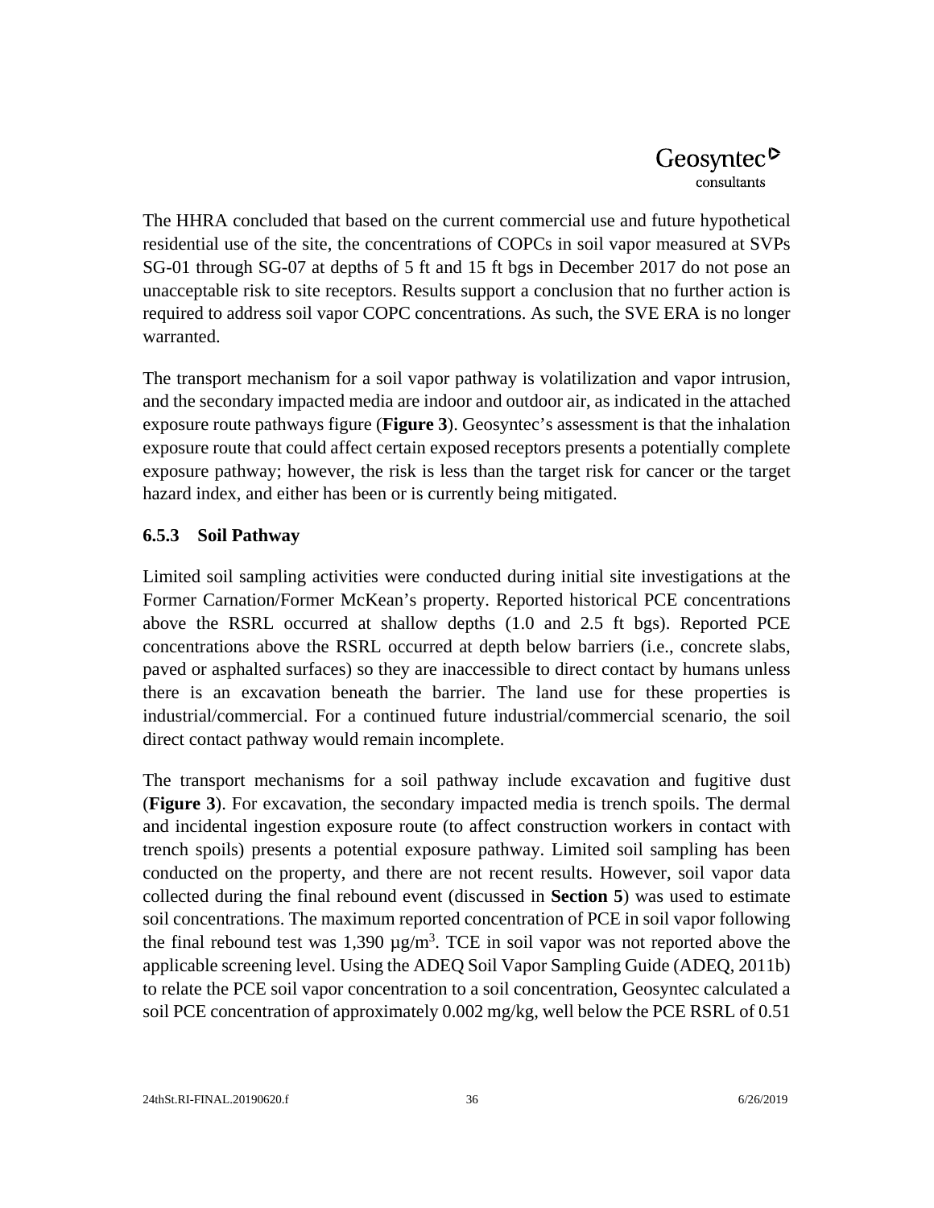The HHRA concluded that based on the current commercial use and future hypothetical residential use of the site, the concentrations of COPCs in soil vapor measured at SVPs SG-01 through SG-07 at depths of 5 ft and 15 ft bgs in December 2017 do not pose an unacceptable risk to site receptors. Results support a conclusion that no further action is required to address soil vapor COPC concentrations. As such, the SVE ERA is no longer warranted.

The transport mechanism for a soil vapor pathway is volatilization and vapor intrusion, and the secondary impacted media are indoor and outdoor air, as indicated in the attached exposure route pathways figure (**Figure 3**). Geosyntec's assessment is that the inhalation exposure route that could affect certain exposed receptors presents a potentially complete exposure pathway; however, the risk is less than the target risk for cancer or the target hazard index, and either has been or is currently being mitigated.

### 6.5.3 Soil Pathway

Limited soil sampling activities were conducted during initial site investigations at the Former Carnation/Former McKean's property. Reported historical PCE concentrations above the RSRL occurred at shallow depths (1.0 and 2.5 ft bgs). Reported PCE concentrations above the RSRL occurred at depth below barriers (i.e., concrete slabs, paved or asphalted surfaces) so they are inaccessible to direct contact by humans unless there is an excavation beneath the barrier. The land use for these properties is industrial/commercial. For a continued future industrial/commercial scenario, the soil direct contact pathway would remain incomplete.

The transport mechanisms for a soil pathway include excavation and fugitive dust (**Figure 3**). For excavation, the secondary impacted media is trench spoils. The dermal and incidental ingestion exposure route (to affect construction workers in contact with trench spoils) presents a potential exposure pathway. Limited soil sampling has been conducted on the property, and there are not recent results. However, soil vapor data collected during the final rebound event (discussed in **Section 5**) was used to estimate soil concentrations. The maximum reported concentration of PCE in soil vapor following the final rebound test was 1,390 $\mu g/m^3$. TCE in soil vapor was not reported above the applicable screening level. Using the ADEQ Soil Vapor Sampling Guide (ADEQ, 2011b) to relate the PCE soil vapor concentration to a soil concentration, Geosyntec calculated a soil PCE concentration of approximately 0.002 mg/kg, well below the PCE RSRL of 0.51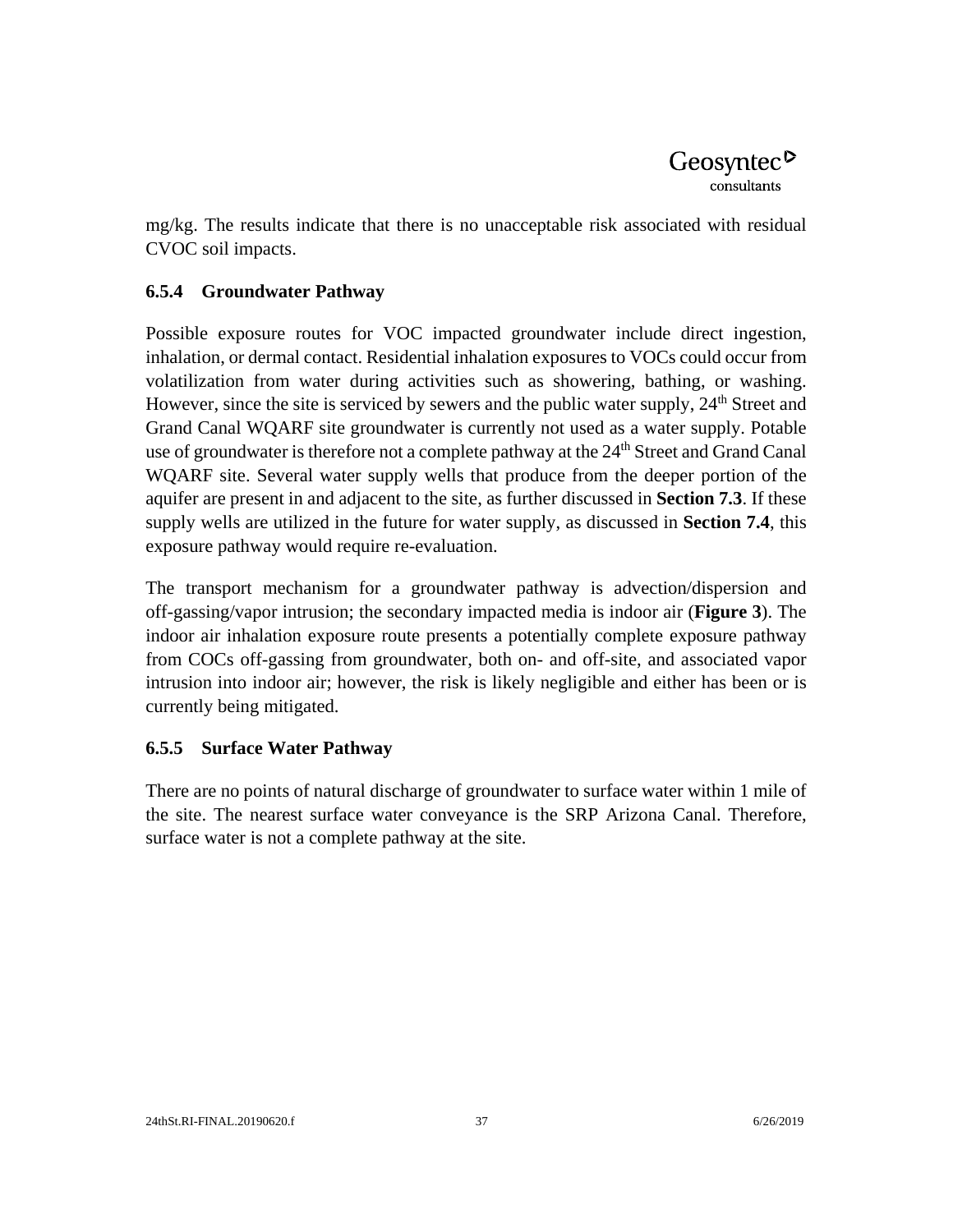mg/kg. The results indicate that there is no unacceptable risk associated with residual CVOC soil impacts.

### 6.5.4 Groundwater Pathway

Possible exposure routes for VOC impacted groundwater include direct ingestion, inhalation, or dermal contact. Residential inhalation exposures to VOCs could occur from volatilization from water during activities such as showering, bathing, or washing. However, since the site is serviced by sewers and the public water supply, 24th Street and Grand Canal WQARF site groundwater is currently not used as a water supply. Potable use of groundwater is therefore not a complete pathway at the 24th Street and Grand Canal WQARF site. Several water supply wells that produce from the deeper portion of the aquifer are present in and adjacent to the site, as further discussed in **Section 7.3**. If these supply wells are utilized in the future for water supply, as discussed in **Section 7.4**, this exposure pathway would require re-evaluation.

The transport mechanism for a groundwater pathway is advection/dispersion and off-gassing/vapor intrusion; the secondary impacted media is indoor air (**Figure 3**). The indoor air inhalation exposure route presents a potentially complete exposure pathway from COCs off-gassing from groundwater, both on- and off-site, and associated vapor intrusion into indoor air; however, the risk is likely negligible and either has been or is currently being mitigated.

### 6.5.5 Surface Water Pathway

There are no points of natural discharge of groundwater to surface water within 1 mile of the site. The nearest surface water conveyance is the SRP Arizona Canal. Therefore, surface water is not a complete pathway at the site.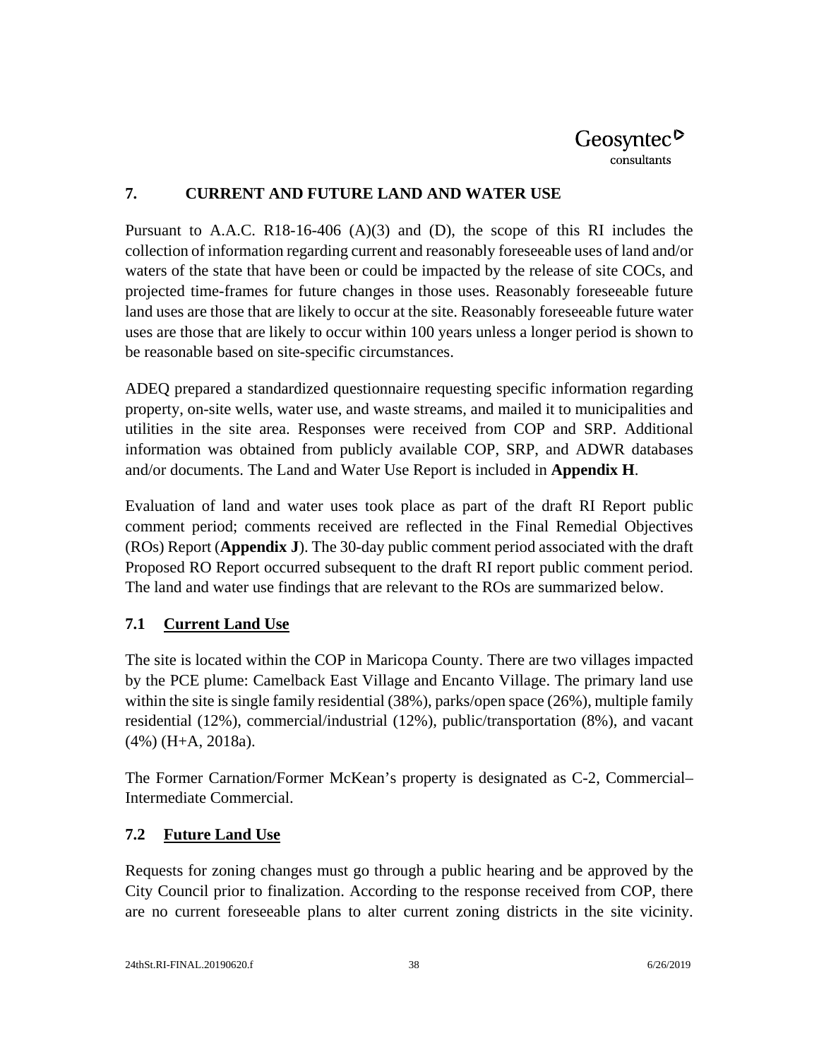## 7. CURRENT AND FUTURE LAND AND WATER USE

Pursuant to A.A.C. R18-16-406 (A)(3) and (D), the scope of this RI includes the collection of information regarding current and reasonably foreseeable uses of land and/or waters of the state that have been or could be impacted by the release of site COCs, and projected time-frames for future changes in those uses. Reasonably foreseeable future land uses are those that are likely to occur at the site. Reasonably foreseeable future water uses are those that are likely to occur within 100 years unless a longer period is shown to be reasonable based on site-specific circumstances.

ADEQ prepared a standardized questionnaire requesting specific information regarding property, on-site wells, water use, and waste streams, and mailed it to municipalities and utilities in the site area. Responses were received from COP and SRP. Additional information was obtained from publicly available COP, SRP, and ADWR databases and/or documents. The Land and Water Use Report is included in **Appendix H**.

Evaluation of land and water uses took place as part of the draft RI Report public comment period; comments received are reflected in the Final Remedial Objectives (ROs) Report (**Appendix J**). The 30-day public comment period associated with the draft Proposed RO Report occurred subsequent to the draft RI report public comment period. The land and water use findings that are relevant to the ROs are summarized below.

### 7.1 Current Land Use

The site is located within the COP in Maricopa County. There are two villages impacted by the PCE plume: Camelback East Village and Encanto Village. The primary land use within the site is single family residential (38%), parks/open space (26%), multiple family residential (12%), commercial/industrial (12%), public/transportation (8%), and vacant (4%) (H+A, 2018a).

The Former Carnation/Former McKean's property is designated as C-2, Commercial–Intermediate Commercial.

### 7.2 Future Land Use

Requests for zoning changes must go through a public hearing and be approved by the City Council prior to finalization. According to the response received from COP, there are no current foreseeable plans to alter current zoning districts in the site vicinity.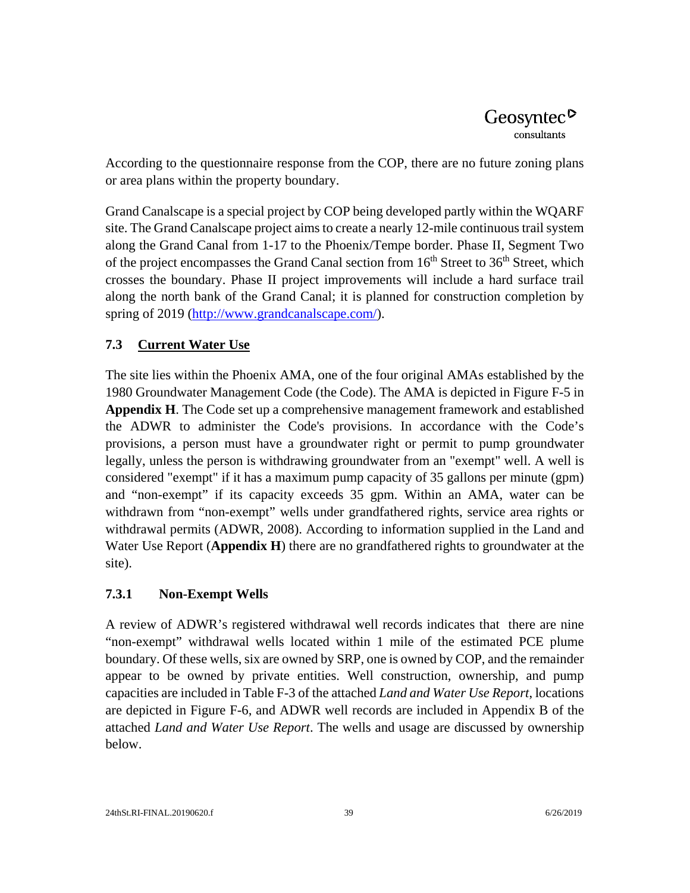According to the questionnaire response from the COP, there are no future zoning plans or area plans within the property boundary.

Grand Canalscape is a special project by COP being developed partly within the WQARF site. The Grand Canalscape project aims to create a nearly 12-mile continuous trail system along the Grand Canal from 1-17 to the Phoenix/Tempe border. Phase II, Segment Two of the project encompasses the Grand Canal section from 16th Street to 36th Street, which crosses the boundary. Phase II project improvements will include a hard surface trail along the north bank of the Grand Canal; it is planned for construction completion by spring of 2019 (http://www.grandcanalscape.com/).

## 7.3 Current Water Use

The site lies within the Phoenix AMA, one of the four original AMAs established by the 1980 Groundwater Management Code (the Code). The AMA is depicted in Figure F-5 in **Appendix H**. The Code set up a comprehensive management framework and established the ADWR to administer the Code's provisions. In accordance with the Code's provisions, a person must have a groundwater right or permit to pump groundwater legally, unless the person is withdrawing groundwater from an "exempt" well. A well is considered "exempt" if it has a maximum pump capacity of 35 gallons per minute (gpm) and "non-exempt" if its capacity exceeds 35 gpm. Within an AMA, water can be withdrawn from "non-exempt" wells under grandfathered rights, service area rights or withdrawal permits (ADWR, 2008). According to information supplied in the Land and Water Use Report (**Appendix H**) there are no grandfathered rights to groundwater at the site).

### 7.3.1 Non-Exempt Wells

A review of ADWR's registered withdrawal well records indicates that there are nine "non-exempt" withdrawal wells located within 1 mile of the estimated PCE plume boundary. Of these wells, six are owned by SRP, one is owned by COP, and the remainder appear to be owned by private entities. Well construction, ownership, and pump capacities are included in Table F-3 of the attached *Land and Water Use Report*, locations are depicted in Figure F-6, and ADWR well records are included in Appendix B of the attached *Land and Water Use Report*. The wells and usage are discussed by ownership below.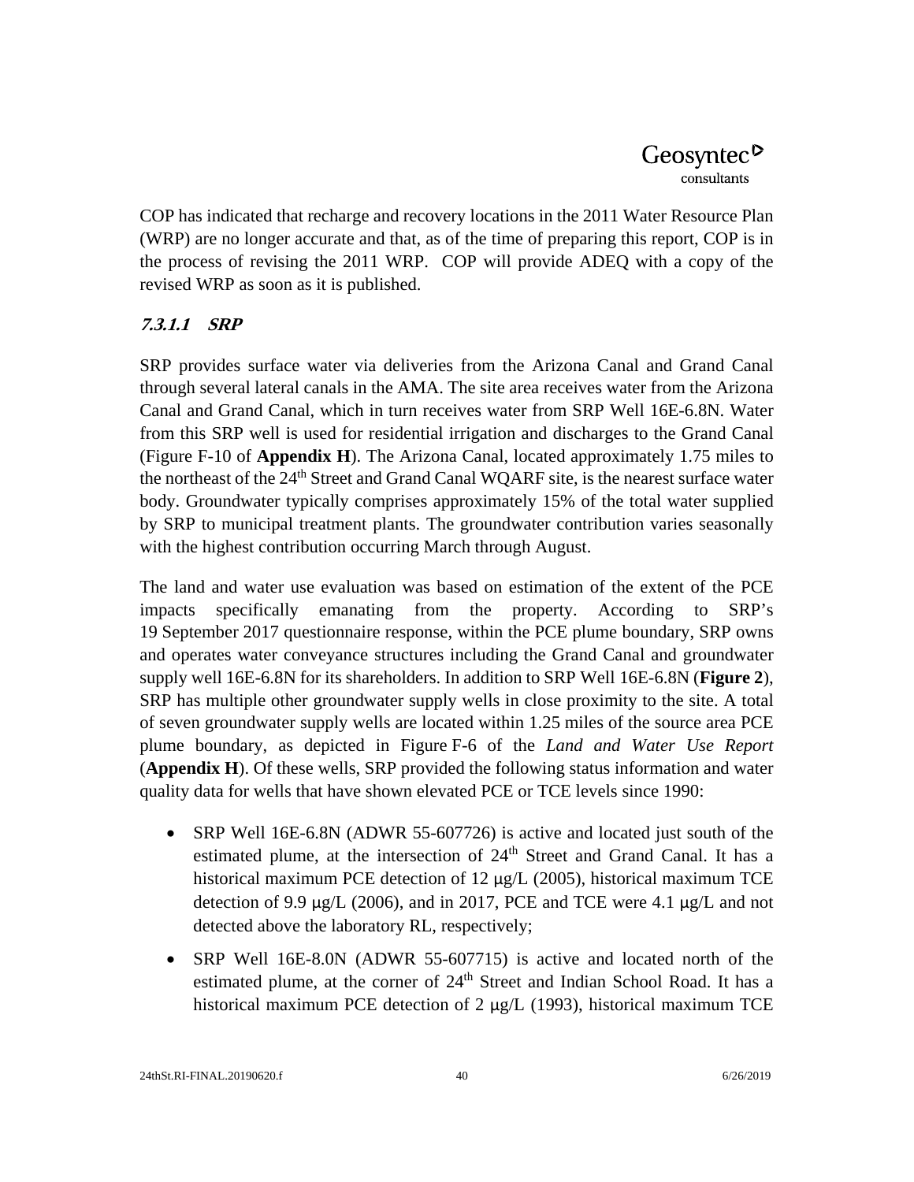COP has indicated that recharge and recovery locations in the 2011 Water Resource Plan (WRP) are no longer accurate and that, as of the time of preparing this report, COP is in the process of revising the 2011 WRP. COP will provide ADEQ with a copy of the revised WRP as soon as it is published.

#### *7.3.1.1 SRP*

SRP provides surface water via deliveries from the Arizona Canal and Grand Canal through several lateral canals in the AMA. The site area receives water from the Arizona Canal and Grand Canal, which in turn receives water from SRP Well 16E-6.8N. Water from this SRP well is used for residential irrigation and discharges to the Grand Canal (Figure F-10 of **Appendix H**). The Arizona Canal, located approximately 1.75 miles to the northeast of the 24th Street and Grand Canal WQARF site, is the nearest surface water body. Groundwater typically comprises approximately 15% of the total water supplied by SRP to municipal treatment plants. The groundwater contribution varies seasonally with the highest contribution occurring March through August.

The land and water use evaluation was based on estimation of the extent of the PCE impacts specifically emanating from the property. According to SRP's 19 September 2017 questionnaire response, within the PCE plume boundary, SRP owns and operates water conveyance structures including the Grand Canal and groundwater supply well 16E-6.8N for its shareholders. In addition to SRP Well 16E-6.8N (**Figure 2**), SRP has multiple other groundwater supply wells in close proximity to the site. A total of seven groundwater supply wells are located within 1.25 miles of the source area PCE plume boundary, as depicted in Figure F-6 of the *Land and Water Use Report* (**Appendix H**). Of these wells, SRP provided the following status information and water quality data for wells that have shown elevated PCE or TCE levels since 1990:

- SRP Well 16E-6.8N (ADWR 55-607726) is active and located just south of the estimated plume, at the intersection of 24th Street and Grand Canal. It has a historical maximum PCE detection of 12 μg/L (2005), historical maximum TCE detection of 9.9 μg/L (2006), and in 2017, PCE and TCE were 4.1 μg/L and not detected above the laboratory RL, respectively;
- SRP Well 16E-8.0N (ADWR 55-607715) is active and located north of the estimated plume, at the corner of 24th Street and Indian School Road. It has a historical maximum PCE detection of 2 μg/L (1993), historical maximum TCE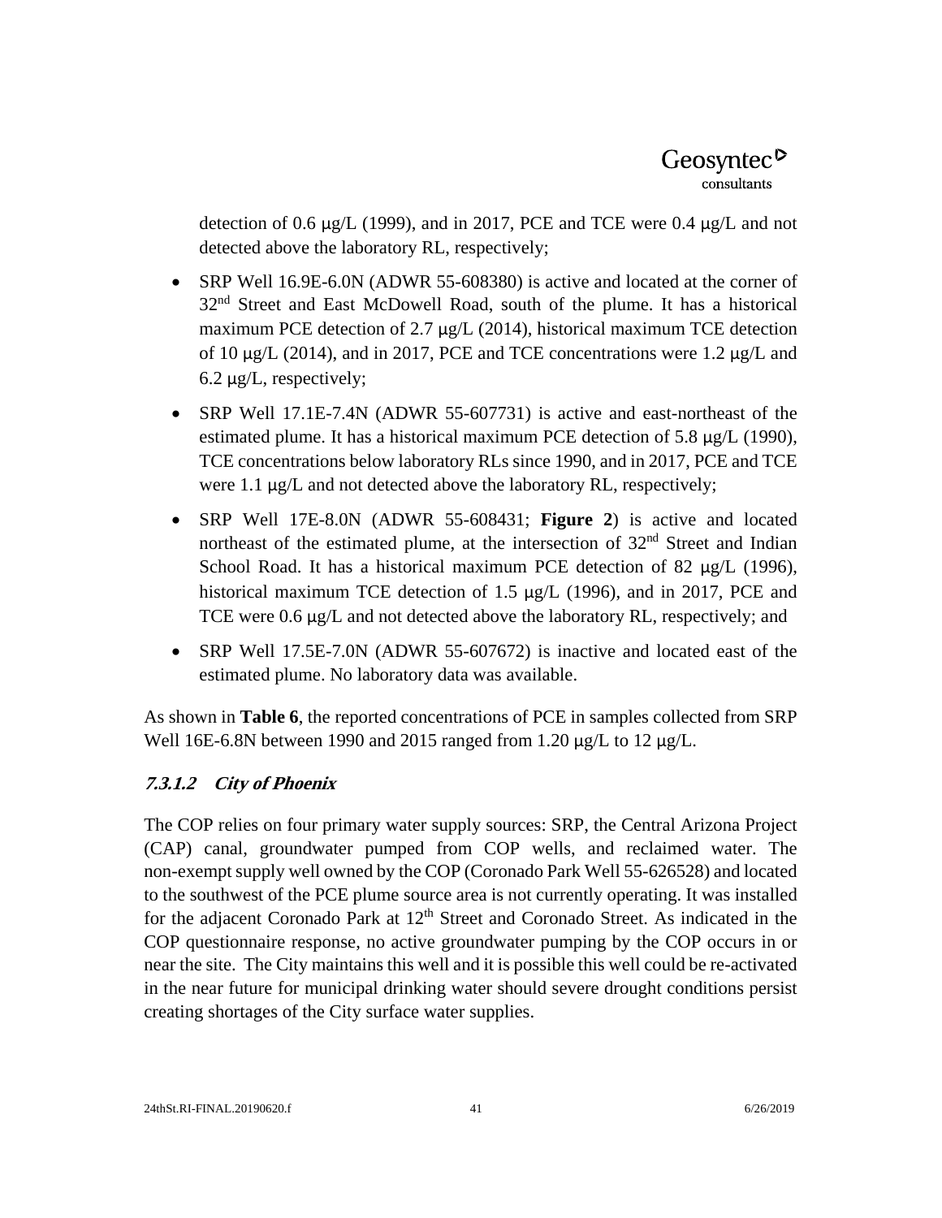detection of 0.6 μg/L (1999), and in 2017, PCE and TCE were 0.4 μg/L and not detected above the laboratory RL, respectively;

- SRP Well 16.9E-6.0N (ADWR 55-608380) is active and located at the corner of 32nd Street and East McDowell Road, south of the plume. It has a historical maximum PCE detection of 2.7 μg/L (2014), historical maximum TCE detection of 10 μg/L (2014), and in 2017, PCE and TCE concentrations were 1.2 μg/L and 6.2 μg/L, respectively;
- SRP Well 17.1E-7.4N (ADWR 55-607731) is active and east-northeast of the estimated plume. It has a historical maximum PCE detection of 5.8 μg/L (1990), TCE concentrations below laboratory RLs since 1990, and in 2017, PCE and TCE were 1.1 μg/L and not detected above the laboratory RL, respectively;
- SRP Well 17E-8.0N (ADWR 55-608431; **Figure 2**) is active and located northeast of the estimated plume, at the intersection of 32nd Street and Indian School Road. It has a historical maximum PCE detection of 82 μg/L (1996), historical maximum TCE detection of 1.5 μg/L (1996), and in 2017, PCE and TCE were 0.6 μg/L and not detected above the laboratory RL, respectively; and
- SRP Well 17.5E-7.0N (ADWR 55-607672) is inactive and located east of the estimated plume. No laboratory data was available.

As shown in **Table 6**, the reported concentrations of PCE in samples collected from SRP Well 16E-6.8N between 1990 and 2015 ranged from 1.20 μg/L to 12 μg/L.

#### *7.3.1.2 City of Phoenix*

The COP relies on four primary water supply sources: SRP, the Central Arizona Project (CAP) canal, groundwater pumped from COP wells, and reclaimed water. The non-exempt supply well owned by the COP (Coronado Park Well 55-626528) and located to the southwest of the PCE plume source area is not currently operating. It was installed for the adjacent Coronado Park at 12th Street and Coronado Street. As indicated in the COP questionnaire response, no active groundwater pumping by the COP occurs in or near the site. The City maintains this well and it is possible this well could be re-activated in the near future for municipal drinking water should severe drought conditions persist creating shortages of the City surface water supplies.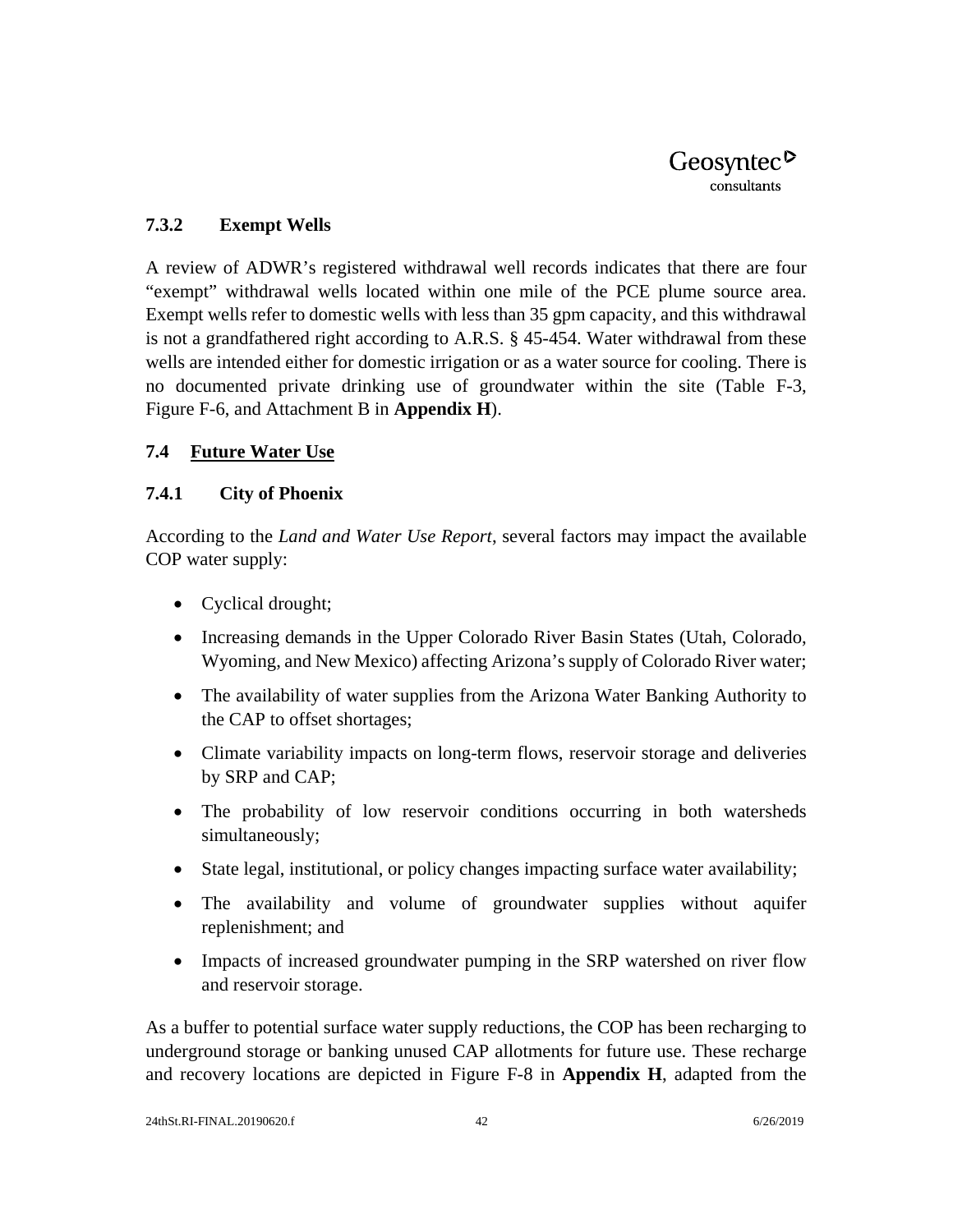### 7.3.2 Exempt Wells

A review of ADWR's registered withdrawal well records indicates that there are four "exempt" withdrawal wells located within one mile of the PCE plume source area. Exempt wells refer to domestic wells with less than 35 gpm capacity, and this withdrawal is not a grandfathered right according to A.R.S. § 45-454. Water withdrawal from these wells are intended either for domestic irrigation or as a water source for cooling. There is no documented private drinking use of groundwater within the site (Table F-3, Figure F-6, and Attachment B in **Appendix H**).

## 7.4 Future Water Use

### 7.4.1 City of Phoenix

According to the *Land and Water Use Report*, several factors may impact the available COP water supply:

- Cyclical drought;
- Increasing demands in the Upper Colorado River Basin States (Utah, Colorado, Wyoming, and New Mexico) affecting Arizona's supply of Colorado River water;
- The availability of water supplies from the Arizona Water Banking Authority to the CAP to offset shortages;
- Climate variability impacts on long-term flows, reservoir storage and deliveries by SRP and CAP;
- The probability of low reservoir conditions occurring in both watersheds simultaneously;
- State legal, institutional, or policy changes impacting surface water availability;
- The availability and volume of groundwater supplies without aquifer replenishment; and
- Impacts of increased groundwater pumping in the SRP watershed on river flow and reservoir storage.

As a buffer to potential surface water supply reductions, the COP has been recharging to underground storage or banking unused CAP allotments for future use. These recharge and recovery locations are depicted in Figure F-8 in **Appendix H**, adapted from the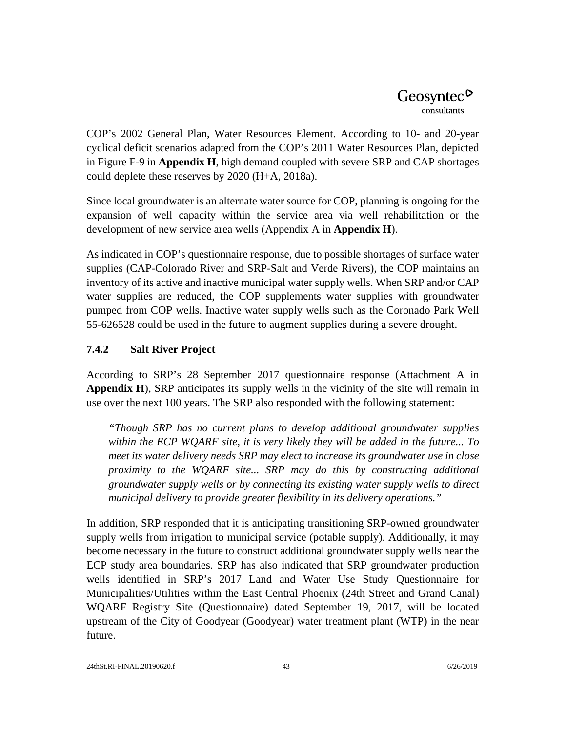COP's 2002 General Plan, Water Resources Element. According to 10- and 20-year cyclical deficit scenarios adapted from the COP's 2011 Water Resources Plan, depicted in Figure F-9 in **Appendix H**, high demand coupled with severe SRP and CAP shortages could deplete these reserves by 2020 (H+A, 2018a).

Since local groundwater is an alternate water source for COP, planning is ongoing for the expansion of well capacity within the service area via well rehabilitation or the development of new service area wells (Appendix A in **Appendix H**).

As indicated in COP's questionnaire response, due to possible shortages of surface water supplies (CAP-Colorado River and SRP-Salt and Verde Rivers), the COP maintains an inventory of its active and inactive municipal water supply wells. When SRP and/or CAP water supplies are reduced, the COP supplements water supplies with groundwater pumped from COP wells. Inactive water supply wells such as the Coronado Park Well 55-626528 could be used in the future to augment supplies during a severe drought.

### 7.4.2 Salt River Project

According to SRP's 28 September 2017 questionnaire response (Attachment A in **Appendix H**), SRP anticipates its supply wells in the vicinity of the site will remain in use over the next 100 years. The SRP also responded with the following statement:

> *"Though SRP has no current plans to develop additional groundwater supplies within the ECP WQARF site, it is very likely they will be added in the future... To meet its water delivery needs SRP may elect to increase its groundwater use in close proximity to the WQARF site... SRP may do this by constructing additional groundwater supply wells or by connecting its existing water supply wells to direct municipal delivery to provide greater flexibility in its delivery operations."*

In addition, SRP responded that it is anticipating transitioning SRP-owned groundwater supply wells from irrigation to municipal service (potable supply). Additionally, it may become necessary in the future to construct additional groundwater supply wells near the ECP study area boundaries. SRP has also indicated that SRP groundwater production wells identified in SRP's 2017 Land and Water Use Study Questionnaire for Municipalities/Utilities within the East Central Phoenix (24th Street and Grand Canal) WQARF Registry Site (Questionnaire) dated September 19, 2017, will be located upstream of the City of Goodyear (Goodyear) water treatment plant (WTP) in the near future.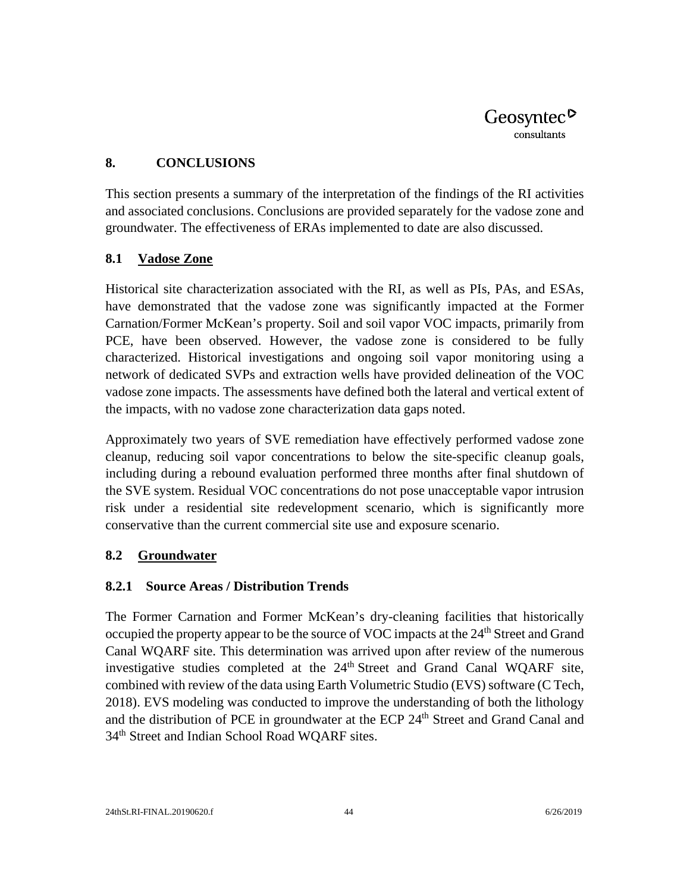# 8. CONCLUSIONS

This section presents a summary of the interpretation of the findings of the RI activities and associated conclusions. Conclusions are provided separately for the vadose zone and groundwater. The effectiveness of ERAs implemented to date are also discussed.

## 8.1 Vadose Zone

Historical site characterization associated with the RI, as well as PIs, PAs, and ESAs, have demonstrated that the vadose zone was significantly impacted at the Former Carnation/Former McKean's property. Soil and soil vapor VOC impacts, primarily from PCE, have been observed. However, the vadose zone is considered to be fully characterized. Historical investigations and ongoing soil vapor monitoring using a network of dedicated SVPs and extraction wells have provided delineation of the VOC vadose zone impacts. The assessments have defined both the lateral and vertical extent of the impacts, with no vadose zone characterization data gaps noted.

Approximately two years of SVE remediation have effectively performed vadose zone cleanup, reducing soil vapor concentrations to below the site-specific cleanup goals, including during a rebound evaluation performed three months after final shutdown of the SVE system. Residual VOC concentrations do not pose unacceptable vapor intrusion risk under a residential site redevelopment scenario, which is significantly more conservative than the current commercial site use and exposure scenario.

## 8.2 Groundwater

### 8.2.1 Source Areas / Distribution Trends

The Former Carnation and Former McKean's dry-cleaning facilities that historically occupied the property appear to be the source of VOC impacts at the 24th Street and Grand Canal WQARF site. This determination was arrived upon after review of the numerous investigative studies completed at the 24th Street and Grand Canal WQARF site, combined with review of the data using Earth Volumetric Studio (EVS) software (C Tech, 2018). EVS modeling was conducted to improve the understanding of both the lithology and the distribution of PCE in groundwater at the ECP 24th Street and Grand Canal and 34th Street and Indian School Road WQARF sites.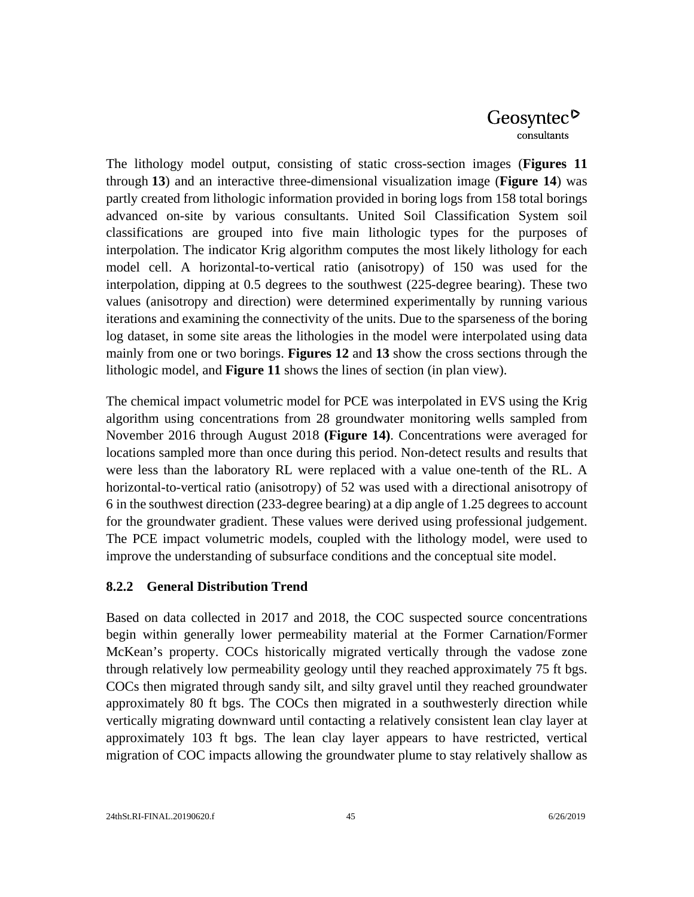The lithology model output, consisting of static cross-section images (**Figures 11** through **13**) and an interactive three-dimensional visualization image (**Figure 14**) was partly created from lithologic information provided in boring logs from 158 total borings advanced on-site by various consultants. United Soil Classification System soil classifications are grouped into five main lithologic types for the purposes of interpolation. The indicator Krig algorithm computes the most likely lithology for each model cell. A horizontal-to-vertical ratio (anisotropy) of 150 was used for the interpolation, dipping at 0.5 degrees to the southwest (225-degree bearing). These two values (anisotropy and direction) were determined experimentally by running various iterations and examining the connectivity of the units. Due to the sparseness of the boring log dataset, in some site areas the lithologies in the model were interpolated using data mainly from one or two borings. **Figures 12** and **13** show the cross sections through the lithologic model, and **Figure 11** shows the lines of section (in plan view).

The chemical impact volumetric model for PCE was interpolated in EVS using the Krig algorithm using concentrations from 28 groundwater monitoring wells sampled from November 2016 through August 2018 **(Figure 14)**. Concentrations were averaged for locations sampled more than once during this period. Non-detect results and results that were less than the laboratory RL were replaced with a value one-tenth of the RL. A horizontal-to-vertical ratio (anisotropy) of 52 was used with a directional anisotropy of 6 in the southwest direction (233-degree bearing) at a dip angle of 1.25 degrees to account for the groundwater gradient. These values were derived using professional judgement. The PCE impact volumetric models, coupled with the lithology model, were used to improve the understanding of subsurface conditions and the conceptual site model.

### 8.2.2 General Distribution Trend

Based on data collected in 2017 and 2018, the COC suspected source concentrations begin within generally lower permeability material at the Former Carnation/Former McKean's property. COCs historically migrated vertically through the vadose zone through relatively low permeability geology until they reached approximately 75 ft bgs. COCs then migrated through sandy silt, and silty gravel until they reached groundwater approximately 80 ft bgs. The COCs then migrated in a southwesterly direction while vertically migrating downward until contacting a relatively consistent lean clay layer at approximately 103 ft bgs. The lean clay layer appears to have restricted, vertical migration of COC impacts allowing the groundwater plume to stay relatively shallow as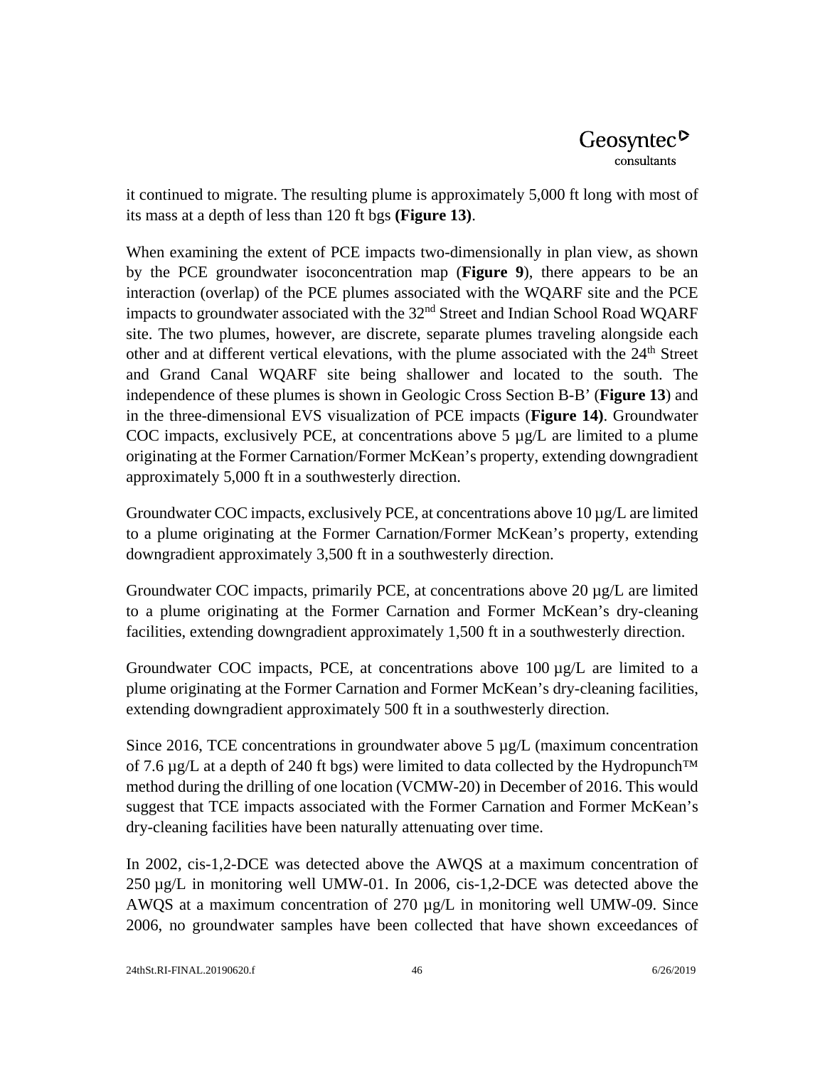it continued to migrate. The resulting plume is approximately 5,000 ft long with most of its mass at a depth of less than 120 ft bgs **(Figure 13)**.

When examining the extent of PCE impacts two-dimensionally in plan view, as shown by the PCE groundwater isoconcentration map (**Figure 9**), there appears to be an interaction (overlap) of the PCE plumes associated with the WQARF site and the PCE impacts to groundwater associated with the 32nd Street and Indian School Road WQARF site. The two plumes, however, are discrete, separate plumes traveling alongside each other and at different vertical elevations, with the plume associated with the 24th Street and Grand Canal WQARF site being shallower and located to the south. The independence of these plumes is shown in Geologic Cross Section B-B' (**Figure 13**) and in the three-dimensional EVS visualization of PCE impacts (**Figure 14)**. Groundwater COC impacts, exclusively PCE, at concentrations above 5 µg/L are limited to a plume originating at the Former Carnation/Former McKean's property, extending downgradient approximately 5,000 ft in a southwesterly direction.

Groundwater COC impacts, exclusively PCE, at concentrations above 10 µg/L are limited to a plume originating at the Former Carnation/Former McKean's property, extending downgradient approximately 3,500 ft in a southwesterly direction.

Groundwater COC impacts, primarily PCE, at concentrations above 20 µg/L are limited to a plume originating at the Former Carnation and Former McKean's dry-cleaning facilities, extending downgradient approximately 1,500 ft in a southwesterly direction.

Groundwater COC impacts, PCE, at concentrations above 100 µg/L are limited to a plume originating at the Former Carnation and Former McKean's dry-cleaning facilities, extending downgradient approximately 500 ft in a southwesterly direction.

Since 2016, TCE concentrations in groundwater above 5 µg/L (maximum concentration of 7.6 µg/L at a depth of 240 ft bgs) were limited to data collected by the Hydropunch™ method during the drilling of one location (VCMW-20) in December of 2016. This would suggest that TCE impacts associated with the Former Carnation and Former McKean's dry-cleaning facilities have been naturally attenuating over time.

In 2002, cis-1,2-DCE was detected above the AWQS at a maximum concentration of 250 µg/L in monitoring well UMW-01. In 2006, cis-1,2-DCE was detected above the AWQS at a maximum concentration of 270 µg/L in monitoring well UMW-09. Since 2006, no groundwater samples have been collected that have shown exceedances of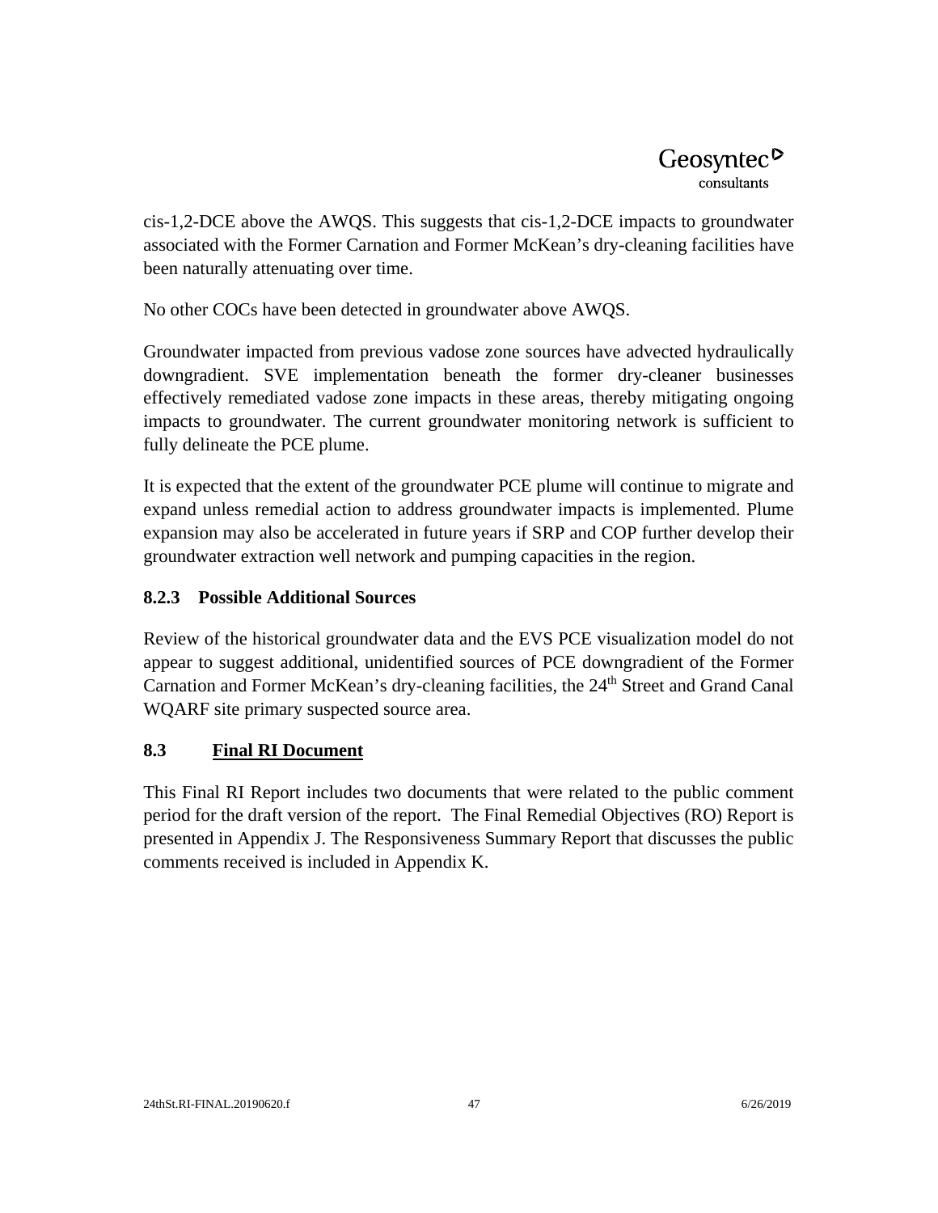cis-1,2-DCE above the AWQS. This suggests that cis-1,2-DCE impacts to groundwater associated with the Former Carnation and Former McKean's dry-cleaning facilities have been naturally attenuating over time.

No other COCs have been detected in groundwater above AWQS.

Groundwater impacted from previous vadose zone sources have advected hydraulically downgradient. SVE implementation beneath the former dry-cleaner businesses effectively remediated vadose zone impacts in these areas, thereby mitigating ongoing impacts to groundwater. The current groundwater monitoring network is sufficient to fully delineate the PCE plume.

It is expected that the extent of the groundwater PCE plume will continue to migrate and expand unless remedial action to address groundwater impacts is implemented. Plume expansion may also be accelerated in future years if SRP and COP further develop their groundwater extraction well network and pumping capacities in the region.

### 8.2.3 Possible Additional Sources

Review of the historical groundwater data and the EVS PCE visualization model do not appear to suggest additional, unidentified sources of PCE downgradient of the Former Carnation and Former McKean's dry-cleaning facilities, the 24th Street and Grand Canal WQARF site primary suspected source area.

## 8.3 Final RI Document

This Final RI Report includes two documents that were related to the public comment period for the draft version of the report. The Final Remedial Objectives (RO) Report is presented in Appendix J. The Responsiveness Summary Report that discusses the public comments received is included in Appendix K.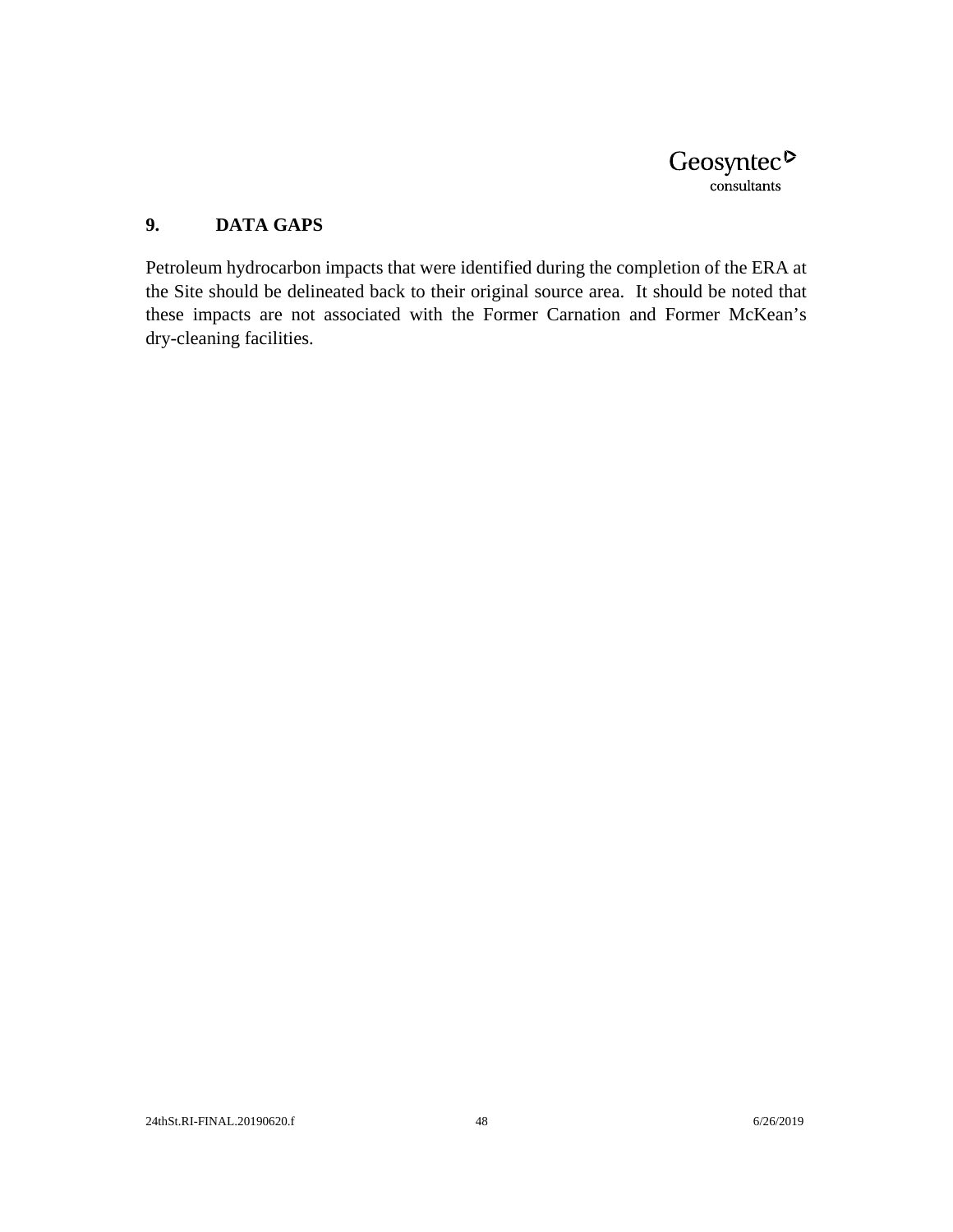## 9. DATA GAPS

Petroleum hydrocarbon impacts that were identified during the completion of the ERA at the Site should be delineated back to their original source area. It should be noted that these impacts are not associated with the Former Carnation and Former McKean's dry-cleaning facilities.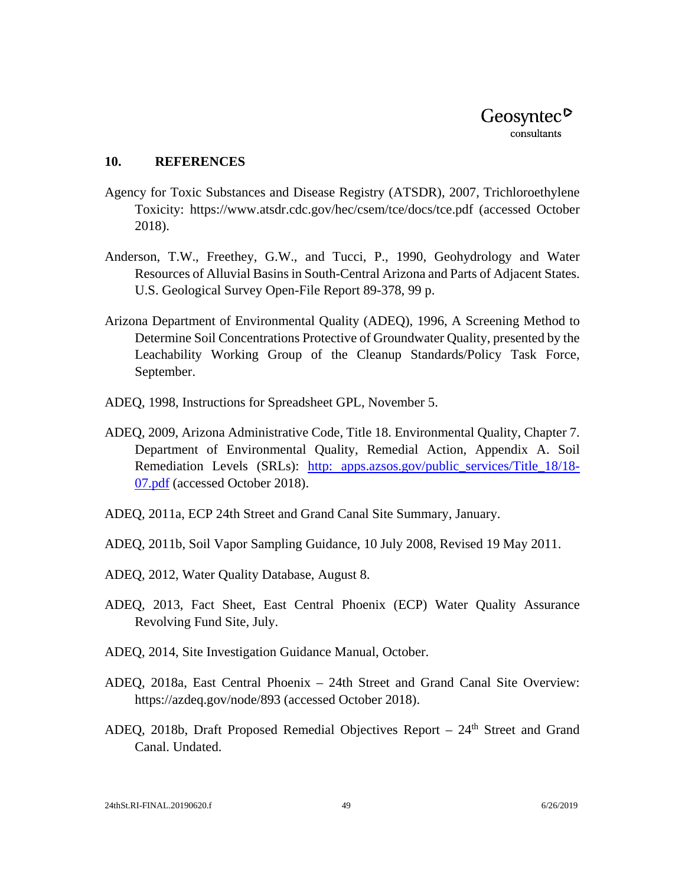## 10. REFERENCES

Agency for Toxic Substances and Disease Registry (ATSDR), 2007, Trichloroethylene Toxicity: https://www.atsdr.cdc.gov/hec/csem/tce/docs/tce.pdf (accessed October 2018).

Anderson, T.W., Freethey, G.W., and Tucci, P., 1990, Geohydrology and Water Resources of Alluvial Basins in South-Central Arizona and Parts of Adjacent States. U.S. Geological Survey Open-File Report 89-378, 99 p.

Arizona Department of Environmental Quality (ADEQ), 1996, A Screening Method to Determine Soil Concentrations Protective of Groundwater Quality, presented by the Leachability Working Group of the Cleanup Standards/Policy Task Force, September.

ADEQ, 1998, Instructions for Spreadsheet GPL, November 5.

ADEQ, 2009, Arizona Administrative Code, Title 18. Environmental Quality, Chapter 7. Department of Environmental Quality, Remedial Action, Appendix A. Soil Remediation Levels (SRLs): [http: apps.azsos.gov/public_services/Title_18/18-07.pdf](http://apps.azsos.gov/public_services/Title_18/18-07.pdf) (accessed October 2018).

ADEQ, 2011a, ECP 24th Street and Grand Canal Site Summary, January.

ADEQ, 2011b, Soil Vapor Sampling Guidance, 10 July 2008, Revised 19 May 2011.

ADEQ, 2012, Water Quality Database, August 8.

ADEQ, 2013, Fact Sheet, East Central Phoenix (ECP) Water Quality Assurance Revolving Fund Site, July.

ADEQ, 2014, Site Investigation Guidance Manual, October.

ADEQ, 2018a, East Central Phoenix – 24th Street and Grand Canal Site Overview: https://azdeq.gov/node/893 (accessed October 2018).

ADEQ, 2018b, Draft Proposed Remedial Objectives Report – 24th Street and Grand Canal. Undated.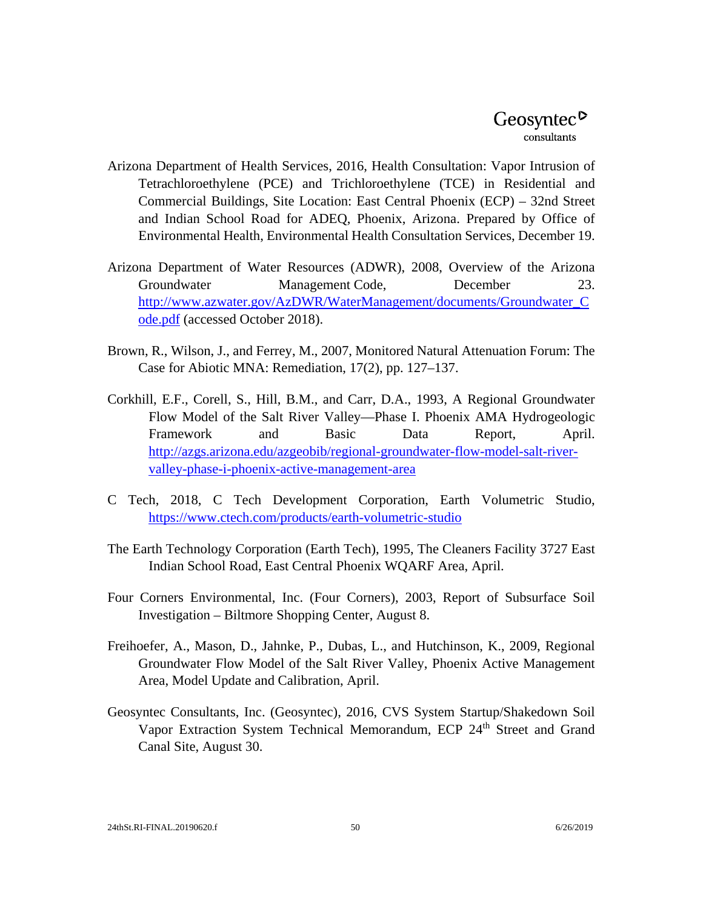Arizona Department of Health Services, 2016, Health Consultation: Vapor Intrusion of Tetrachloroethylene (PCE) and Trichloroethylene (TCE) in Residential and Commercial Buildings, Site Location: East Central Phoenix (ECP) – 32nd Street and Indian School Road for ADEQ, Phoenix, Arizona. Prepared by Office of Environmental Health, Environmental Health Consultation Services, December 19.

Arizona Department of Water Resources (ADWR), 2008, Overview of the Arizona Groundwater Management Code, December 23. http://www.azwater.gov/AzDWR/WaterManagement/documents/Groundwater_Code.pdf (accessed October 2018).

Brown, R., Wilson, J., and Ferrey, M., 2007, Monitored Natural Attenuation Forum: The Case for Abiotic MNA: Remediation, 17(2), pp. 127–137.

Corkhill, E.F., Corell, S., Hill, B.M., and Carr, D.A., 1993, A Regional Groundwater Flow Model of the Salt River Valley—Phase I. Phoenix AMA Hydrogeologic Framework and Basic Data Report, April. http://azgs.arizona.edu/azgeobib/regional-groundwater-flow-model-salt-river-valley-phase-i-phoenix-active-management-area

C Tech, 2018, C Tech Development Corporation, Earth Volumetric Studio, https://www.ctech.com/products/earth-volumetric-studio

The Earth Technology Corporation (Earth Tech), 1995, The Cleaners Facility 3727 East Indian School Road, East Central Phoenix WQARF Area, April.

Four Corners Environmental, Inc. (Four Corners), 2003, Report of Subsurface Soil Investigation – Biltmore Shopping Center, August 8.

Freihoefer, A., Mason, D., Jahnke, P., Dubas, L., and Hutchinson, K., 2009, Regional Groundwater Flow Model of the Salt River Valley, Phoenix Active Management Area, Model Update and Calibration, April.

Geosyntec Consultants, Inc. (Geosyntec), 2016, CVS System Startup/Shakedown Soil Vapor Extraction System Technical Memorandum, ECP 24th Street and Grand Canal Site, August 30.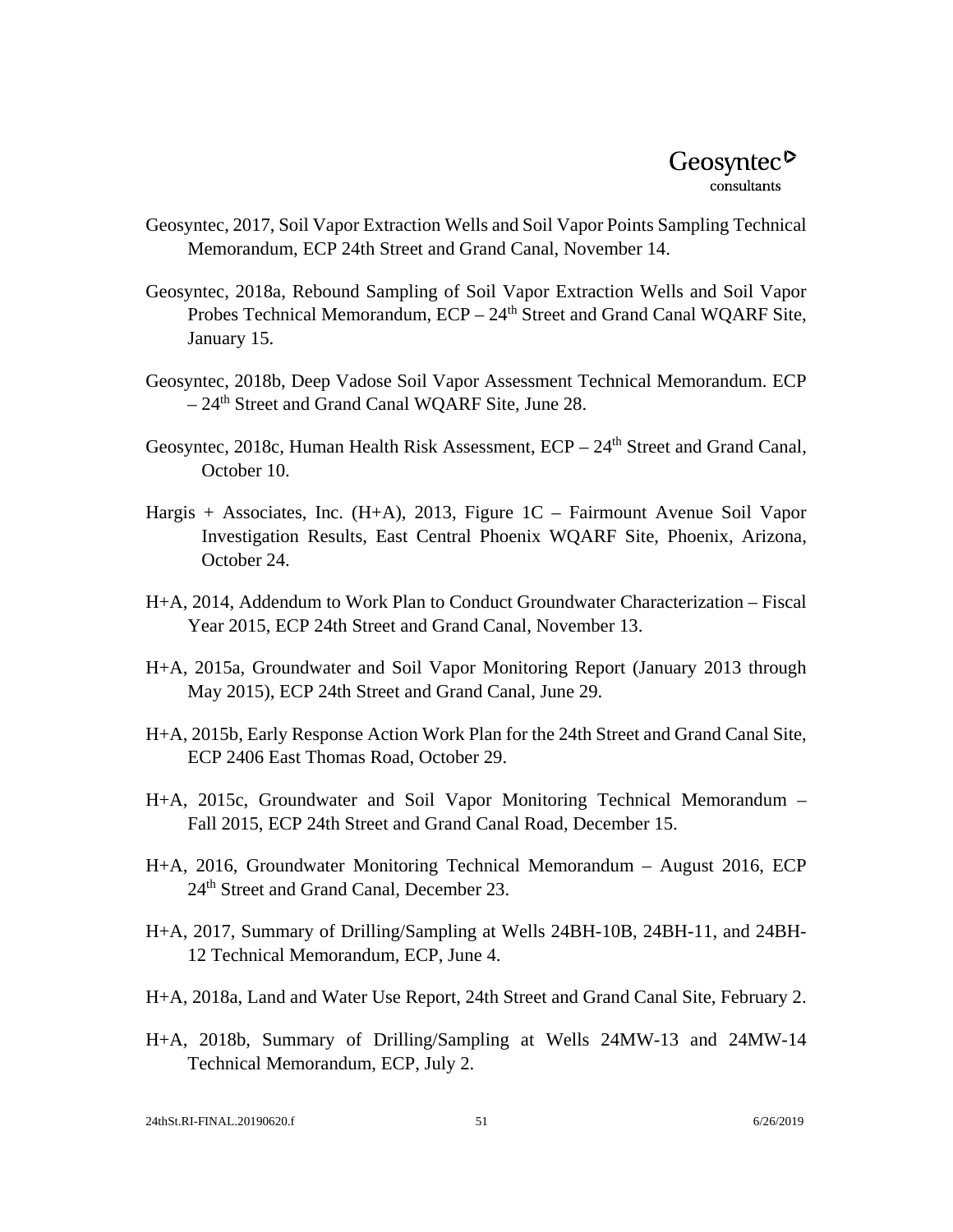Geosyntec, 2017, Soil Vapor Extraction Wells and Soil Vapor Points Sampling Technical Memorandum, ECP 24th Street and Grand Canal, November 14.

Geosyntec, 2018a, Rebound Sampling of Soil Vapor Extraction Wells and Soil Vapor Probes Technical Memorandum, ECP – 24th Street and Grand Canal WQARF Site, January 15.

Geosyntec, 2018b, Deep Vadose Soil Vapor Assessment Technical Memorandum. ECP – 24th Street and Grand Canal WQARF Site, June 28.

Geosyntec, 2018c, Human Health Risk Assessment, ECP – 24th Street and Grand Canal, October 10.

Hargis + Associates, Inc. (H+A), 2013, Figure 1C – Fairmount Avenue Soil Vapor Investigation Results, East Central Phoenix WQARF Site, Phoenix, Arizona, October 24.

H+A, 2014, Addendum to Work Plan to Conduct Groundwater Characterization – Fiscal Year 2015, ECP 24th Street and Grand Canal, November 13.

H+A, 2015a, Groundwater and Soil Vapor Monitoring Report (January 2013 through May 2015), ECP 24th Street and Grand Canal, June 29.

H+A, 2015b, Early Response Action Work Plan for the 24th Street and Grand Canal Site, ECP 2406 East Thomas Road, October 29.

H+A, 2015c, Groundwater and Soil Vapor Monitoring Technical Memorandum – Fall 2015, ECP 24th Street and Grand Canal Road, December 15.

H+A, 2016, Groundwater Monitoring Technical Memorandum – August 2016, ECP 24th Street and Grand Canal, December 23.

H+A, 2017, Summary of Drilling/Sampling at Wells 24BH-10B, 24BH-11, and 24BH-12 Technical Memorandum, ECP, June 4.

H+A, 2018a, Land and Water Use Report, 24th Street and Grand Canal Site, February 2.

H+A, 2018b, Summary of Drilling/Sampling at Wells 24MW-13 and 24MW-14 Technical Memorandum, ECP, July 2.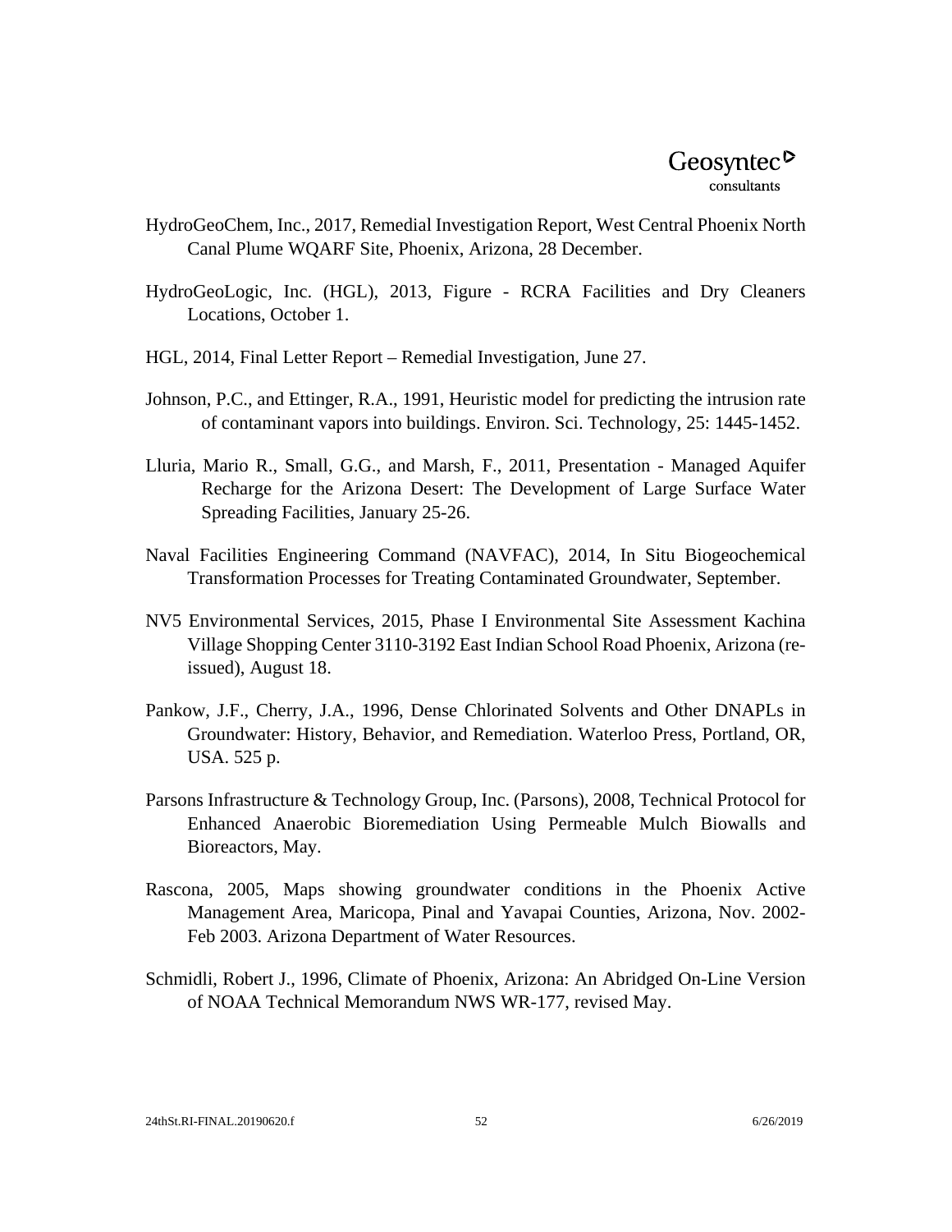HydroGeoChem, Inc., 2017, Remedial Investigation Report, West Central Phoenix North Canal Plume WQARF Site, Phoenix, Arizona, 28 December.

HydroGeoLogic, Inc. (HGL), 2013, Figure - RCRA Facilities and Dry Cleaners Locations, October 1.

HGL, 2014, Final Letter Report – Remedial Investigation, June 27.

Johnson, P.C., and Ettinger, R.A., 1991, Heuristic model for predicting the intrusion rate of contaminant vapors into buildings. Environ. Sci. Technology, 25: 1445-1452.

Lluria, Mario R., Small, G.G., and Marsh, F., 2011, Presentation - Managed Aquifer Recharge for the Arizona Desert: The Development of Large Surface Water Spreading Facilities, January 25-26.

Naval Facilities Engineering Command (NAVFAC), 2014, In Situ Biogeochemical Transformation Processes for Treating Contaminated Groundwater, September.

NV5 Environmental Services, 2015, Phase I Environmental Site Assessment Kachina Village Shopping Center 3110-3192 East Indian School Road Phoenix, Arizona (re-issued), August 18.

Pankow, J.F., Cherry, J.A., 1996, Dense Chlorinated Solvents and Other DNAPLs in Groundwater: History, Behavior, and Remediation. Waterloo Press, Portland, OR, USA. 525 p.

Parsons Infrastructure & Technology Group, Inc. (Parsons), 2008, Technical Protocol for Enhanced Anaerobic Bioremediation Using Permeable Mulch Biowalls and Bioreactors, May.

Rascona, 2005, Maps showing groundwater conditions in the Phoenix Active Management Area, Maricopa, Pinal and Yavapai Counties, Arizona, Nov. 2002-Feb 2003. Arizona Department of Water Resources.

Schmidli, Robert J., 1996, Climate of Phoenix, Arizona: An Abridged On-Line Version of NOAA Technical Memorandum NWS WR-177, revised May.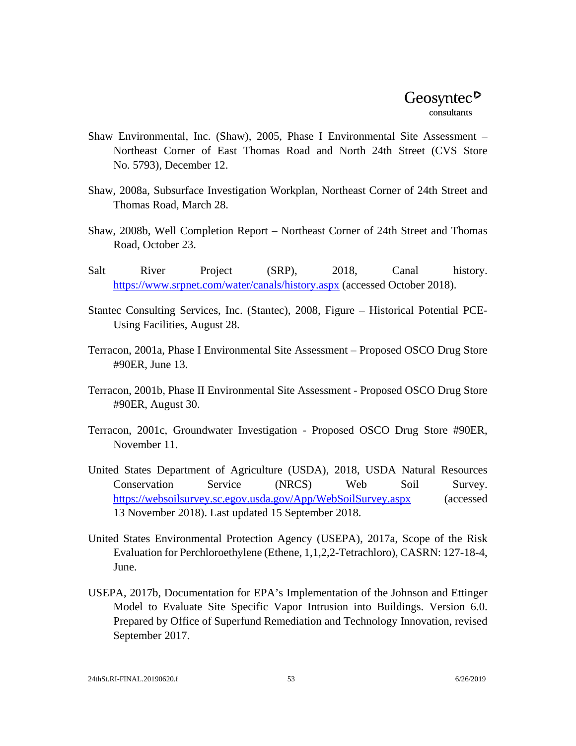Shaw Environmental, Inc. (Shaw), 2005, Phase I Environmental Site Assessment – Northeast Corner of East Thomas Road and North 24th Street (CVS Store No. 5793), December 12.

Shaw, 2008a, Subsurface Investigation Workplan, Northeast Corner of 24th Street and Thomas Road, March 28.

Shaw, 2008b, Well Completion Report – Northeast Corner of 24th Street and Thomas Road, October 23.

Salt River Project (SRP), 2018, Canal history. https://www.srpnet.com/water/canals/history.aspx (accessed October 2018).

Stantec Consulting Services, Inc. (Stantec), 2008, Figure – Historical Potential PCE-Using Facilities, August 28.

Terracon, 2001a, Phase I Environmental Site Assessment – Proposed OSCO Drug Store #90ER, June 13.

Terracon, 2001b, Phase II Environmental Site Assessment - Proposed OSCO Drug Store #90ER, August 30.

Terracon, 2001c, Groundwater Investigation - Proposed OSCO Drug Store #90ER, November 11.

United States Department of Agriculture (USDA), 2018, USDA Natural Resources Conservation Service (NRCS) Web Soil Survey. https://websoilsurvey.sc.egov.usda.gov/App/WebSoilSurvey.aspx (accessed 13 November 2018). Last updated 15 September 2018.

United States Environmental Protection Agency (USEPA), 2017a, Scope of the Risk Evaluation for Perchloroethylene (Ethene, 1,1,2,2-Tetrachloro), CASRN: 127-18-4, June.

USEPA, 2017b, Documentation for EPA's Implementation of the Johnson and Ettinger Model to Evaluate Site Specific Vapor Intrusion into Buildings. Version 6.0. Prepared by Office of Superfund Remediation and Technology Innovation, revised September 2017.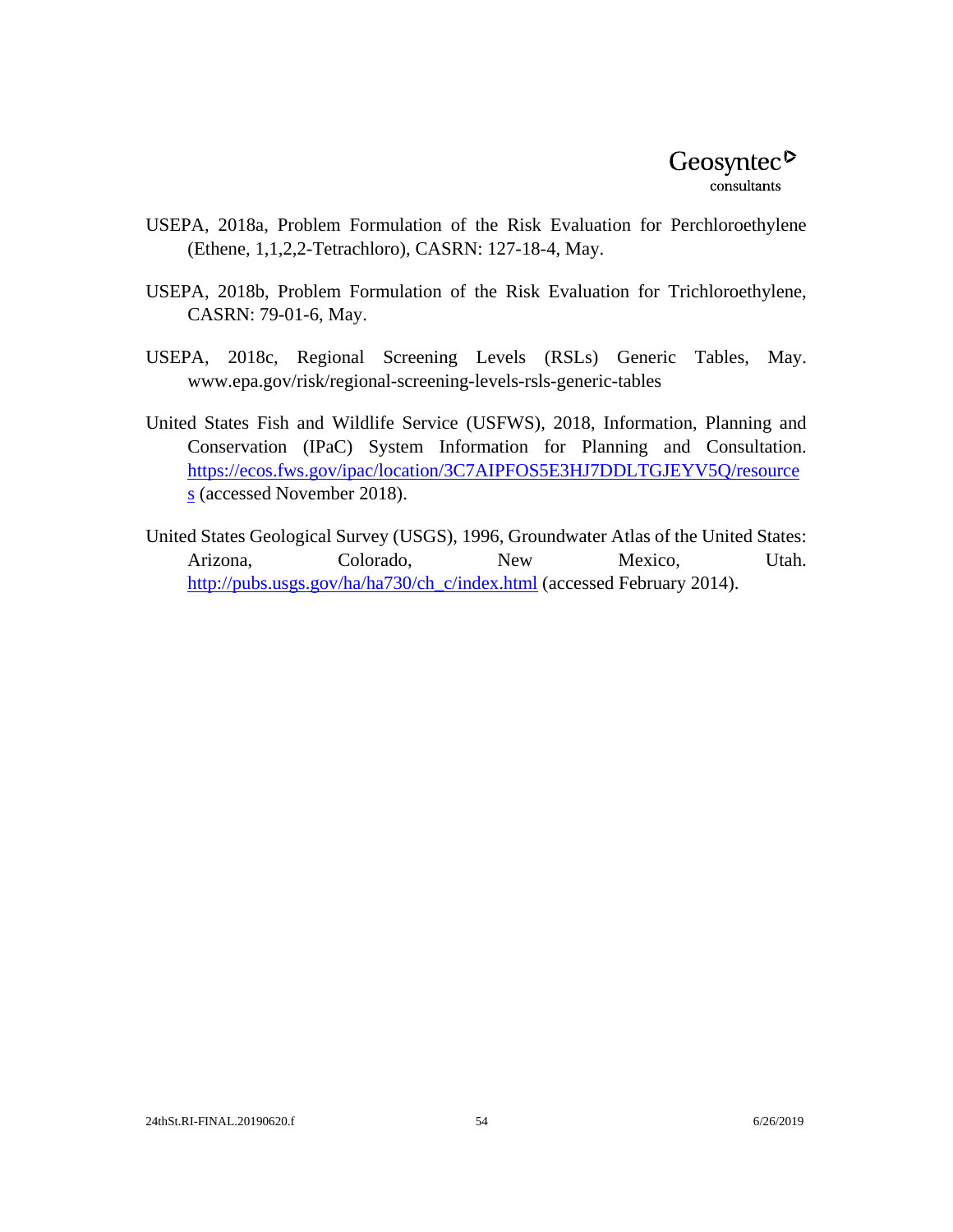USEPA, 2018a, Problem Formulation of the Risk Evaluation for Perchloroethylene (Ethene, 1,1,2,2-Tetrachloro), CASRN: 127-18-4, May.

USEPA, 2018b, Problem Formulation of the Risk Evaluation for Trichloroethylene, CASRN: 79-01-6, May.

USEPA, 2018c, Regional Screening Levels (RSLs) Generic Tables, May. www.epa.gov/risk/regional-screening-levels-rsls-generic-tables

United States Fish and Wildlife Service (USFWS), 2018, Information, Planning and Conservation (IPaC) System Information for Planning and Consultation. https://ecos.fws.gov/ipac/location/3C7AIPFOS5E3HJ7DDLTGJEYV5Q/resources (accessed November 2018).

United States Geological Survey (USGS), 1996, Groundwater Atlas of the United States: Arizona, Colorado, New Mexico, Utah. http://pubs.usgs.gov/ha/ha730/ch_c/index.html (accessed February 2014).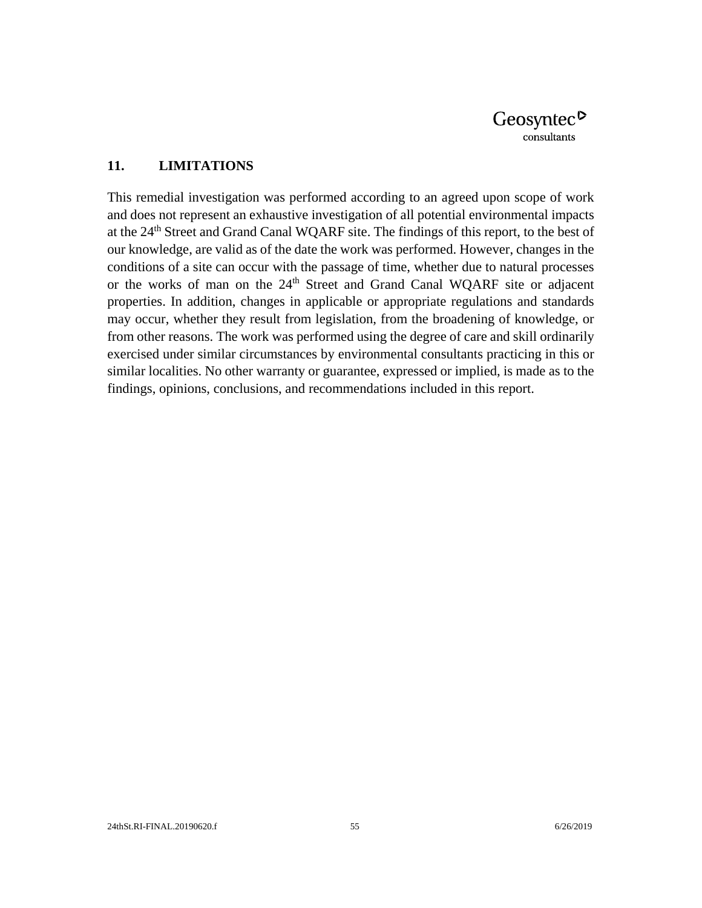## 11. LIMITATIONS

This remedial investigation was performed according to an agreed upon scope of work and does not represent an exhaustive investigation of all potential environmental impacts at the 24th Street and Grand Canal WQARF site. The findings of this report, to the best of our knowledge, are valid as of the date the work was performed. However, changes in the conditions of a site can occur with the passage of time, whether due to natural processes or the works of man on the 24th Street and Grand Canal WQARF site or adjacent properties. In addition, changes in applicable or appropriate regulations and standards may occur, whether they result from legislation, from the broadening of knowledge, or from other reasons. The work was performed using the degree of care and skill ordinarily exercised under similar circumstances by environmental consultants practicing in this or similar localities. No other warranty or guarantee, expressed or implied, is made as to the findings, opinions, conclusions, and recommendations included in this report.